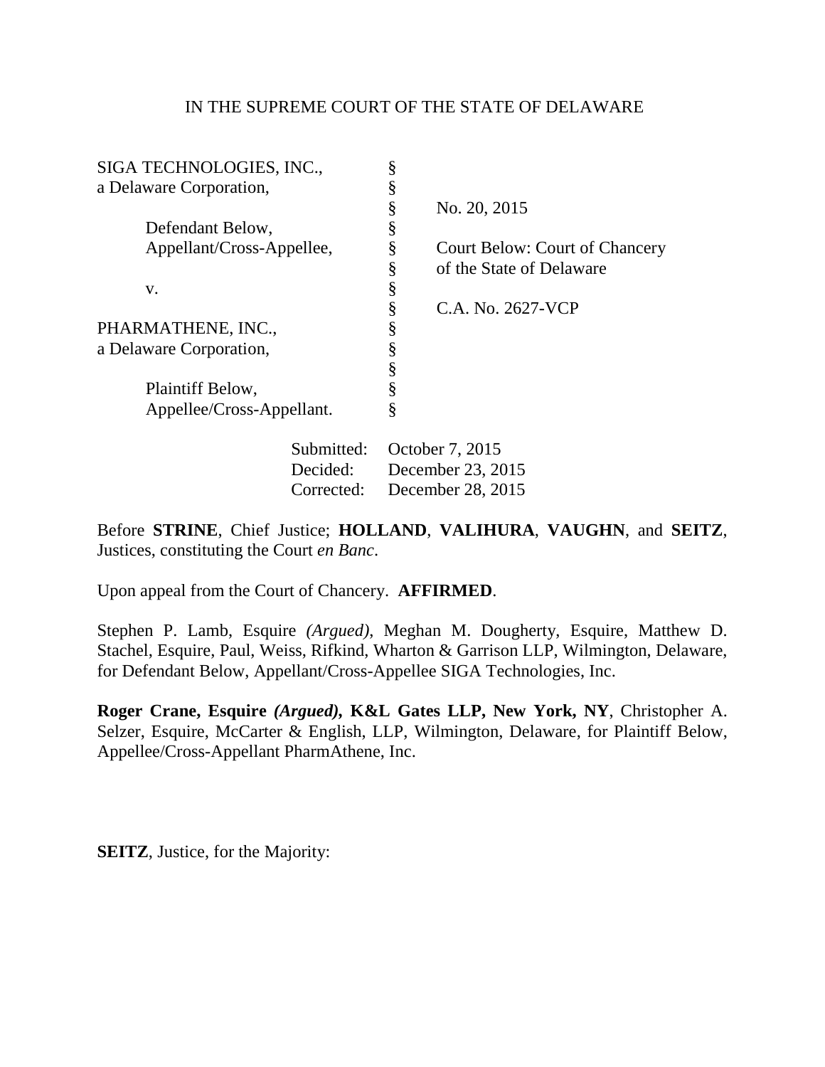IN THE SUPREME COURT OF THE STATE OF DELAWARE

| | | |
|---|---|---|
| SIGA TECHNOLOGIES, INC., | § | |
| a Delaware Corporation, | § | |
| | § | No. 20, 2015 |
| Defendant Below, | § | |
| Appellant/Cross-Appellee, | § | Court Below: Court of Chancery |
| | § | of the State of Delaware |
| v. | § | |
| | § | C.A. No. 2627-VCP |
| PHARMATHENE, INC., | § | |
| a Delaware Corporation, | § | |
| | § | |
| Plaintiff Below, | § | |
| Appellee/Cross-Appellant. | § | |

Submitted: October 7, 2015
Decided: December 23, 2015
Corrected: December 28, 2015

Before **STRINE**, Chief Justice; **HOLLAND**, **VALIHURA**, **VAUGHN**, and **SEITZ**, Justices, constituting the Court *en Banc*.

Upon appeal from the Court of Chancery. **AFFIRMED**.

Stephen P. Lamb, Esquire *(Argued)*, Meghan M. Dougherty, Esquire, Matthew D. Stachel, Esquire, Paul, Weiss, Rifkind, Wharton & Garrison LLP, Wilmington, Delaware, for Defendant Below, Appellant/Cross-Appellee SIGA Technologies, Inc.

**Roger Crane, Esquire *(Argued)*, K&L Gates LLP, New York, NY**, Christopher A. Selzer, Esquire, McCarter & English, LLP, Wilmington, Delaware, for Plaintiff Below, Appellee/Cross-Appellant PharmAthene, Inc.

**SEITZ**, Justice, for the Majority: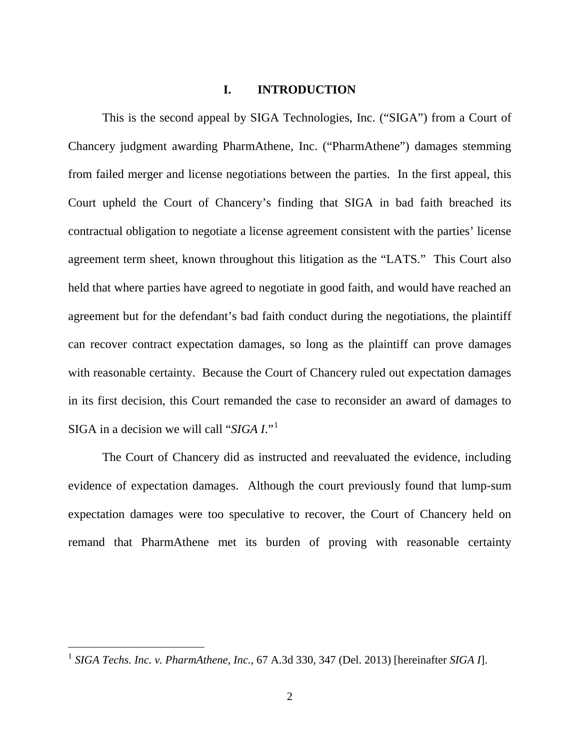# I. INTRODUCTION

This is the second appeal by SIGA Technologies, Inc. ("SIGA") from a Court of Chancery judgment awarding PharmAthene, Inc. ("PharmAthene") damages stemming from failed merger and license negotiations between the parties. In the first appeal, this Court upheld the Court of Chancery's finding that SIGA in bad faith breached its contractual obligation to negotiate a license agreement consistent with the parties' license agreement term sheet, known throughout this litigation as the "LATS." This Court also held that where parties have agreed to negotiate in good faith, and would have reached an agreement but for the defendant's bad faith conduct during the negotiations, the plaintiff can recover contract expectation damages, so long as the plaintiff can prove damages with reasonable certainty. Because the Court of Chancery ruled out expectation damages in its first decision, this Court remanded the case to reconsider an award of damages to SIGA in a decision we will call "*SIGA I*."[1]

The Court of Chancery did as instructed and reevaluated the evidence, including evidence of expectation damages. Although the court previously found that lump-sum expectation damages were too speculative to recover, the Court of Chancery held on remand that PharmAthene met its burden of proving with reasonable certainty

---

[1] *SIGA Techs. Inc. v. PharmAthene, Inc.*, 67 A.3d 330, 347 (Del. 2013) [hereinafter *SIGA I*].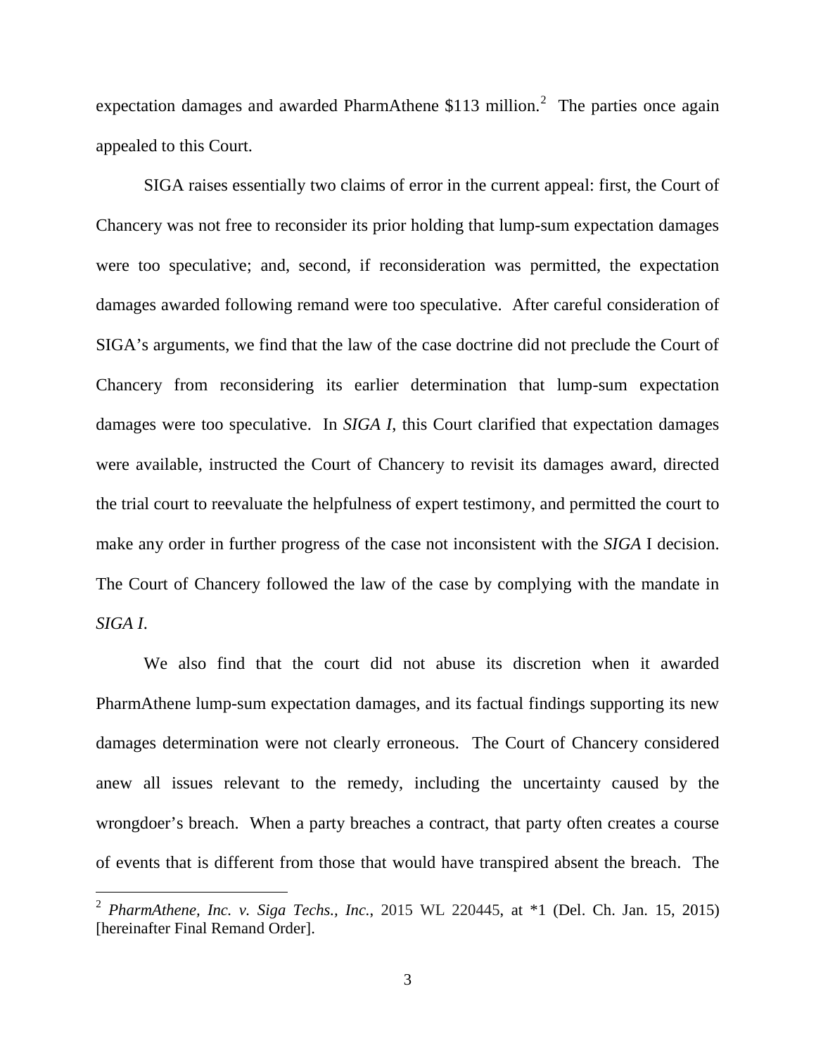expectation damages and awarded PharmAthene $113 million.[2] The parties once again appealed to this Court.

SIGA raises essentially two claims of error in the current appeal: first, the Court of Chancery was not free to reconsider its prior holding that lump-sum expectation damages were too speculative; and, second, if reconsideration was permitted, the expectation damages awarded following remand were too speculative. After careful consideration of SIGA's arguments, we find that the law of the case doctrine did not preclude the Court of Chancery from reconsidering its earlier determination that lump-sum expectation damages were too speculative. In *SIGA I*, this Court clarified that expectation damages were available, instructed the Court of Chancery to revisit its damages award, directed the trial court to reevaluate the helpfulness of expert testimony, and permitted the court to make any order in further progress of the case not inconsistent with the *SIGA* I decision. The Court of Chancery followed the law of the case by complying with the mandate in *SIGA I*.

We also find that the court did not abuse its discretion when it awarded PharmAthene lump-sum expectation damages, and its factual findings supporting its new damages determination were not clearly erroneous. The Court of Chancery considered anew all issues relevant to the remedy, including the uncertainty caused by the wrongdoer's breach. When a party breaches a contract, that party often creates a course of events that is different from those that would have transpired absent the breach. The

[2] *PharmAthene, Inc. v. Siga Techs., Inc.*, 2015 WL 220445, at *1 (Del. Ch. Jan. 15, 2015) [hereinafter Final Remand Order].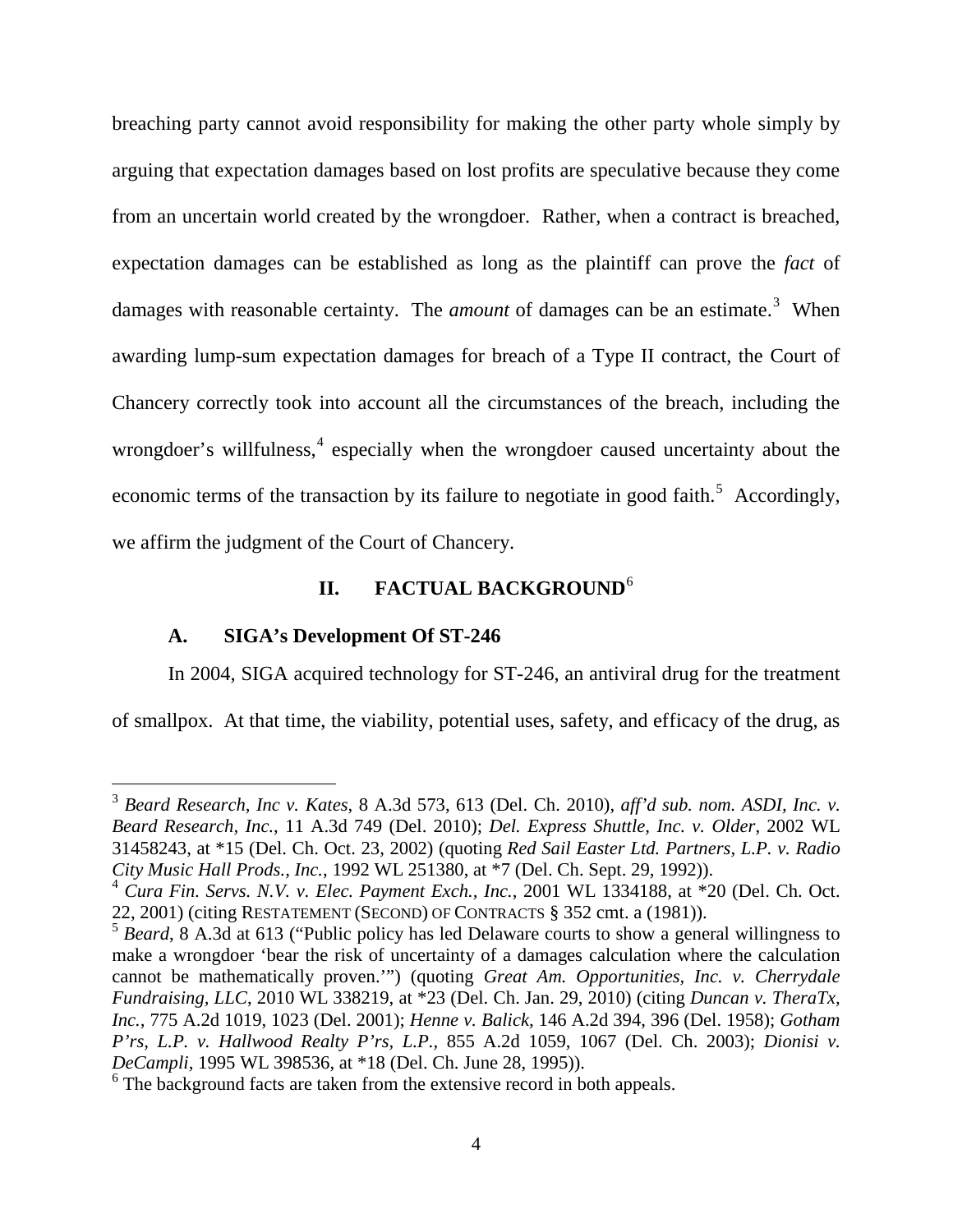breaching party cannot avoid responsibility for making the other party whole simply by arguing that expectation damages based on lost profits are speculative because they come from an uncertain world created by the wrongdoer. Rather, when a contract is breached, expectation damages can be established as long as the plaintiff can prove the *fact* of damages with reasonable certainty. The *amount* of damages can be an estimate.[3] When awarding lump-sum expectation damages for breach of a Type II contract, the Court of Chancery correctly took into account all the circumstances of the breach, including the wrongdoer's willfulness,[4] especially when the wrongdoer caused uncertainty about the economic terms of the transaction by its failure to negotiate in good faith.[5] Accordingly, we affirm the judgment of the Court of Chancery.

## II. FACTUAL BACKGROUND[6]

### A. SIGA's Development Of ST-246

In 2004, SIGA acquired technology for ST-246, an antiviral drug for the treatment of smallpox. At that time, the viability, potential uses, safety, and efficacy of the drug, as

---

[3] *Beard Research, Inc v. Kates*, 8 A.3d 573, 613 (Del. Ch. 2010), *aff'd sub. nom. ASDI, Inc. v. Beard Research, Inc.*, 11 A.3d 749 (Del. 2010); *Del. Express Shuttle, Inc. v. Older*, 2002 WL 31458243, at *15 (Del. Ch. Oct. 23, 2002) (quoting *Red Sail Easter Ltd. Partners, L.P. v. Radio City Music Hall Prods., Inc.*, 1992 WL 251380, at *7 (Del. Ch. Sept. 29, 1992)).

[4] *Cura Fin. Servs. N.V. v. Elec. Payment Exch., Inc.*, 2001 WL 1334188, at *20 (Del. Ch. Oct. 22, 2001) (citing RESTATEMENT (SECOND) OF CONTRACTS § 352 cmt. a (1981)).

[5] *Beard*, 8 A.3d at 613 ("Public policy has led Delaware courts to show a general willingness to make a wrongdoer 'bear the risk of uncertainty of a damages calculation where the calculation cannot be mathematically proven.'") (quoting *Great Am. Opportunities, Inc. v. Cherrydale Fundraising, LLC*, 2010 WL 338219, at *23 (Del. Ch. Jan. 29, 2010) (citing *Duncan v. TheraTx, Inc.*, 775 A.2d 1019, 1023 (Del. 2001); *Henne v. Balick*, 146 A.2d 394, 396 (Del. 1958); *Gotham P'rs, L.P. v. Hallwood Realty P'rs, L.P.*, 855 A.2d 1059, 1067 (Del. Ch. 2003); *Dionisi v. DeCampli*, 1995 WL 398536, at *18 (Del. Ch. June 28, 1995)).

[6] The background facts are taken from the extensive record in both appeals.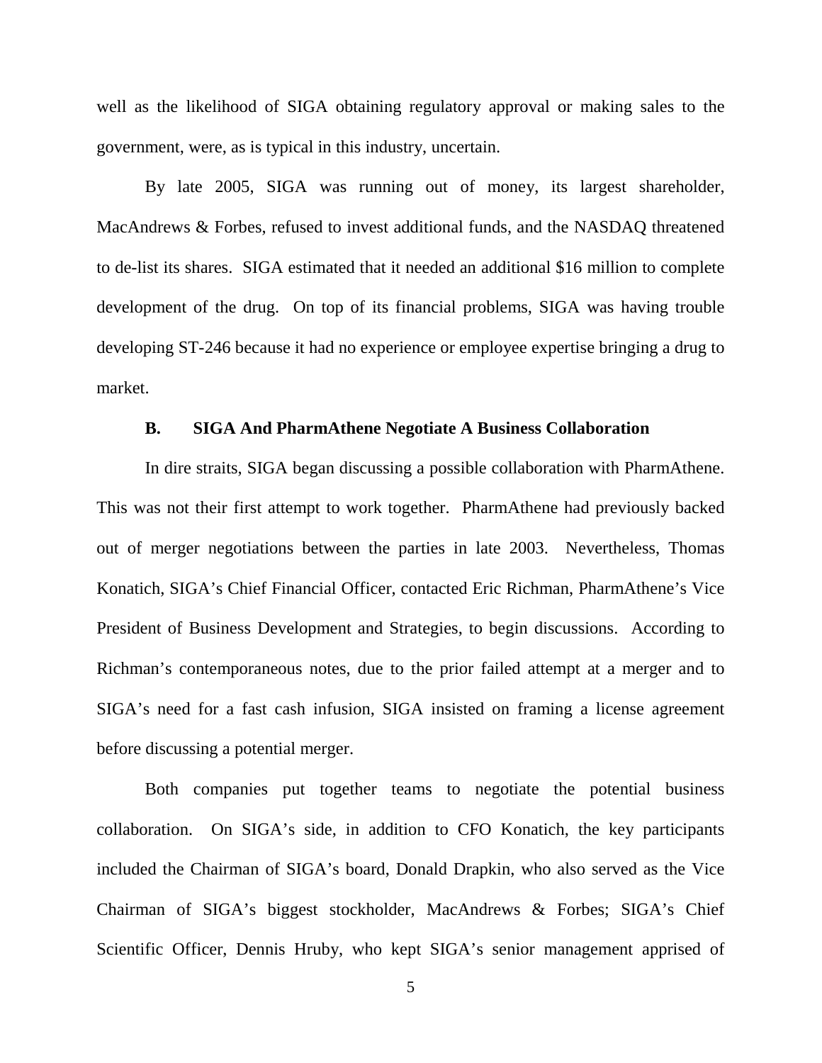well as the likelihood of SIGA obtaining regulatory approval or making sales to the government, were, as is typical in this industry, uncertain.

By late 2005, SIGA was running out of money, its largest shareholder, MacAndrews & Forbes, refused to invest additional funds, and the NASDAQ threatened to de-list its shares. SIGA estimated that it needed an additional $16 million to complete development of the drug. On top of its financial problems, SIGA was having trouble developing ST-246 because it had no experience or employee expertise bringing a drug to market.

### B. SIGA And PharmAthene Negotiate A Business Collaboration

In dire straits, SIGA began discussing a possible collaboration with PharmAthene. This was not their first attempt to work together. PharmAthene had previously backed out of merger negotiations between the parties in late 2003. Nevertheless, Thomas Konatich, SIGA's Chief Financial Officer, contacted Eric Richman, PharmAthene's Vice President of Business Development and Strategies, to begin discussions. According to Richman's contemporaneous notes, due to the prior failed attempt at a merger and to SIGA's need for a fast cash infusion, SIGA insisted on framing a license agreement before discussing a potential merger.

Both companies put together teams to negotiate the potential business collaboration. On SIGA's side, in addition to CFO Konatich, the key participants included the Chairman of SIGA's board, Donald Drapkin, who also served as the Vice Chairman of SIGA's biggest stockholder, MacAndrews & Forbes; SIGA's Chief Scientific Officer, Dennis Hruby, who kept SIGA's senior management apprised of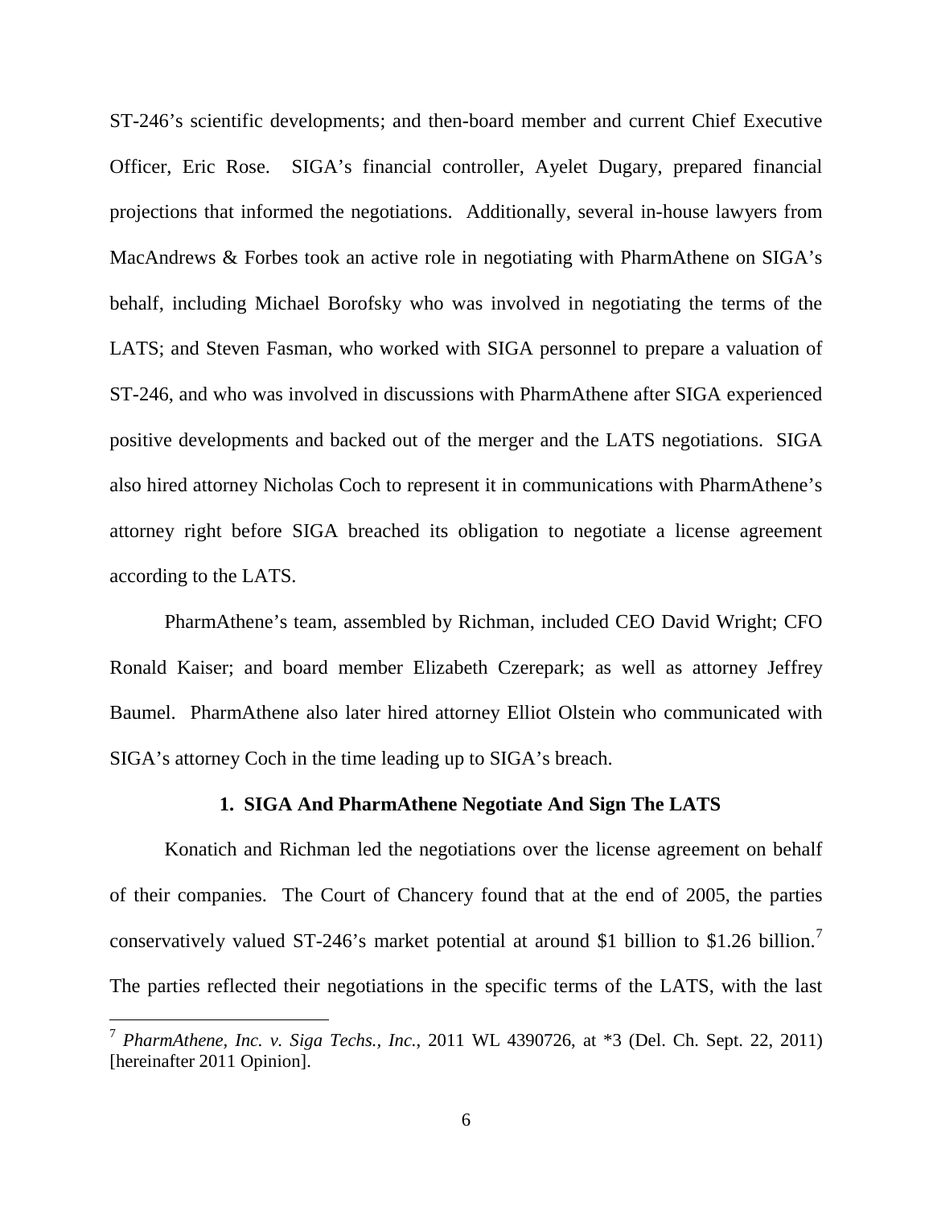ST-246's scientific developments; and then-board member and current Chief Executive Officer, Eric Rose. SIGA's financial controller, Ayelet Dugary, prepared financial projections that informed the negotiations. Additionally, several in-house lawyers from MacAndrews & Forbes took an active role in negotiating with PharmAthene on SIGA's behalf, including Michael Borofsky who was involved in negotiating the terms of the LATS; and Steven Fasman, who worked with SIGA personnel to prepare a valuation of ST-246, and who was involved in discussions with PharmAthene after SIGA experienced positive developments and backed out of the merger and the LATS negotiations. SIGA also hired attorney Nicholas Coch to represent it in communications with PharmAthene's attorney right before SIGA breached its obligation to negotiate a license agreement according to the LATS.

PharmAthene's team, assembled by Richman, included CEO David Wright; CFO Ronald Kaiser; and board member Elizabeth Czerepark; as well as attorney Jeffrey Baumel. PharmAthene also later hired attorney Elliot Olstein who communicated with SIGA's attorney Coch in the time leading up to SIGA's breach.

### 1. SIGA And PharmAthene Negotiate And Sign The LATS

Konatich and Richman led the negotiations over the license agreement on behalf of their companies. The Court of Chancery found that at the end of 2005, the parties conservatively valued ST-246's market potential at around $1 billion to $1.26 billion.[7] The parties reflected their negotiations in the specific terms of the LATS, with the last

[7] *PharmAthene, Inc. v. Siga Techs., Inc.*, 2011 WL 4390726, at *3 (Del. Ch. Sept. 22, 2011) [hereinafter 2011 Opinion].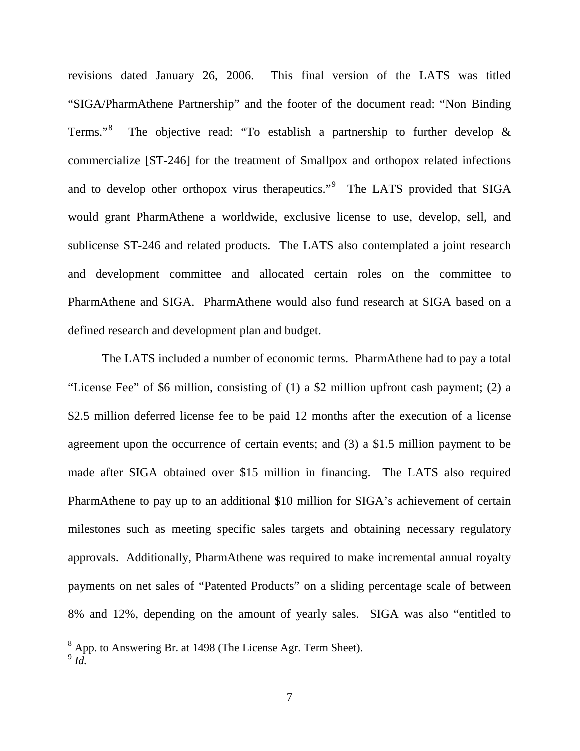revisions dated January 26, 2006. This final version of the LATS was titled "SIGA/PharmAthene Partnership" and the footer of the document read: "Non Binding Terms."[8] The objective read: "To establish a partnership to further develop & commercialize [ST-246] for the treatment of Smallpox and orthopox related infections and to develop other orthopox virus therapeutics."[9] The LATS provided that SIGA would grant PharmAthene a worldwide, exclusive license to use, develop, sell, and sublicense ST-246 and related products. The LATS also contemplated a joint research and development committee and allocated certain roles on the committee to PharmAthene and SIGA. PharmAthene would also fund research at SIGA based on a defined research and development plan and budget.

The LATS included a number of economic terms. PharmAthene had to pay a total "License Fee" of $6 million, consisting of (1) a $2 million upfront cash payment; (2) a $2.5 million deferred license fee to be paid 12 months after the execution of a license agreement upon the occurrence of certain events; and (3) a $1.5 million payment to be made after SIGA obtained over $15 million in financing. The LATS also required PharmAthene to pay up to an additional $10 million for SIGA's achievement of certain milestones such as meeting specific sales targets and obtaining necessary regulatory approvals. Additionally, PharmAthene was required to make incremental annual royalty payments on net sales of "Patented Products" on a sliding percentage scale of between 8% and 12%, depending on the amount of yearly sales. SIGA was also "entitled to

---

[8] App. to Answering Br. at 1498 (The License Agr. Term Sheet).

[9] *Id.*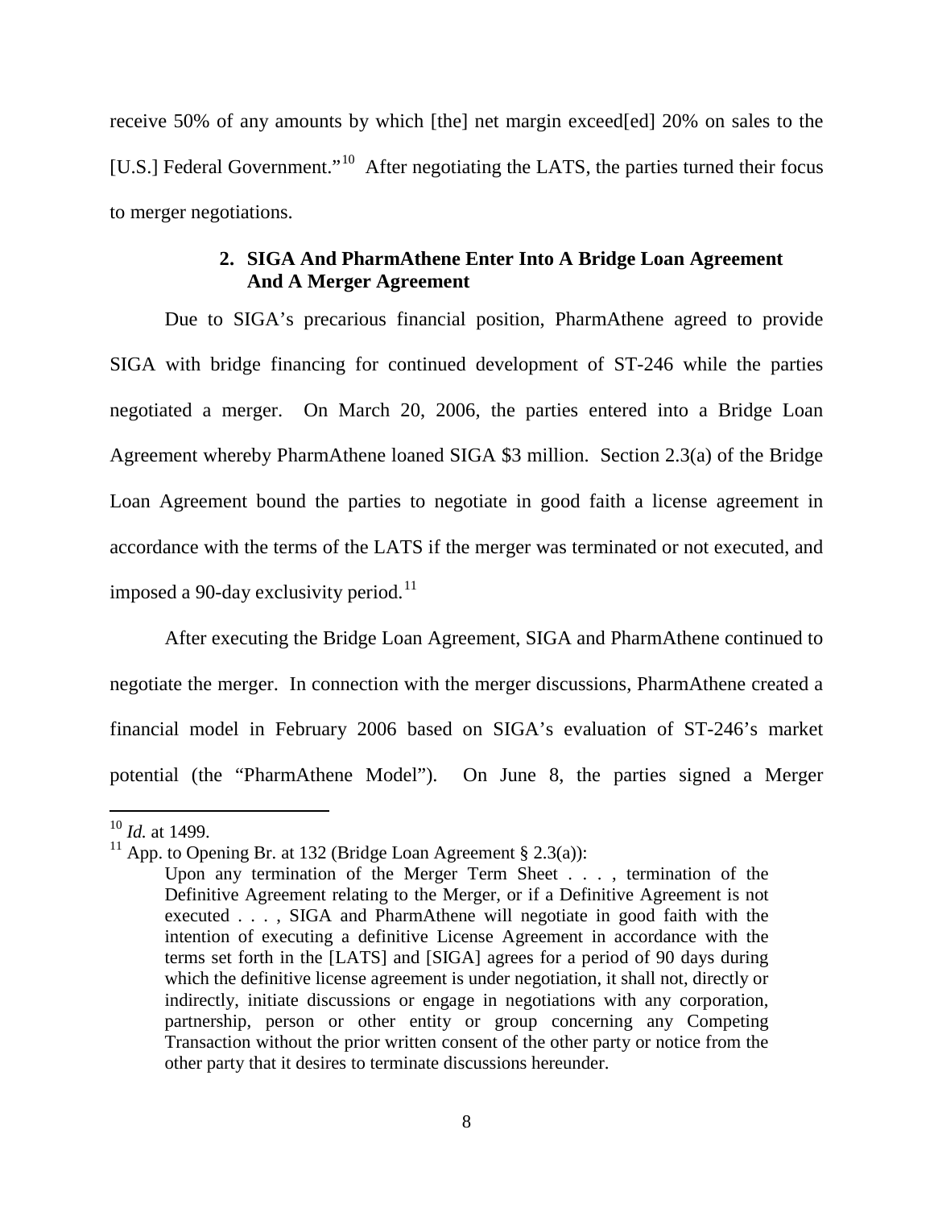receive 50% of any amounts by which [the] net margin exceed[ed] 20% on sales to the [U.S.] Federal Government."[10] After negotiating the LATS, the parties turned their focus to merger negotiations.

### 2. SIGA And PharmAthene Enter Into A Bridge Loan Agreement And A Merger Agreement

Due to SIGA's precarious financial position, PharmAthene agreed to provide SIGA with bridge financing for continued development of ST-246 while the parties negotiated a merger. On March 20, 2006, the parties entered into a Bridge Loan Agreement whereby PharmAthene loaned SIGA $3 million. Section 2.3(a) of the Bridge Loan Agreement bound the parties to negotiate in good faith a license agreement in accordance with the terms of the LATS if the merger was terminated or not executed, and imposed a 90-day exclusivity period.[11]

After executing the Bridge Loan Agreement, SIGA and PharmAthene continued to negotiate the merger. In connection with the merger discussions, PharmAthene created a financial model in February 2006 based on SIGA's evaluation of ST-246's market potential (the "PharmAthene Model"). On June 8, the parties signed a Merger

---

[10] *Id.* at 1499.

[11] App. to Opening Br. at 132 (Bridge Loan Agreement § 2.3(a)):

> Upon any termination of the Merger Term Sheet . . . , termination of the Definitive Agreement relating to the Merger, or if a Definitive Agreement is not executed . . . , SIGA and PharmAthene will negotiate in good faith with the intention of executing a definitive License Agreement in accordance with the terms set forth in the [LATS] and [SIGA] agrees for a period of 90 days during which the definitive license agreement is under negotiation, it shall not, directly or indirectly, initiate discussions or engage in negotiations with any corporation, partnership, person or other entity or group concerning any Competing Transaction without the prior written consent of the other party or notice from the other party that it desires to terminate discussions hereunder.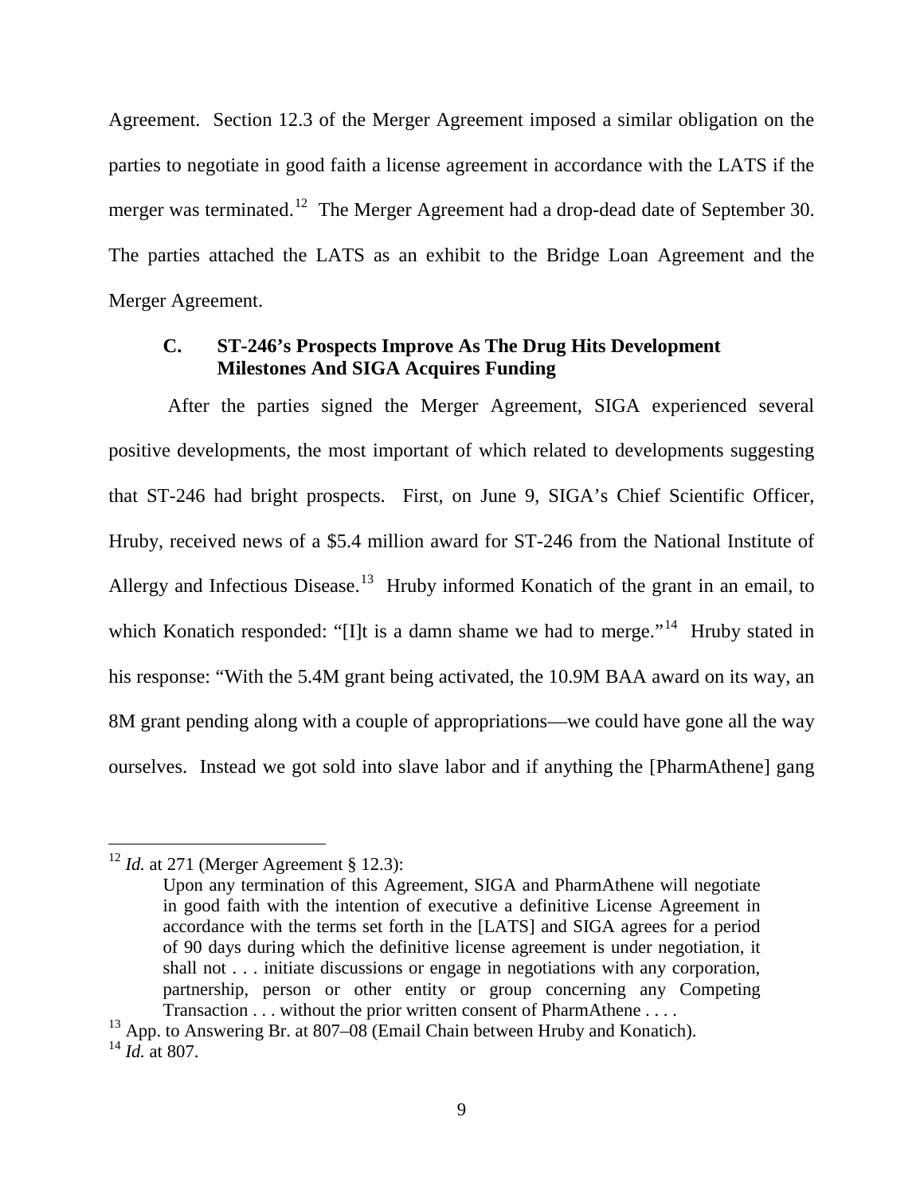Agreement. Section 12.3 of the Merger Agreement imposed a similar obligation on the parties to negotiate in good faith a license agreement in accordance with the LATS if the merger was terminated.[12] The Merger Agreement had a drop-dead date of September 30. The parties attached the LATS as an exhibit to the Bridge Loan Agreement and the Merger Agreement.

### C. ST-246's Prospects Improve As The Drug Hits Development Milestones And SIGA Acquires Funding

After the parties signed the Merger Agreement, SIGA experienced several positive developments, the most important of which related to developments suggesting that ST-246 had bright prospects. First, on June 9, SIGA's Chief Scientific Officer, Hruby, received news of a $5.4 million award for ST-246 from the National Institute of Allergy and Infectious Disease.[13] Hruby informed Konatich of the grant in an email, to which Konatich responded: "[I]t is a damn shame we had to merge."[14] Hruby stated in his response: "With the 5.4M grant being activated, the 10.9M BAA award on its way, an 8M grant pending along with a couple of appropriations—we could have gone all the way ourselves. Instead we got sold into slave labor and if anything the [PharmAthene] gang

---

[12] *Id.* at 271 (Merger Agreement § 12.3):

> Upon any termination of this Agreement, SIGA and PharmAthene will negotiate in good faith with the intention of executive a definitive License Agreement in accordance with the terms set forth in the [LATS] and SIGA agrees for a period of 90 days during which the definitive license agreement is under negotiation, it shall not . . . initiate discussions or engage in negotiations with any corporation, partnership, person or other entity or group concerning any Competing Transaction . . . without the prior written consent of PharmAthene . . . .

[13] App. to Answering Br. at 807–08 (Email Chain between Hruby and Konatich).

[14] *Id.* at 807.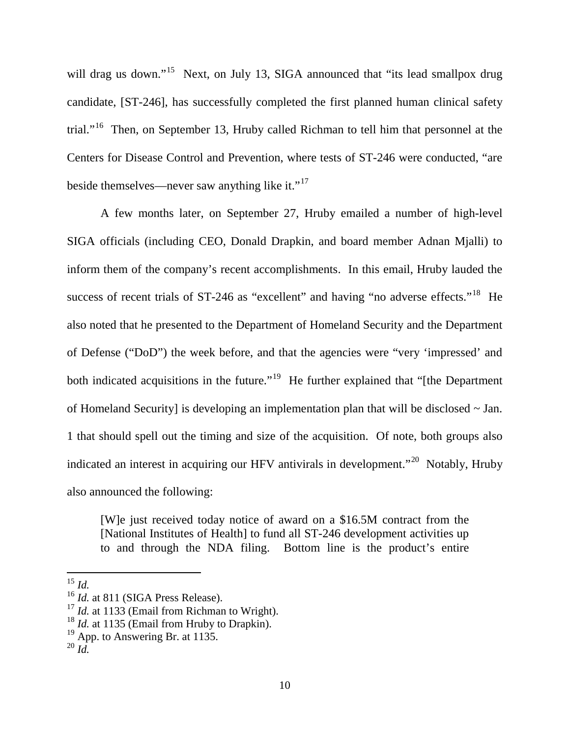will drag us down."[15] Next, on July 13, SIGA announced that "its lead smallpox drug candidate, [ST-246], has successfully completed the first planned human clinical safety trial."[16] Then, on September 13, Hruby called Richman to tell him that personnel at the Centers for Disease Control and Prevention, where tests of ST-246 were conducted, "are beside themselves—never saw anything like it."[17]

A few months later, on September 27, Hruby emailed a number of high-level SIGA officials (including CEO, Donald Drapkin, and board member Adnan Mjalli) to inform them of the company's recent accomplishments. In this email, Hruby lauded the success of recent trials of ST-246 as "excellent" and having "no adverse effects."[18] He also noted that he presented to the Department of Homeland Security and the Department of Defense ("DoD") the week before, and that the agencies were "very 'impressed' and both indicated acquisitions in the future."[19] He further explained that "[the Department of Homeland Security] is developing an implementation plan that will be disclosed ~ Jan. 1 that should spell out the timing and size of the acquisition. Of note, both groups also indicated an interest in acquiring our HFV antivirals in development."[20] Notably, Hruby also announced the following:

> [W]e just received today notice of award on a $16.5M contract from the [National Institutes of Health] to fund all ST-246 development activities up to and through the NDA filing. Bottom line is the product's entire

---

[15] *Id.*

[16] *Id.* at 811 (SIGA Press Release).

[17] *Id.* at 1133 (Email from Richman to Wright).

[18] *Id.* at 1135 (Email from Hruby to Drapkin).

[19] App. to Answering Br. at 1135.

[20] *Id.*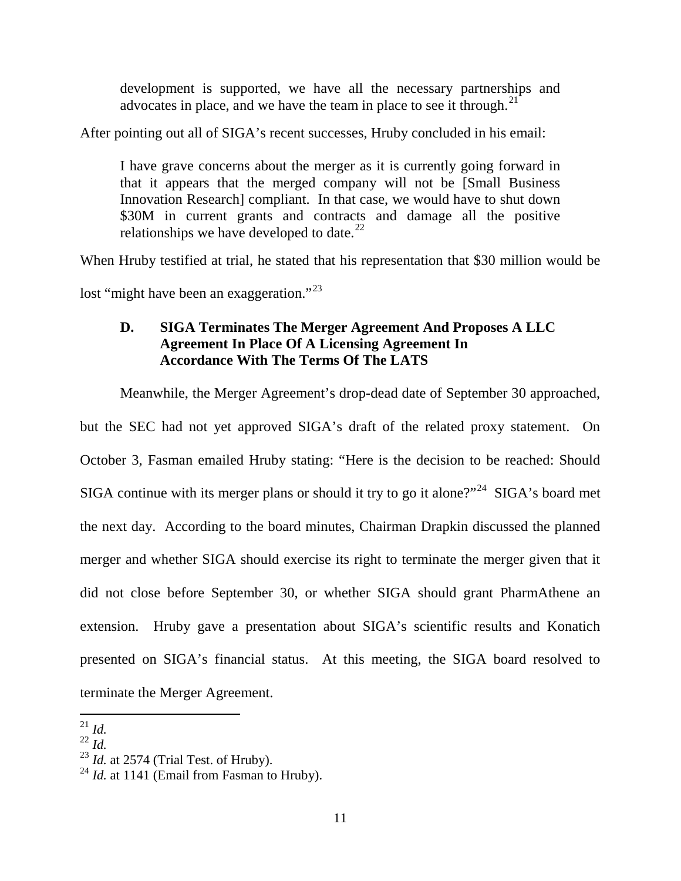> development is supported, we have all the necessary partnerships and advocates in place, and we have the team in place to see it through.[21]

After pointing out all of SIGA's recent successes, Hruby concluded in his email:

> I have grave concerns about the merger as it is currently going forward in that it appears that the merged company will not be [Small Business Innovation Research] compliant. In that case, we would have to shut down $30M in current grants and contracts and damage all the positive relationships we have developed to date.[22]

When Hruby testified at trial, he stated that his representation that $30 million would be lost "might have been an exaggeration."[23]

### D. SIGA Terminates The Merger Agreement And Proposes A LLC Agreement In Place Of A Licensing Agreement In Accordance With The Terms Of The LATS

Meanwhile, the Merger Agreement's drop-dead date of September 30 approached, but the SEC had not yet approved SIGA's draft of the related proxy statement. On October 3, Fasman emailed Hruby stating: "Here is the decision to be reached: Should SIGA continue with its merger plans or should it try to go it alone?"[24] SIGA's board met the next day. According to the board minutes, Chairman Drapkin discussed the planned merger and whether SIGA should exercise its right to terminate the merger given that it did not close before September 30, or whether SIGA should grant PharmAthene an extension. Hruby gave a presentation about SIGA's scientific results and Konatich presented on SIGA's financial status. At this meeting, the SIGA board resolved to terminate the Merger Agreement.

---

[21] *Id.*

[22] *Id.*

[23] *Id.* at 2574 (Trial Test. of Hruby).

[24] *Id.* at 1141 (Email from Fasman to Hruby).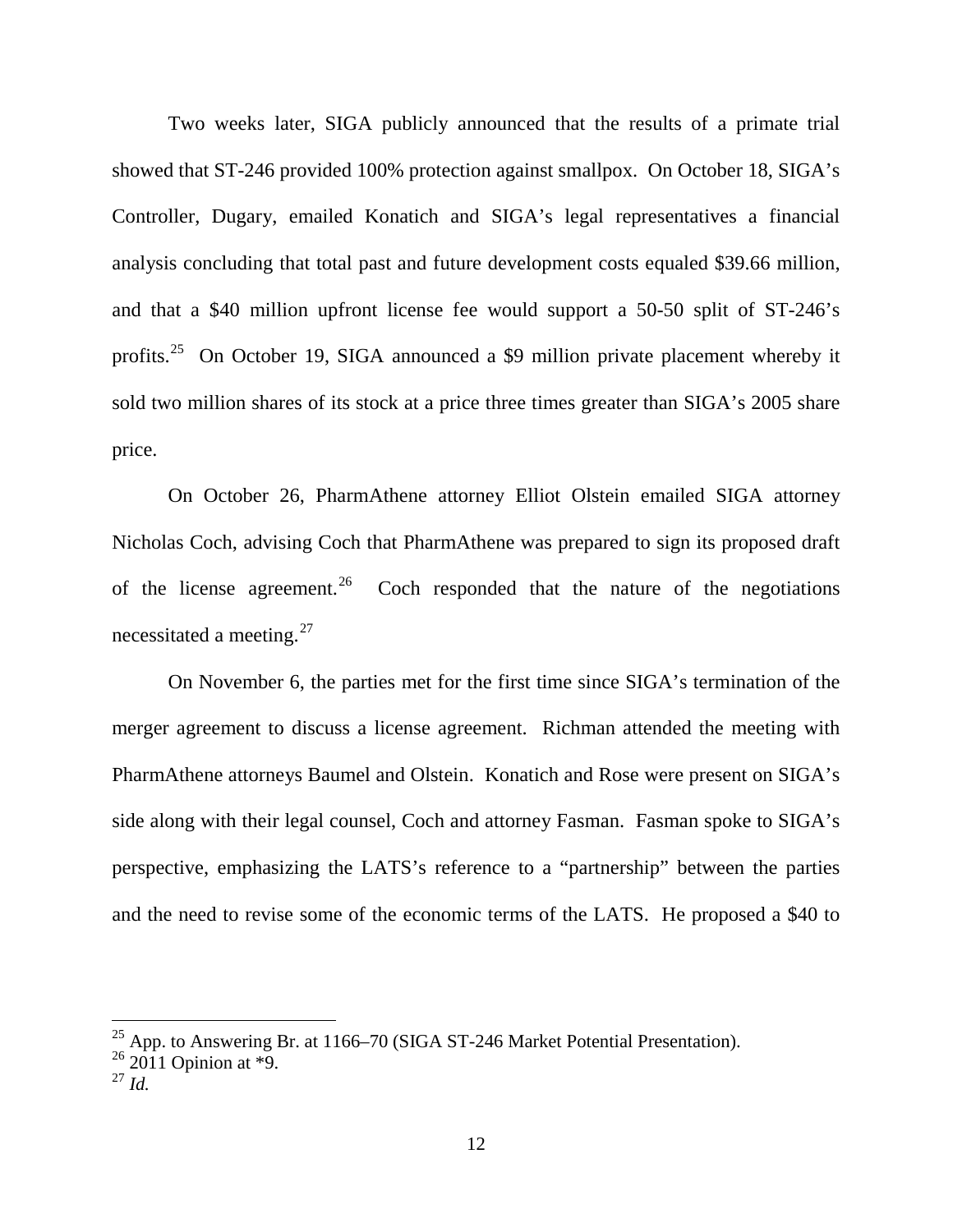Two weeks later, SIGA publicly announced that the results of a primate trial showed that ST-246 provided 100% protection against smallpox. On October 18, SIGA's Controller, Dugary, emailed Konatich and SIGA's legal representatives a financial analysis concluding that total past and future development costs equaled $39.66 million, and that a $40 million upfront license fee would support a 50-50 split of ST-246's profits.[25] On October 19, SIGA announced a $9 million private placement whereby it sold two million shares of its stock at a price three times greater than SIGA's 2005 share price.

On October 26, PharmAthene attorney Elliot Olstein emailed SIGA attorney Nicholas Coch, advising Coch that PharmAthene was prepared to sign its proposed draft of the license agreement.[26] Coch responded that the nature of the negotiations necessitated a meeting.[27]

On November 6, the parties met for the first time since SIGA's termination of the merger agreement to discuss a license agreement. Richman attended the meeting with PharmAthene attorneys Baumel and Olstein. Konatich and Rose were present on SIGA's side along with their legal counsel, Coch and attorney Fasman. Fasman spoke to SIGA's perspective, emphasizing the LATS's reference to a "partnership" between the parties and the need to revise some of the economic terms of the LATS. He proposed a $40 to

---

[25] App. to Answering Br. at 1166–70 (SIGA ST-246 Market Potential Presentation).

[26] 2011 Opinion at *9.

[27] *Id.*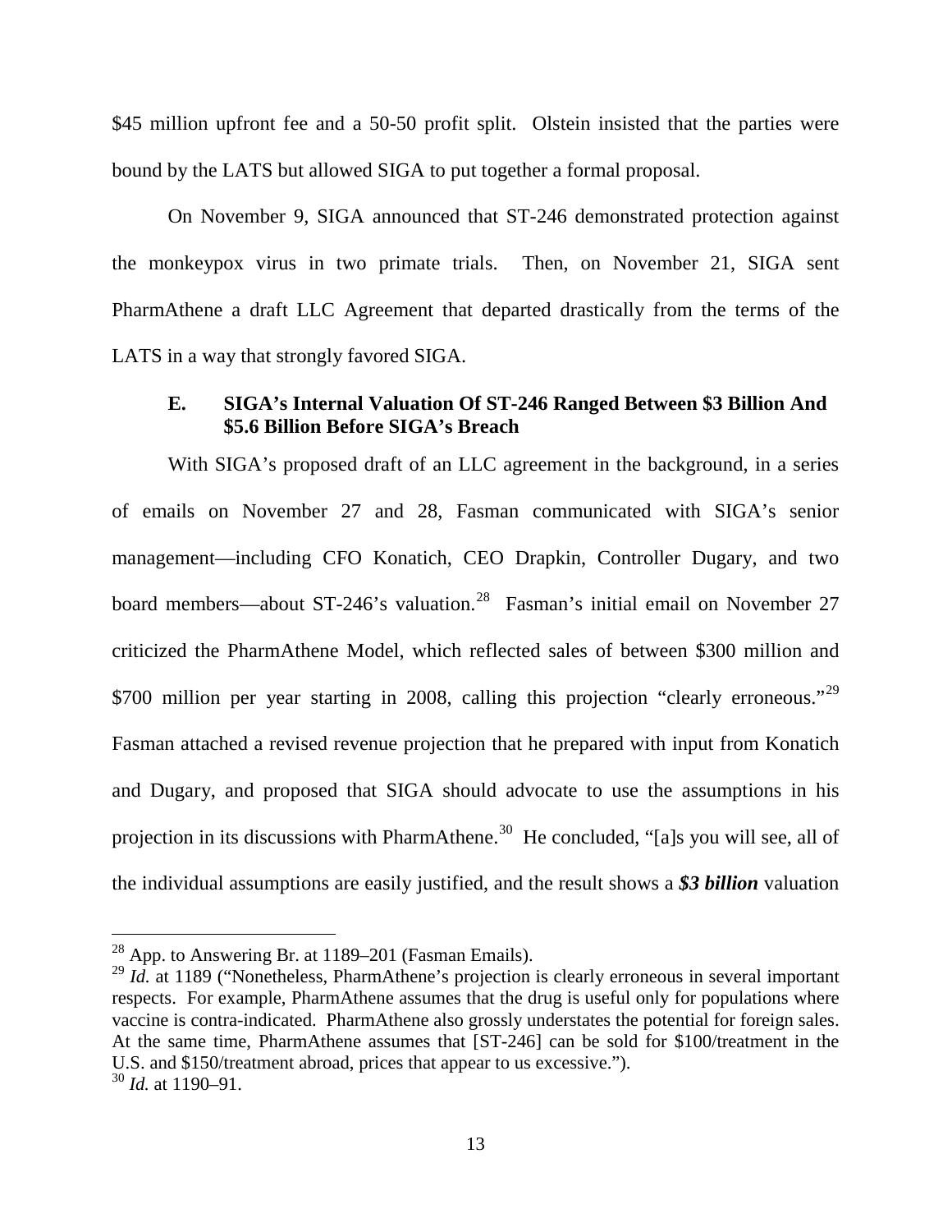$45 million upfront fee and a 50-50 profit split. Olstein insisted that the parties were bound by the LATS but allowed SIGA to put together a formal proposal.

On November 9, SIGA announced that ST-246 demonstrated protection against the monkeypox virus in two primate trials. Then, on November 21, SIGA sent PharmAthene a draft LLC Agreement that departed drastically from the terms of the LATS in a way that strongly favored SIGA.

### E. SIGA's Internal Valuation Of ST-246 Ranged Between $3 Billion And $5.6 Billion Before SIGA's Breach

With SIGA's proposed draft of an LLC agreement in the background, in a series of emails on November 27 and 28, Fasman communicated with SIGA's senior management—including CFO Konatich, CEO Drapkin, Controller Dugary, and two board members—about ST-246's valuation.[28] Fasman's initial email on November 27 criticized the PharmAthene Model, which reflected sales of between $300 million and $700 million per year starting in 2008, calling this projection "clearly erroneous."[29] Fasman attached a revised revenue projection that he prepared with input from Konatich and Dugary, and proposed that SIGA should advocate to use the assumptions in his projection in its discussions with PharmAthene.[30] He concluded, "[a]s you will see, all of the individual assumptions are easily justified, and the result shows a ***$3 billion*** valuation

---

[28] App. to Answering Br. at 1189–201 (Fasman Emails).

[29] *Id.* at 1189 ("Nonetheless, PharmAthene's projection is clearly erroneous in several important respects. For example, PharmAthene assumes that the drug is useful only for populations where vaccine is contra-indicated. PharmAthene also grossly understates the potential for foreign sales. At the same time, PharmAthene assumes that [ST-246] can be sold for $100/treatment in the U.S. and $150/treatment abroad, prices that appear to us excessive.").

[30] *Id.* at 1190–91.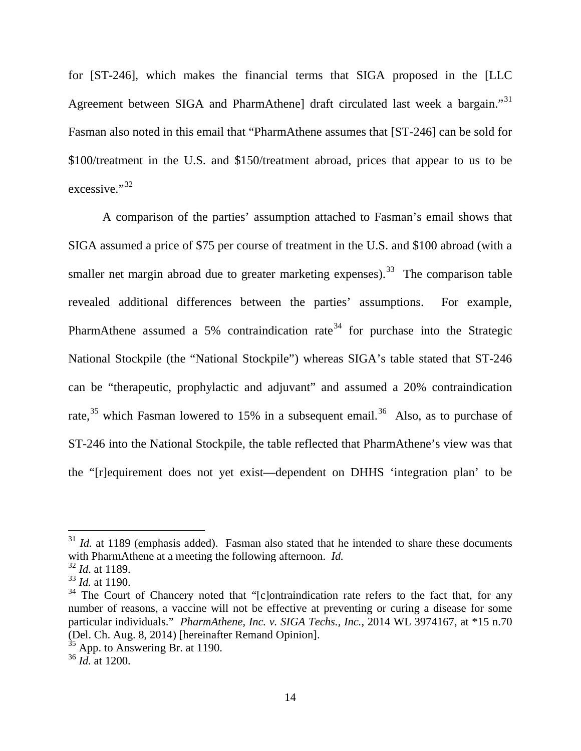for [ST-246], which makes the financial terms that SIGA proposed in the [LLC Agreement between SIGA and PharmAthene] draft circulated last week a bargain."[31] Fasman also noted in this email that "PharmAthene assumes that [ST-246] can be sold for $100/treatment in the U.S. and $150/treatment abroad, prices that appear to us to be excessive."[32]

A comparison of the parties' assumption attached to Fasman's email shows that SIGA assumed a price of $75 per course of treatment in the U.S. and $100 abroad (with a smaller net margin abroad due to greater marketing expenses).[33] The comparison table revealed additional differences between the parties' assumptions. For example, PharmAthene assumed a 5% contraindication rate[34] for purchase into the Strategic National Stockpile (the "National Stockpile") whereas SIGA's table stated that ST-246 can be "therapeutic, prophylactic and adjuvant" and assumed a 20% contraindication rate,[35] which Fasman lowered to 15% in a subsequent email.[36] Also, as to purchase of ST-246 into the National Stockpile, the table reflected that PharmAthene's view was that the "[r]equirement does not yet exist—dependent on DHHS 'integration plan' to be

---

[31] *Id.* at 1189 (emphasis added). Fasman also stated that he intended to share these documents with PharmAthene at a meeting the following afternoon. *Id.*

[32] *Id*. at 1189.

[33] *Id.* at 1190.

[34] The Court of Chancery noted that "[c]ontraindication rate refers to the fact that, for any number of reasons, a vaccine will not be effective at preventing or curing a disease for some particular individuals." *PharmAthene, Inc. v. SIGA Techs., Inc.*, 2014 WL 3974167, at *15 n.70 (Del. Ch. Aug. 8, 2014) [hereinafter Remand Opinion].

[35] App. to Answering Br. at 1190.

[36] *Id.* at 1200.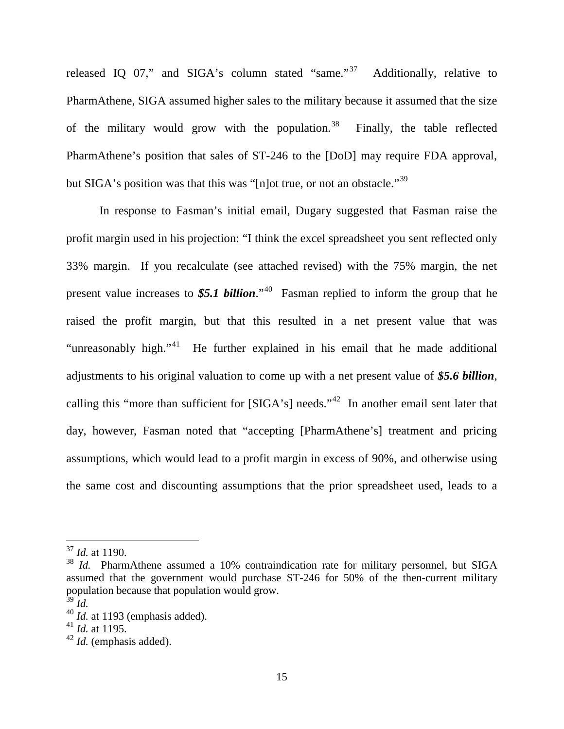released IQ 07," and SIGA's column stated "same."[37] Additionally, relative to PharmAthene, SIGA assumed higher sales to the military because it assumed that the size of the military would grow with the population.[38] Finally, the table reflected PharmAthene's position that sales of ST-246 to the [DoD] may require FDA approval, but SIGA's position was that this was "[n]ot true, or not an obstacle."[39]

In response to Fasman's initial email, Dugary suggested that Fasman raise the profit margin used in his projection: "I think the excel spreadsheet you sent reflected only 33% margin. If you recalculate (see attached revised) with the 75% margin, the net present value increases to ***$5.1 billion***."[40] Fasman replied to inform the group that he raised the profit margin, but that this resulted in a net present value that was "unreasonably high."[41] He further explained in his email that he made additional adjustments to his original valuation to come up with a net present value of ***$5.6 billion***, calling this "more than sufficient for [SIGA's] needs."[42] In another email sent later that day, however, Fasman noted that "accepting [PharmAthene's] treatment and pricing assumptions, which would lead to a profit margin in excess of 90%, and otherwise using the same cost and discounting assumptions that the prior spreadsheet used, leads to a

---

[37] *Id.* at 1190.

[38] *Id.* PharmAthene assumed a 10% contraindication rate for military personnel, but SIGA assumed that the government would purchase ST-246 for 50% of the then-current military population because that population would grow.

[39] *Id.*

[40] *Id.* at 1193 (emphasis added).

[41] *Id.* at 1195.

[42] *Id.* (emphasis added).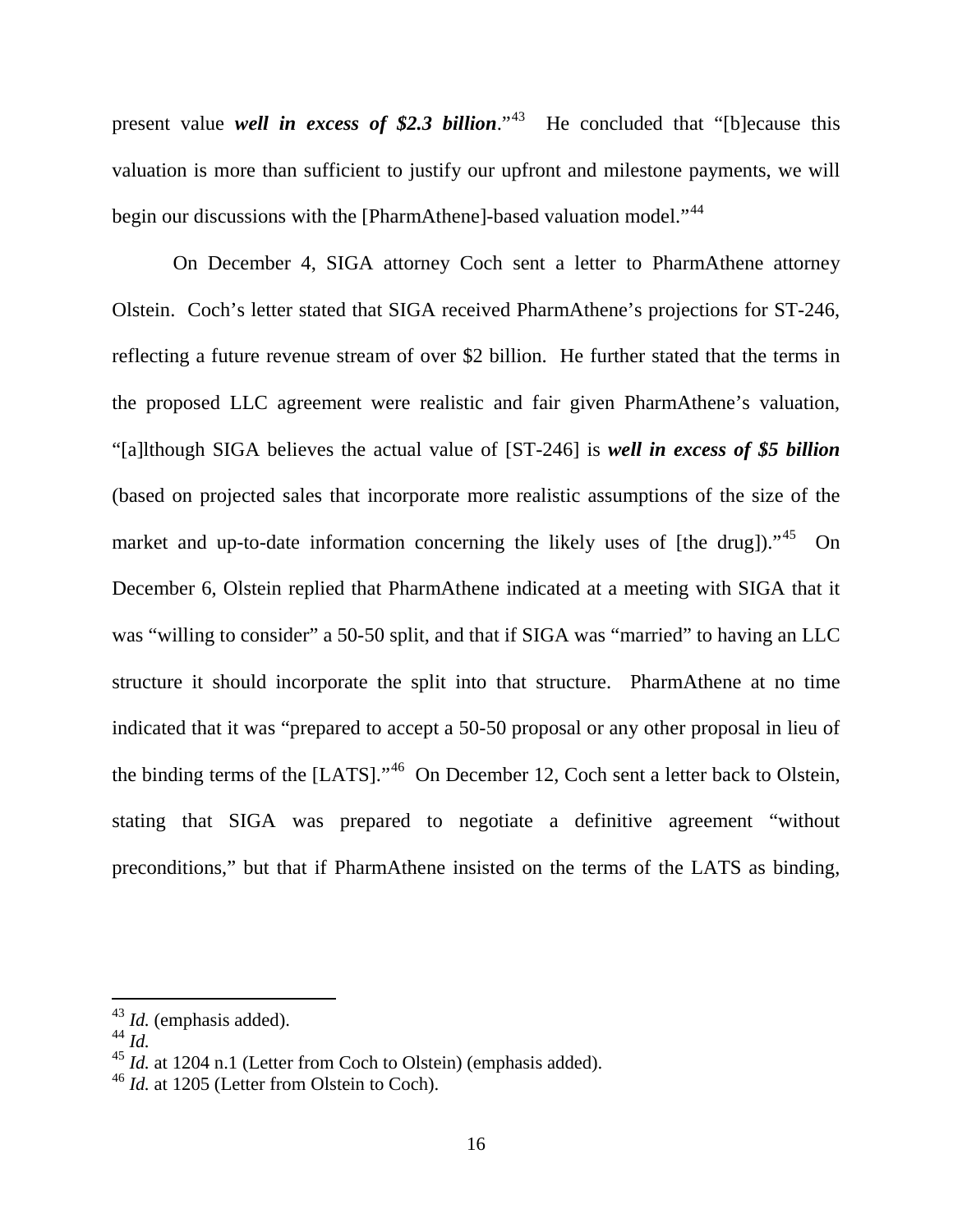present value ***well in excess of $2.3 billion***."[43] He concluded that "[b]ecause this valuation is more than sufficient to justify our upfront and milestone payments, we will begin our discussions with the [PharmAthene]-based valuation model."[44]

On December 4, SIGA attorney Coch sent a letter to PharmAthene attorney Olstein. Coch's letter stated that SIGA received PharmAthene's projections for ST-246, reflecting a future revenue stream of over $2 billion. He further stated that the terms in the proposed LLC agreement were realistic and fair given PharmAthene's valuation, "[a]lthough SIGA believes the actual value of [ST-246] is ***well in excess of $5 billion*** (based on projected sales that incorporate more realistic assumptions of the size of the market and up-to-date information concerning the likely uses of [the drug])."[45] On December 6, Olstein replied that PharmAthene indicated at a meeting with SIGA that it was "willing to consider" a 50-50 split, and that if SIGA was "married" to having an LLC structure it should incorporate the split into that structure. PharmAthene at no time indicated that it was "prepared to accept a 50-50 proposal or any other proposal in lieu of the binding terms of the [LATS]."[46] On December 12, Coch sent a letter back to Olstein, stating that SIGA was prepared to negotiate a definitive agreement "without preconditions," but that if PharmAthene insisted on the terms of the LATS as binding,

---

[43] *Id.* (emphasis added).

[44] *Id.*

[45] *Id.* at 1204 n.1 (Letter from Coch to Olstein) (emphasis added).

[46] *Id.* at 1205 (Letter from Olstein to Coch).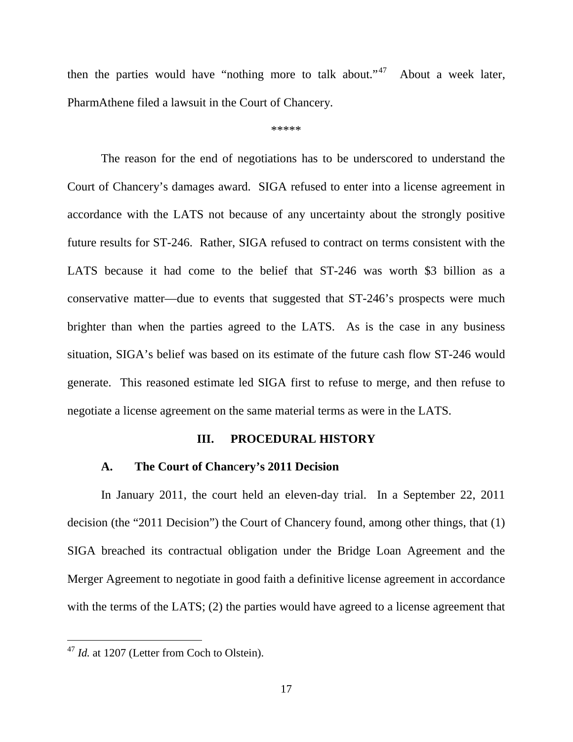then the parties would have "nothing more to talk about."[47] About a week later, PharmAthene filed a lawsuit in the Court of Chancery.

*****

The reason for the end of negotiations has to be underscored to understand the Court of Chancery's damages award. SIGA refused to enter into a license agreement in accordance with the LATS not because of any uncertainty about the strongly positive future results for ST-246. Rather, SIGA refused to contract on terms consistent with the LATS because it had come to the belief that ST-246 was worth $3 billion as a conservative matter—due to events that suggested that ST-246's prospects were much brighter than when the parties agreed to the LATS. As is the case in any business situation, SIGA's belief was based on its estimate of the future cash flow ST-246 would generate. This reasoned estimate led SIGA first to refuse to merge, and then refuse to negotiate a license agreement on the same material terms as were in the LATS.

## III. PROCEDURAL HISTORY

### A. The Court of Chancery's 2011 Decision

In January 2011, the court held an eleven-day trial. In a September 22, 2011 decision (the "2011 Decision") the Court of Chancery found, among other things, that (1) SIGA breached its contractual obligation under the Bridge Loan Agreement and the Merger Agreement to negotiate in good faith a definitive license agreement in accordance with the terms of the LATS; (2) the parties would have agreed to a license agreement that

---

[47] *Id.* at 1207 (Letter from Coch to Olstein).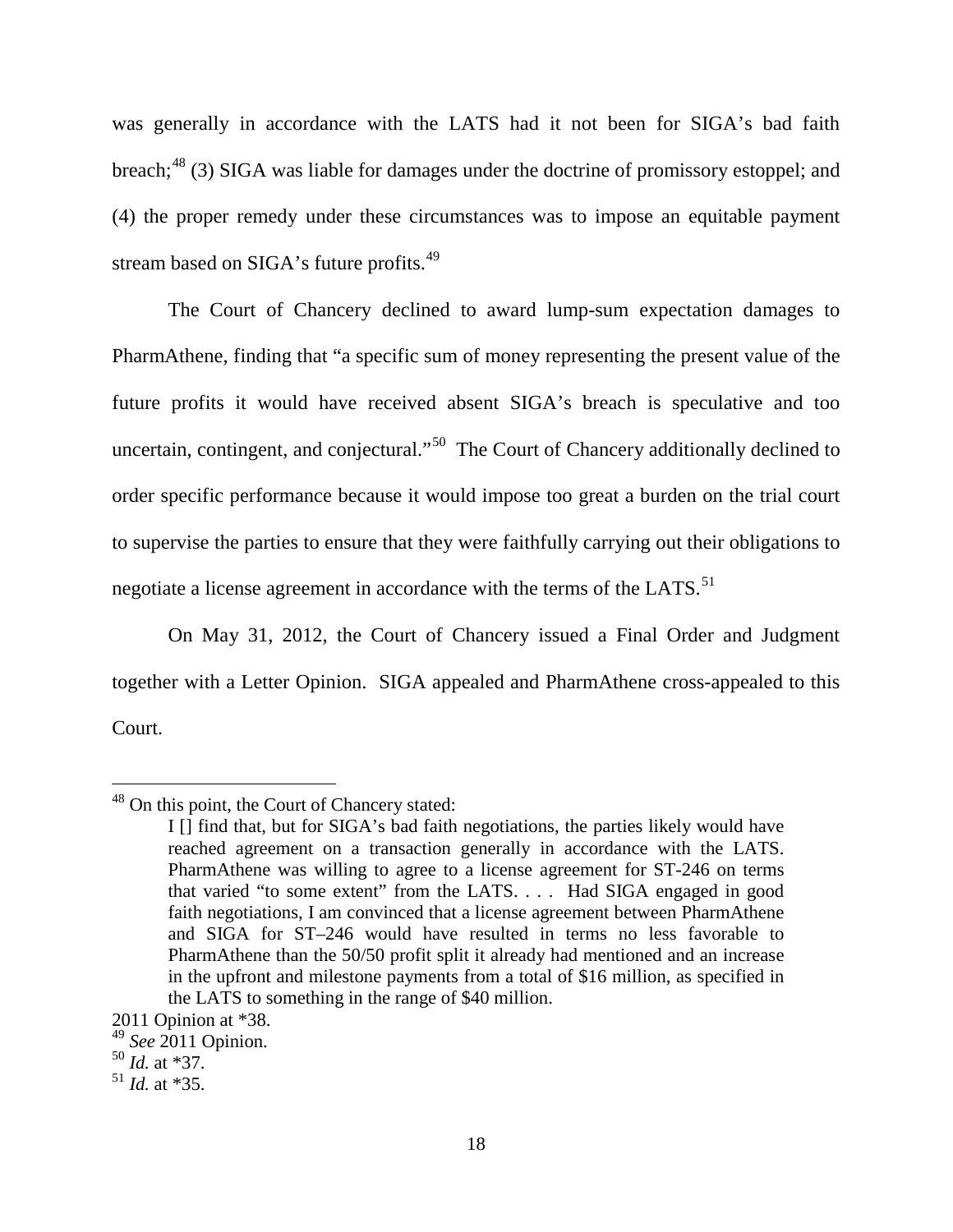was generally in accordance with the LATS had it not been for SIGA's bad faith breach;[48] (3) SIGA was liable for damages under the doctrine of promissory estoppel; and (4) the proper remedy under these circumstances was to impose an equitable payment stream based on SIGA's future profits.[49]

The Court of Chancery declined to award lump-sum expectation damages to PharmAthene, finding that "a specific sum of money representing the present value of the future profits it would have received absent SIGA's breach is speculative and too uncertain, contingent, and conjectural."[50] The Court of Chancery additionally declined to order specific performance because it would impose too great a burden on the trial court to supervise the parties to ensure that they were faithfully carrying out their obligations to negotiate a license agreement in accordance with the terms of the LATS.[51]

On May 31, 2012, the Court of Chancery issued a Final Order and Judgment together with a Letter Opinion. SIGA appealed and PharmAthene cross-appealed to this Court.

---

[48] On this point, the Court of Chancery stated:

> I [] find that, but for SIGA's bad faith negotiations, the parties likely would have reached agreement on a transaction generally in accordance with the LATS. PharmAthene was willing to agree to a license agreement for ST-246 on terms that varied "to some extent" from the LATS. . . . Had SIGA engaged in good faith negotiations, I am convinced that a license agreement between PharmAthene and SIGA for ST–246 would have resulted in terms no less favorable to PharmAthene than the 50/50 profit split it already had mentioned and an increase in the upfront and milestone payments from a total of $16 million, as specified in the LATS to something in the range of $40 million.

2011 Opinion at *38.

[49] *See* 2011 Opinion.

[50] *Id.* at *37.

[51] *Id.* at *35.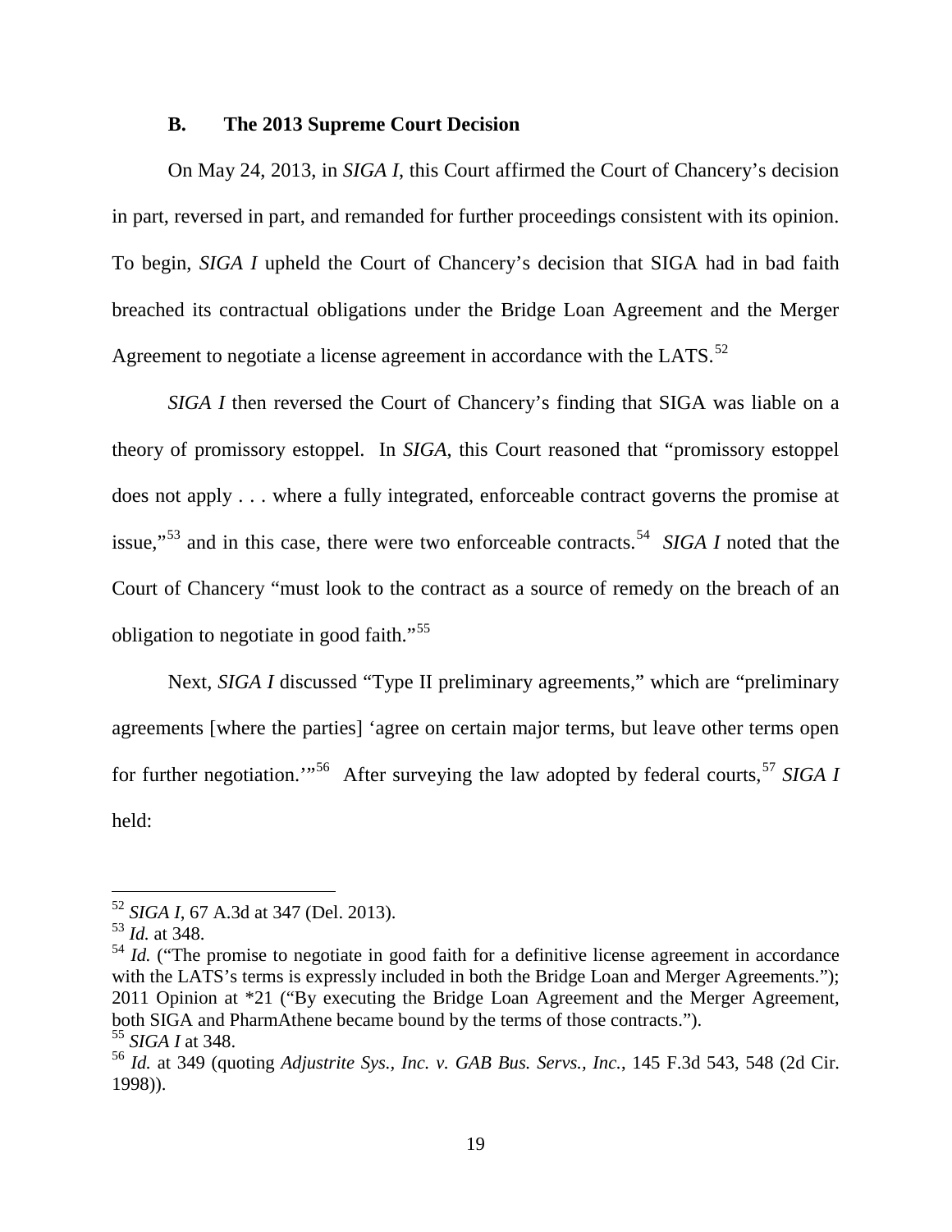### B. The 2013 Supreme Court Decision

On May 24, 2013, in *SIGA I*, this Court affirmed the Court of Chancery's decision in part, reversed in part, and remanded for further proceedings consistent with its opinion. To begin, *SIGA I* upheld the Court of Chancery's decision that SIGA had in bad faith breached its contractual obligations under the Bridge Loan Agreement and the Merger Agreement to negotiate a license agreement in accordance with the LATS.[52]

*SIGA I* then reversed the Court of Chancery's finding that SIGA was liable on a theory of promissory estoppel. In *SIGA*, this Court reasoned that "promissory estoppel does not apply . . . where a fully integrated, enforceable contract governs the promise at issue,"[53] and in this case, there were two enforceable contracts.[54] *SIGA I* noted that the Court of Chancery "must look to the contract as a source of remedy on the breach of an obligation to negotiate in good faith."[55]

Next, *SIGA I* discussed "Type II preliminary agreements," which are "preliminary agreements [where the parties] 'agree on certain major terms, but leave other terms open for further negotiation.'"[56] After surveying the law adopted by federal courts,[57] *SIGA I* held:

---

[52] *SIGA I*, 67 A.3d at 347 (Del. 2013).

[53] *Id.* at 348.

[54] *Id.* ("The promise to negotiate in good faith for a definitive license agreement in accordance with the LATS's terms is expressly included in both the Bridge Loan and Merger Agreements."); 2011 Opinion at *21 ("By executing the Bridge Loan Agreement and the Merger Agreement, both SIGA and PharmAthene became bound by the terms of those contracts.").

[55] *SIGA I* at 348.

[56] *Id.* at 349 (quoting *Adjustrite Sys., Inc. v. GAB Bus. Servs., Inc.*, 145 F.3d 543, 548 (2d Cir. 1998)).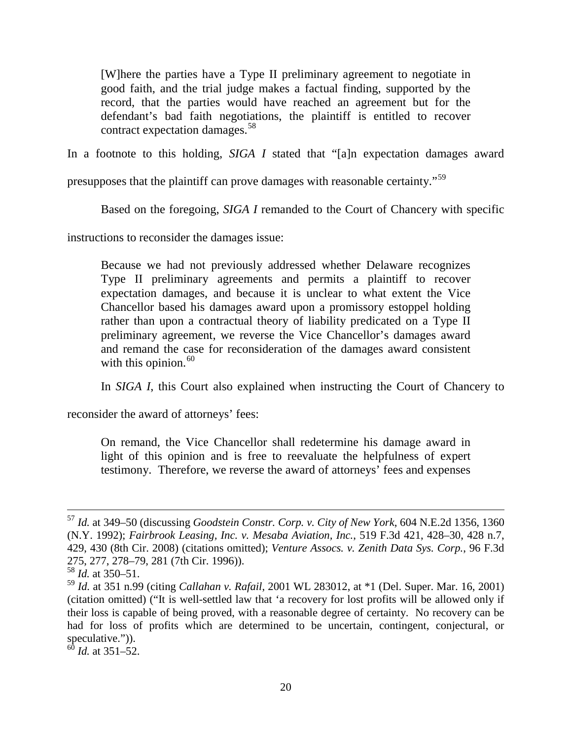> [W]here the parties have a Type II preliminary agreement to negotiate in good faith, and the trial judge makes a factual finding, supported by the record, that the parties would have reached an agreement but for the defendant's bad faith negotiations, the plaintiff is entitled to recover contract expectation damages.[58]

In a footnote to this holding, *SIGA I* stated that "[a]n expectation damages award presupposes that the plaintiff can prove damages with reasonable certainty."[59]

Based on the foregoing, *SIGA I* remanded to the Court of Chancery with specific instructions to reconsider the damages issue:

> Because we had not previously addressed whether Delaware recognizes Type II preliminary agreements and permits a plaintiff to recover expectation damages, and because it is unclear to what extent the Vice Chancellor based his damages award upon a promissory estoppel holding rather than upon a contractual theory of liability predicated on a Type II preliminary agreement, we reverse the Vice Chancellor's damages award and remand the case for reconsideration of the damages award consistent with this opinion.[60]

In *SIGA I*, this Court also explained when instructing the Court of Chancery to reconsider the award of attorneys' fees:

> On remand, the Vice Chancellor shall redetermine his damage award in light of this opinion and is free to reevaluate the helpfulness of expert testimony. Therefore, we reverse the award of attorneys' fees and expenses

---

[57] *Id.* at 349–50 (discussing *Goodstein Constr. Corp. v. City of New York*, 604 N.E.2d 1356, 1360 (N.Y. 1992); *Fairbrook Leasing, Inc. v. Mesaba Aviation, Inc.*, 519 F.3d 421, 428–30, 428 n.7, 429, 430 (8th Cir. 2008) (citations omitted); *Venture Assocs. v. Zenith Data Sys. Corp.*, 96 F.3d 275, 277, 278–79, 281 (7th Cir. 1996)).

[58] *Id.* at 350–51.

[59] *Id.* at 351 n.99 (citing *Callahan v. Rafail*, 2001 WL 283012, at *1 (Del. Super. Mar. 16, 2001) (citation omitted) ("It is well-settled law that 'a recovery for lost profits will be allowed only if their loss is capable of being proved, with a reasonable degree of certainty. No recovery can be had for loss of profits which are determined to be uncertain, contingent, conjectural, or speculative.")).

[60] *Id.* at 351–52.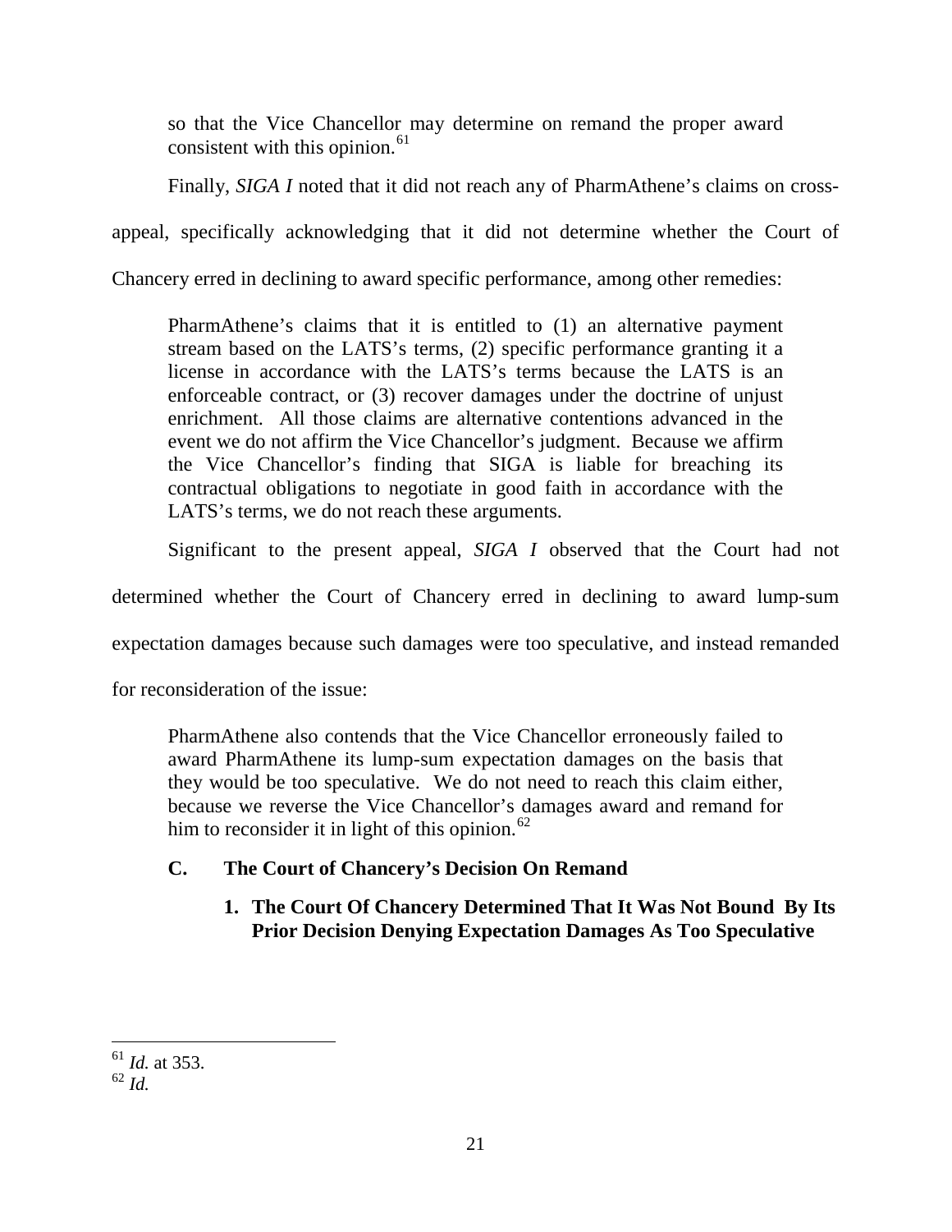> so that the Vice Chancellor may determine on remand the proper award consistent with this opinion.[61]

Finally, *SIGA I* noted that it did not reach any of PharmAthene's claims on cross-appeal, specifically acknowledging that it did not determine whether the Court of Chancery erred in declining to award specific performance, among other remedies:

> PharmAthene's claims that it is entitled to (1) an alternative payment stream based on the LATS's terms, (2) specific performance granting it a license in accordance with the LATS's terms because the LATS is an enforceable contract, or (3) recover damages under the doctrine of unjust enrichment. All those claims are alternative contentions advanced in the event we do not affirm the Vice Chancellor's judgment. Because we affirm the Vice Chancellor's finding that SIGA is liable for breaching its contractual obligations to negotiate in good faith in accordance with the LATS's terms, we do not reach these arguments.

Significant to the present appeal, *SIGA I* observed that the Court had not determined whether the Court of Chancery erred in declining to award lump-sum expectation damages because such damages were too speculative, and instead remanded for reconsideration of the issue:

> PharmAthene also contends that the Vice Chancellor erroneously failed to award PharmAthene its lump-sum expectation damages on the basis that they would be too speculative. We do not need to reach this claim either, because we reverse the Vice Chancellor's damages award and remand for him to reconsider it in light of this opinion.[62]

### C. The Court of Chancery's Decision On Remand

#### 1. The Court Of Chancery Determined That It Was Not Bound By Its Prior Decision Denying Expectation Damages As Too Speculative

[61] *Id.* at 353.

[62] *Id.*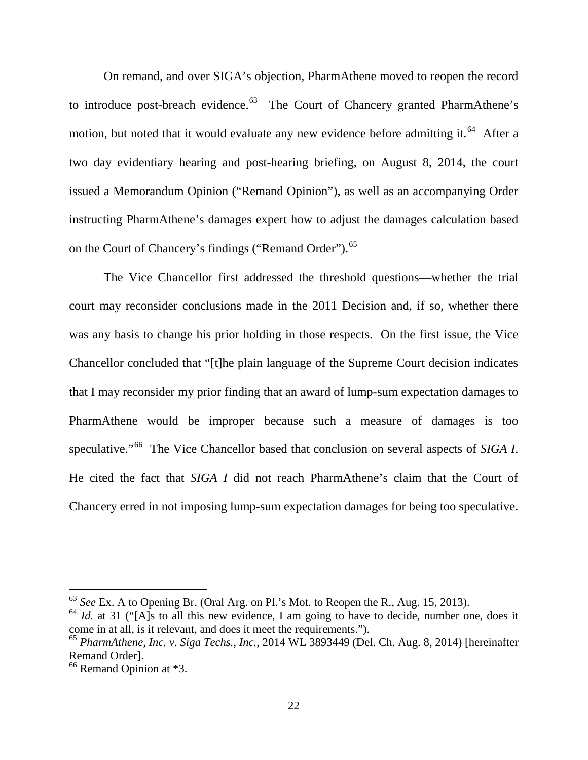On remand, and over SIGA's objection, PharmAthene moved to reopen the record to introduce post-breach evidence.[63] The Court of Chancery granted PharmAthene's motion, but noted that it would evaluate any new evidence before admitting it.[64] After a two day evidentiary hearing and post-hearing briefing, on August 8, 2014, the court issued a Memorandum Opinion ("Remand Opinion"), as well as an accompanying Order instructing PharmAthene's damages expert how to adjust the damages calculation based on the Court of Chancery's findings ("Remand Order").[65]

The Vice Chancellor first addressed the threshold questions—whether the trial court may reconsider conclusions made in the 2011 Decision and, if so, whether there was any basis to change his prior holding in those respects. On the first issue, the Vice Chancellor concluded that "[t]he plain language of the Supreme Court decision indicates that I may reconsider my prior finding that an award of lump-sum expectation damages to PharmAthene would be improper because such a measure of damages is too speculative."[66] The Vice Chancellor based that conclusion on several aspects of *SIGA I*. He cited the fact that *SIGA I* did not reach PharmAthene's claim that the Court of Chancery erred in not imposing lump-sum expectation damages for being too speculative.

---

[63] *See* Ex. A to Opening Br. (Oral Arg. on Pl.'s Mot. to Reopen the R., Aug. 15, 2013).

[64] *Id.* at 31 ("[A]s to all this new evidence, I am going to have to decide, number one, does it come in at all, is it relevant, and does it meet the requirements.").

[65] *PharmAthene, Inc. v. Siga Techs., Inc.*, 2014 WL 3893449 (Del. Ch. Aug. 8, 2014) [hereinafter Remand Order].

[66] Remand Opinion at *3.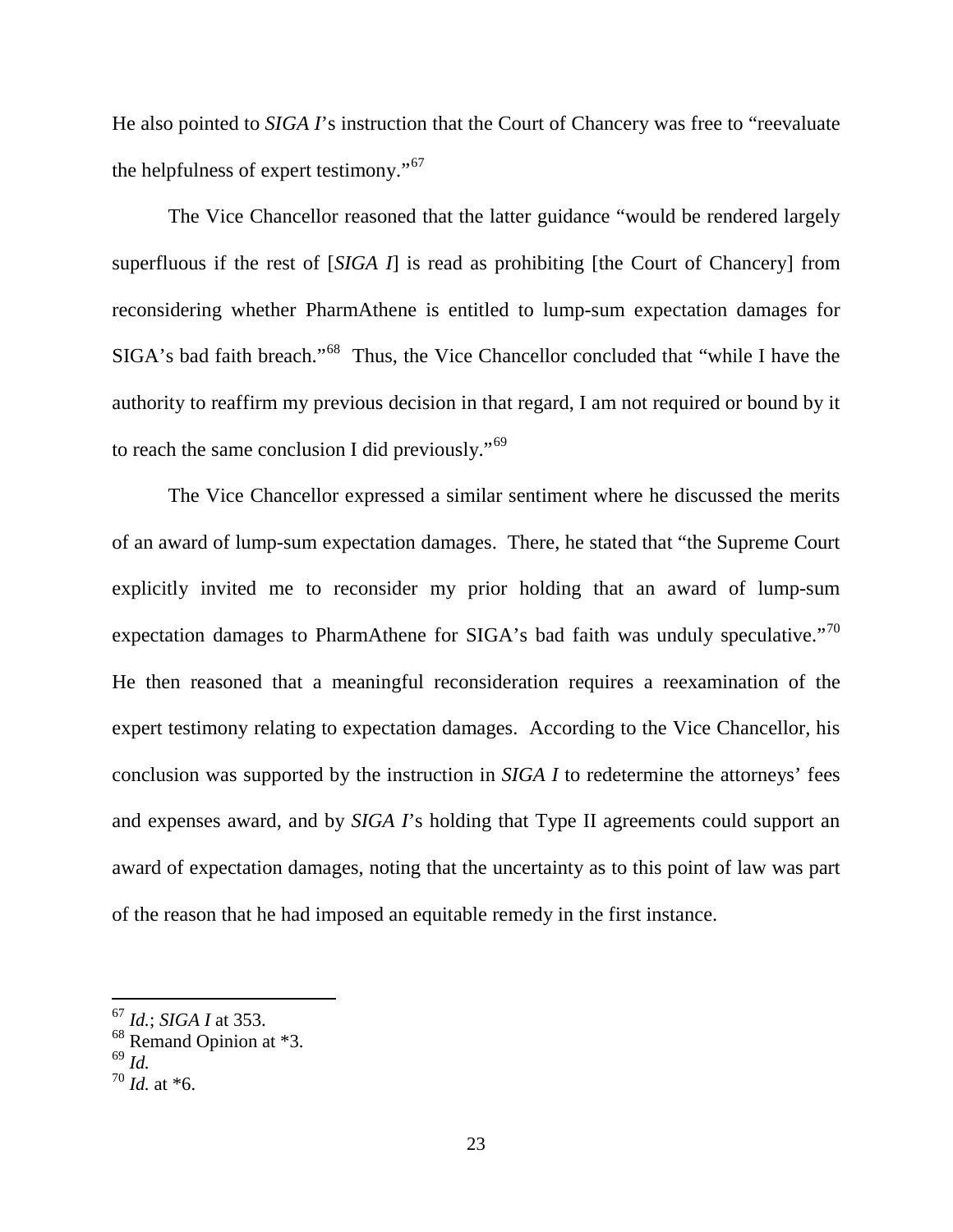He also pointed to *SIGA I*'s instruction that the Court of Chancery was free to "reevaluate the helpfulness of expert testimony."[67]

The Vice Chancellor reasoned that the latter guidance "would be rendered largely superfluous if the rest of [*SIGA I*] is read as prohibiting [the Court of Chancery] from reconsidering whether PharmAthene is entitled to lump-sum expectation damages for SIGA's bad faith breach."[68] Thus, the Vice Chancellor concluded that "while I have the authority to reaffirm my previous decision in that regard, I am not required or bound by it to reach the same conclusion I did previously."[69]

The Vice Chancellor expressed a similar sentiment where he discussed the merits of an award of lump-sum expectation damages. There, he stated that "the Supreme Court explicitly invited me to reconsider my prior holding that an award of lump-sum expectation damages to PharmAthene for SIGA's bad faith was unduly speculative."[70] He then reasoned that a meaningful reconsideration requires a reexamination of the expert testimony relating to expectation damages. According to the Vice Chancellor, his conclusion was supported by the instruction in *SIGA I* to redetermine the attorneys' fees and expenses award, and by *SIGA I*'s holding that Type II agreements could support an award of expectation damages, noting that the uncertainty as to this point of law was part of the reason that he had imposed an equitable remedy in the first instance.

---

[67] *Id.*; *SIGA I* at 353.
[68] Remand Opinion at *3.
[69] *Id.*
[70] *Id.* at *6.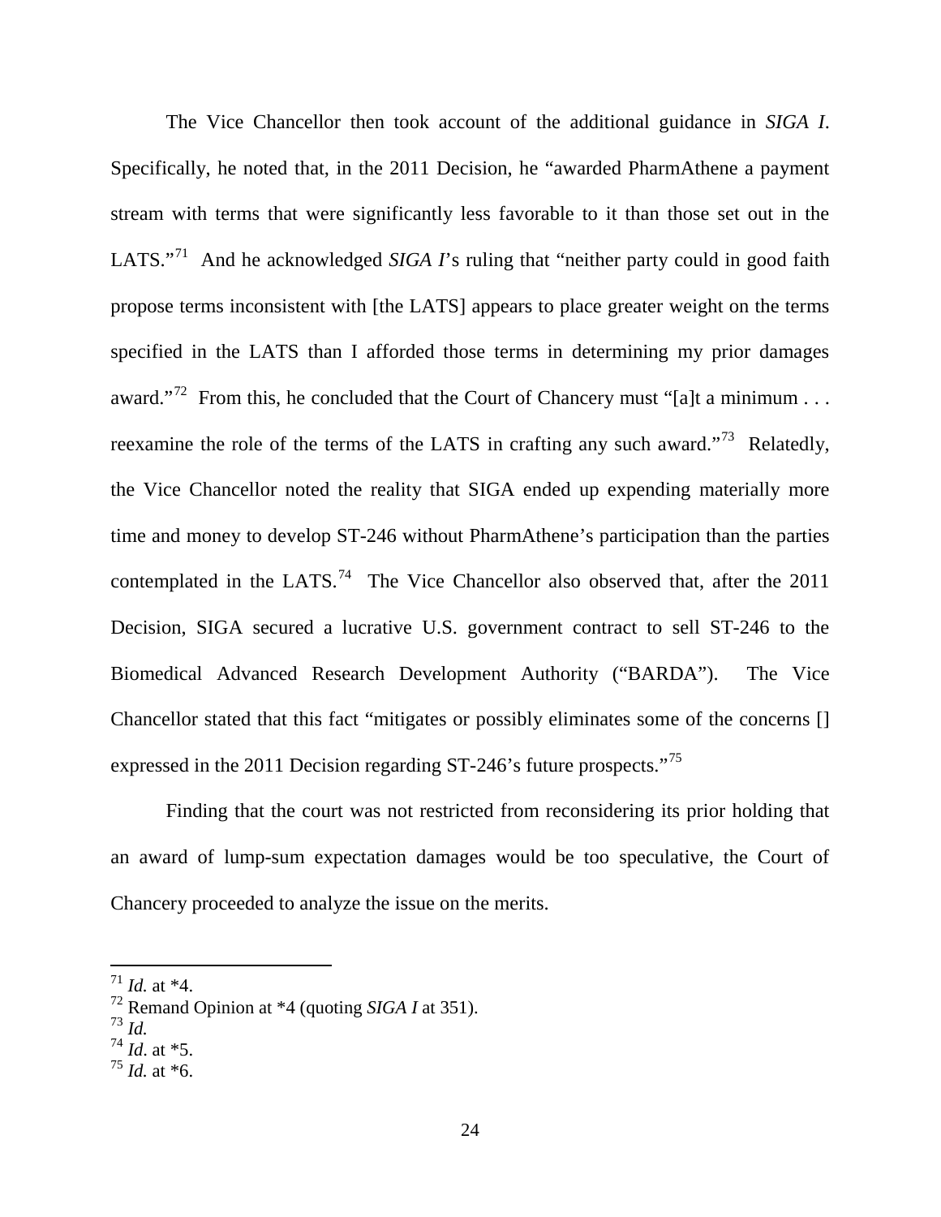The Vice Chancellor then took account of the additional guidance in *SIGA I*. Specifically, he noted that, in the 2011 Decision, he "awarded PharmAthene a payment stream with terms that were significantly less favorable to it than those set out in the LATS."[71] And he acknowledged *SIGA I*'s ruling that "neither party could in good faith propose terms inconsistent with [the LATS] appears to place greater weight on the terms specified in the LATS than I afforded those terms in determining my prior damages award."[72] From this, he concluded that the Court of Chancery must "[a]t a minimum . . . reexamine the role of the terms of the LATS in crafting any such award."[73] Relatedly, the Vice Chancellor noted the reality that SIGA ended up expending materially more time and money to develop ST-246 without PharmAthene's participation than the parties contemplated in the LATS.[74] The Vice Chancellor also observed that, after the 2011 Decision, SIGA secured a lucrative U.S. government contract to sell ST-246 to the Biomedical Advanced Research Development Authority ("BARDA"). The Vice Chancellor stated that this fact "mitigates or possibly eliminates some of the concerns [] expressed in the 2011 Decision regarding ST-246's future prospects."[75]

Finding that the court was not restricted from reconsidering its prior holding that an award of lump-sum expectation damages would be too speculative, the Court of Chancery proceeded to analyze the issue on the merits.

---

[71] *Id.* at *4.
[72] Remand Opinion at *4 (quoting *SIGA I* at 351).
[73] *Id.*
[74] *Id*. at *5.
[75] *Id.* at *6.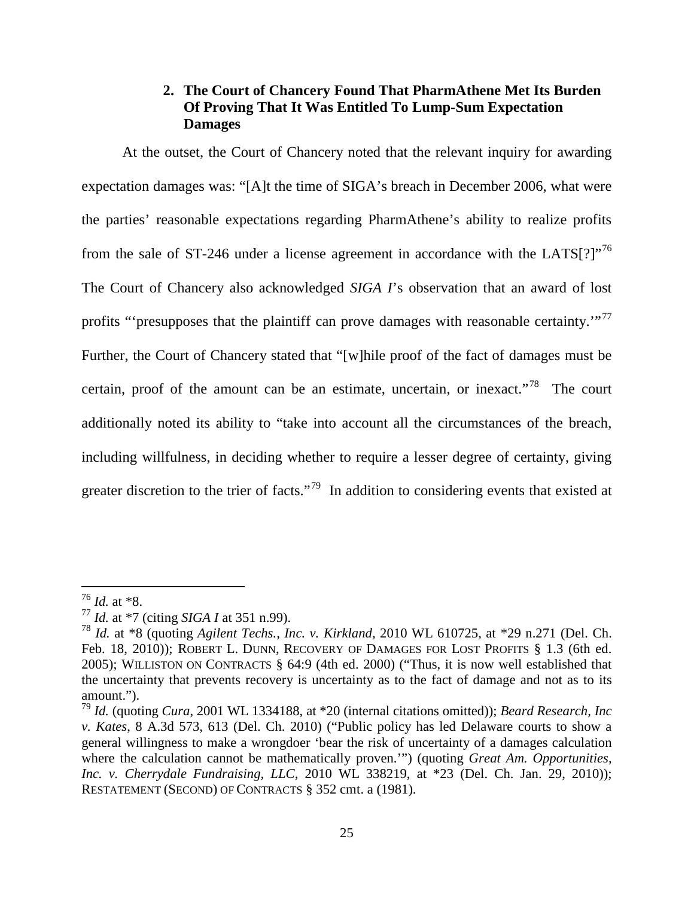### 2. The Court of Chancery Found That PharmAthene Met Its Burden Of Proving That It Was Entitled To Lump-Sum Expectation Damages

At the outset, the Court of Chancery noted that the relevant inquiry for awarding expectation damages was: "[A]t the time of SIGA's breach in December 2006, what were the parties' reasonable expectations regarding PharmAthene's ability to realize profits from the sale of ST-246 under a license agreement in accordance with the LATS[?]"[76] The Court of Chancery also acknowledged *SIGA I*'s observation that an award of lost profits "'presupposes that the plaintiff can prove damages with reasonable certainty.'"[77] Further, the Court of Chancery stated that "[w]hile proof of the fact of damages must be certain, proof of the amount can be an estimate, uncertain, or inexact."[78] The court additionally noted its ability to "take into account all the circumstances of the breach, including willfulness, in deciding whether to require a lesser degree of certainty, giving greater discretion to the trier of facts."[79] In addition to considering events that existed at

---

[76] *Id.* at *8.

[77] *Id.* at *7 (citing *SIGA I* at 351 n.99).

[78] *Id.* at *8 (quoting *Agilent Techs., Inc. v. Kirkland*, 2010 WL 610725, at *29 n.271 (Del. Ch. Feb. 18, 2010)); ROBERT L. DUNN, RECOVERY OF DAMAGES FOR LOST PROFITS § 1.3 (6th ed. 2005); WILLISTON ON CONTRACTS § 64:9 (4th ed. 2000) ("Thus, it is now well established that the uncertainty that prevents recovery is uncertainty as to the fact of damage and not as to its amount.").

[79] *Id.* (quoting *Cura*, 2001 WL 1334188, at *20 (internal citations omitted)); *Beard Research, Inc v. Kates*, 8 A.3d 573, 613 (Del. Ch. 2010) ("Public policy has led Delaware courts to show a general willingness to make a wrongdoer 'bear the risk of uncertainty of a damages calculation where the calculation cannot be mathematically proven.'") (quoting *Great Am. Opportunities, Inc. v. Cherrydale Fundraising, LLC*, 2010 WL 338219, at *23 (Del. Ch. Jan. 29, 2010)); RESTATEMENT (SECOND) OF CONTRACTS § 352 cmt. a (1981).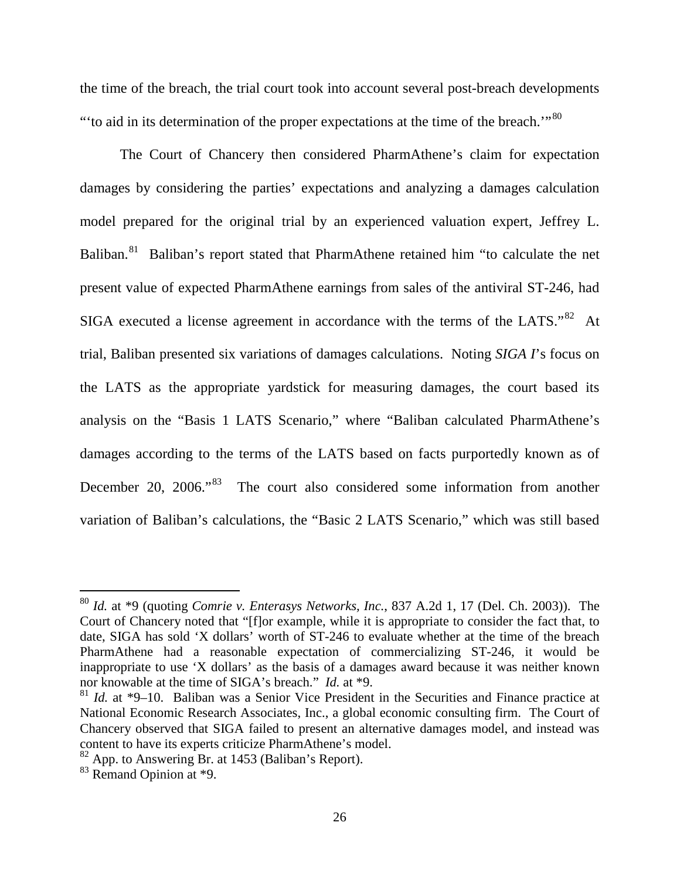the time of the breach, the trial court took into account several post-breach developments "'to aid in its determination of the proper expectations at the time of the breach.'"[80]

The Court of Chancery then considered PharmAthene's claim for expectation damages by considering the parties' expectations and analyzing a damages calculation model prepared for the original trial by an experienced valuation expert, Jeffrey L. Baliban.[81] Baliban's report stated that PharmAthene retained him "to calculate the net present value of expected PharmAthene earnings from sales of the antiviral ST-246, had SIGA executed a license agreement in accordance with the terms of the LATS."[82] At trial, Baliban presented six variations of damages calculations. Noting *SIGA I*'s focus on the LATS as the appropriate yardstick for measuring damages, the court based its analysis on the "Basis 1 LATS Scenario," where "Baliban calculated PharmAthene's damages according to the terms of the LATS based on facts purportedly known as of December 20, 2006."[83] The court also considered some information from another variation of Baliban's calculations, the "Basic 2 LATS Scenario," which was still based

---

[80] *Id.* at *9 (quoting *Comrie v. Enterasys Networks, Inc.*, 837 A.2d 1, 17 (Del. Ch. 2003)). The Court of Chancery noted that "[f]or example, while it is appropriate to consider the fact that, to date, SIGA has sold 'X dollars' worth of ST-246 to evaluate whether at the time of the breach PharmAthene had a reasonable expectation of commercializing ST-246, it would be inappropriate to use 'X dollars' as the basis of a damages award because it was neither known nor knowable at the time of SIGA's breach." *Id.* at *9.

[81] *Id.* at *9–10. Baliban was a Senior Vice President in the Securities and Finance practice at National Economic Research Associates, Inc., a global economic consulting firm. The Court of Chancery observed that SIGA failed to present an alternative damages model, and instead was content to have its experts criticize PharmAthene's model.

[82] App. to Answering Br. at 1453 (Baliban's Report).

[83] Remand Opinion at *9.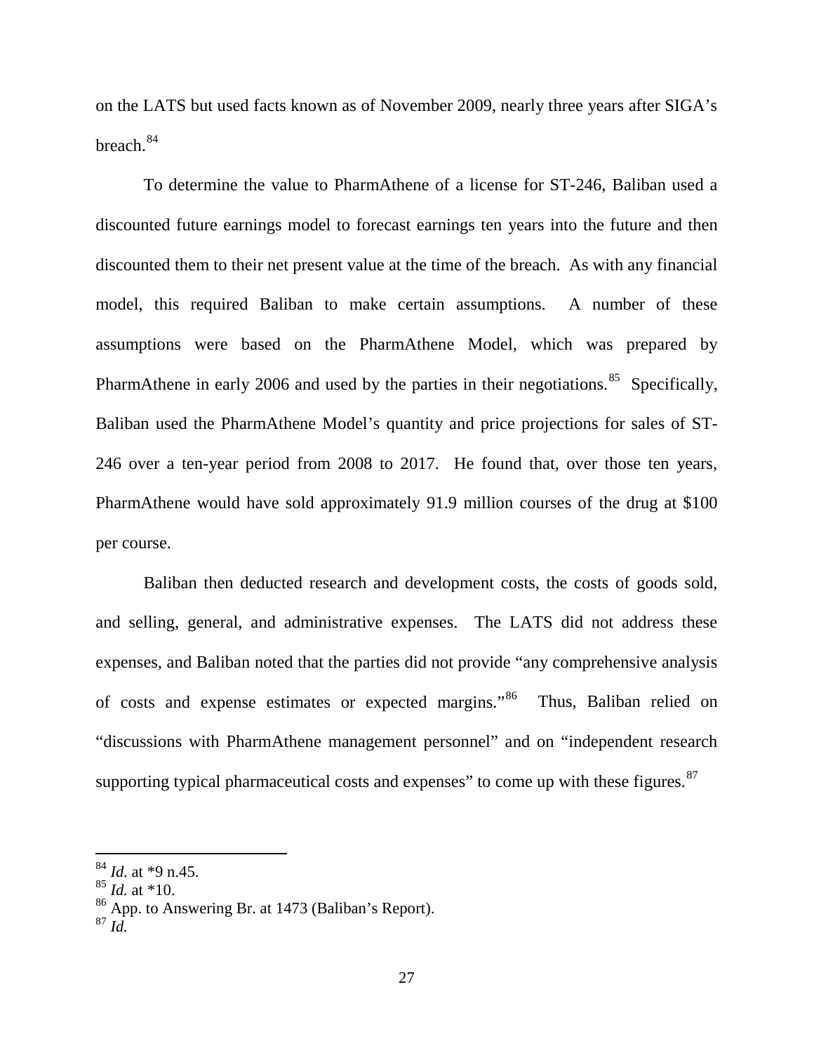on the LATS but used facts known as of November 2009, nearly three years after SIGA's breach.[84]

To determine the value to PharmAthene of a license for ST-246, Baliban used a discounted future earnings model to forecast earnings ten years into the future and then discounted them to their net present value at the time of the breach. As with any financial model, this required Baliban to make certain assumptions. A number of these assumptions were based on the PharmAthene Model, which was prepared by PharmAthene in early 2006 and used by the parties in their negotiations.[85] Specifically, Baliban used the PharmAthene Model's quantity and price projections for sales of ST-246 over a ten-year period from 2008 to 2017. He found that, over those ten years, PharmAthene would have sold approximately 91.9 million courses of the drug at $100 per course.

Baliban then deducted research and development costs, the costs of goods sold, and selling, general, and administrative expenses. The LATS did not address these expenses, and Baliban noted that the parties did not provide "any comprehensive analysis of costs and expense estimates or expected margins."[86] Thus, Baliban relied on "discussions with PharmAthene management personnel" and on "independent research supporting typical pharmaceutical costs and expenses" to come up with these figures.[87]

---

[84] *Id.* at *9 n.45.
[85] *Id.* at *10.
[86] App. to Answering Br. at 1473 (Baliban's Report).
[87] *Id.*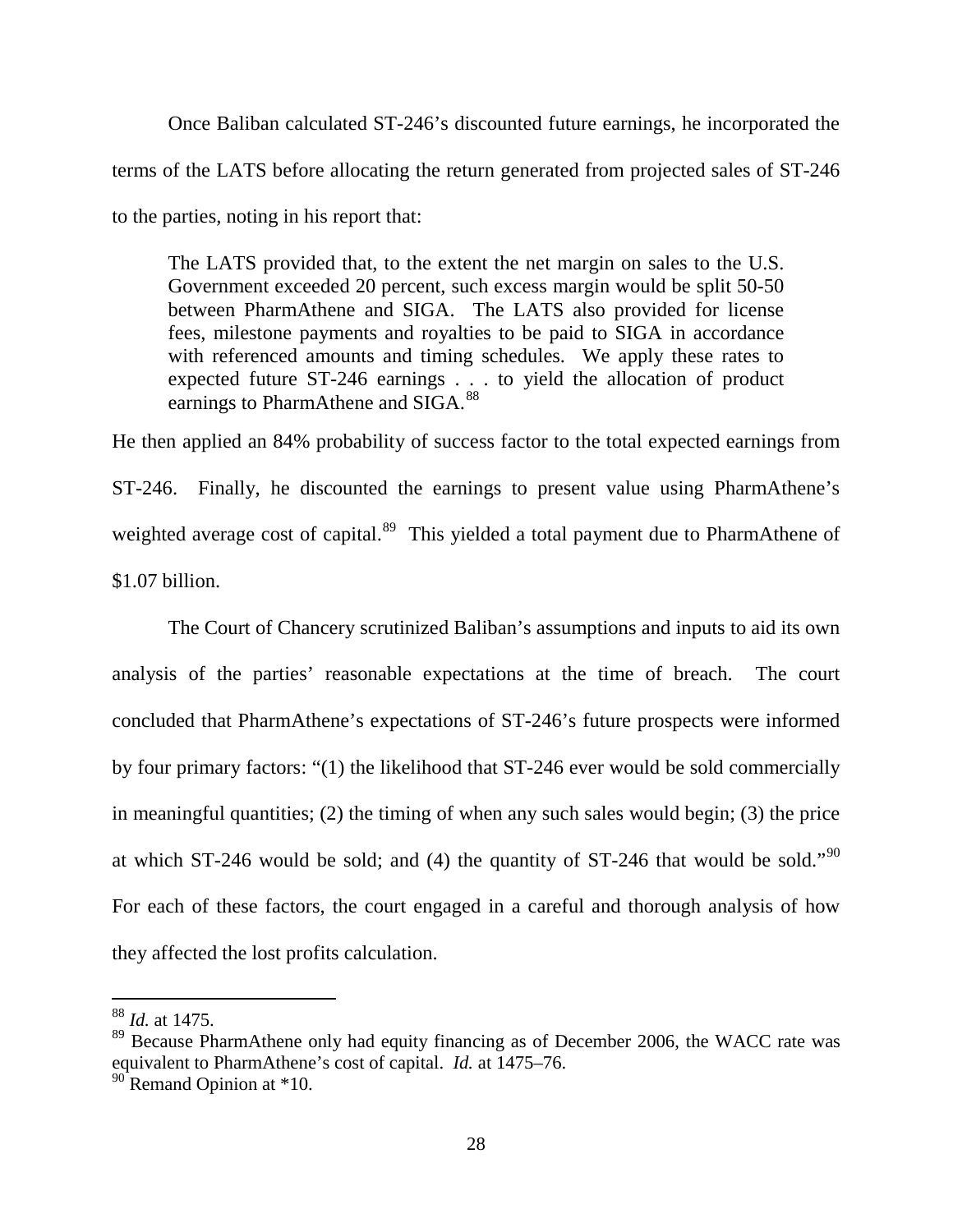Once Baliban calculated ST-246's discounted future earnings, he incorporated the terms of the LATS before allocating the return generated from projected sales of ST-246 to the parties, noting in his report that:

> The LATS provided that, to the extent the net margin on sales to the U.S. Government exceeded 20 percent, such excess margin would be split 50-50 between PharmAthene and SIGA. The LATS also provided for license fees, milestone payments and royalties to be paid to SIGA in accordance with referenced amounts and timing schedules. We apply these rates to expected future ST-246 earnings . . . to yield the allocation of product earnings to PharmAthene and SIGA.[88]

He then applied an 84% probability of success factor to the total expected earnings from ST-246. Finally, he discounted the earnings to present value using PharmAthene's weighted average cost of capital.[89] This yielded a total payment due to PharmAthene of $1.07 billion.

The Court of Chancery scrutinized Baliban's assumptions and inputs to aid its own analysis of the parties' reasonable expectations at the time of breach. The court concluded that PharmAthene's expectations of ST-246's future prospects were informed by four primary factors: "(1) the likelihood that ST-246 ever would be sold commercially in meaningful quantities; (2) the timing of when any such sales would begin; (3) the price at which ST-246 would be sold; and (4) the quantity of ST-246 that would be sold."[90] For each of these factors, the court engaged in a careful and thorough analysis of how they affected the lost profits calculation.

---

[88] *Id.* at 1475.

[89] Because PharmAthene only had equity financing as of December 2006, the WACC rate was equivalent to PharmAthene's cost of capital. *Id.* at 1475–76.

[90] Remand Opinion at *10.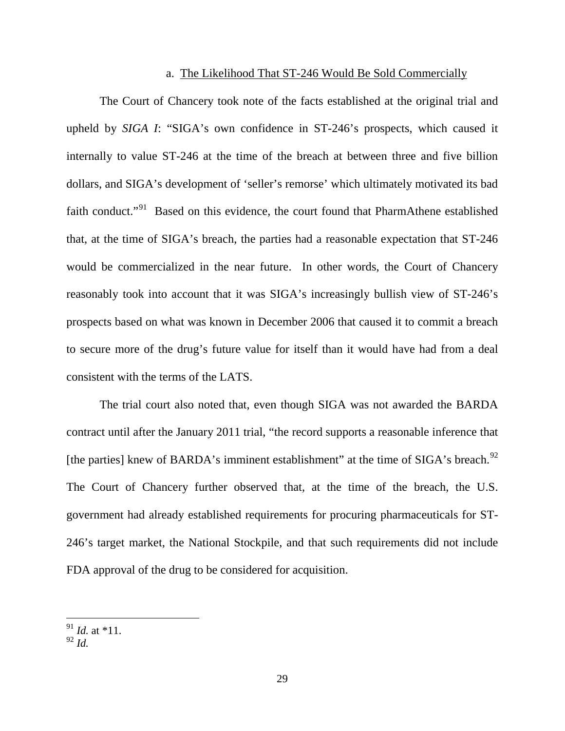a. The Likelihood That ST-246 Would Be Sold Commercially

The Court of Chancery took note of the facts established at the original trial and upheld by *SIGA I*: "SIGA's own confidence in ST-246's prospects, which caused it internally to value ST-246 at the time of the breach at between three and five billion dollars, and SIGA's development of 'seller's remorse' which ultimately motivated its bad faith conduct."[91] Based on this evidence, the court found that PharmAthene established that, at the time of SIGA's breach, the parties had a reasonable expectation that ST-246 would be commercialized in the near future. In other words, the Court of Chancery reasonably took into account that it was SIGA's increasingly bullish view of ST-246's prospects based on what was known in December 2006 that caused it to commit a breach to secure more of the drug's future value for itself than it would have had from a deal consistent with the terms of the LATS.

The trial court also noted that, even though SIGA was not awarded the BARDA contract until after the January 2011 trial, "the record supports a reasonable inference that [the parties] knew of BARDA's imminent establishment" at the time of SIGA's breach.[92] The Court of Chancery further observed that, at the time of the breach, the U.S. government had already established requirements for procuring pharmaceuticals for ST-246's target market, the National Stockpile, and that such requirements did not include FDA approval of the drug to be considered for acquisition.

---

[91] *Id.* at *11.

[92] *Id.*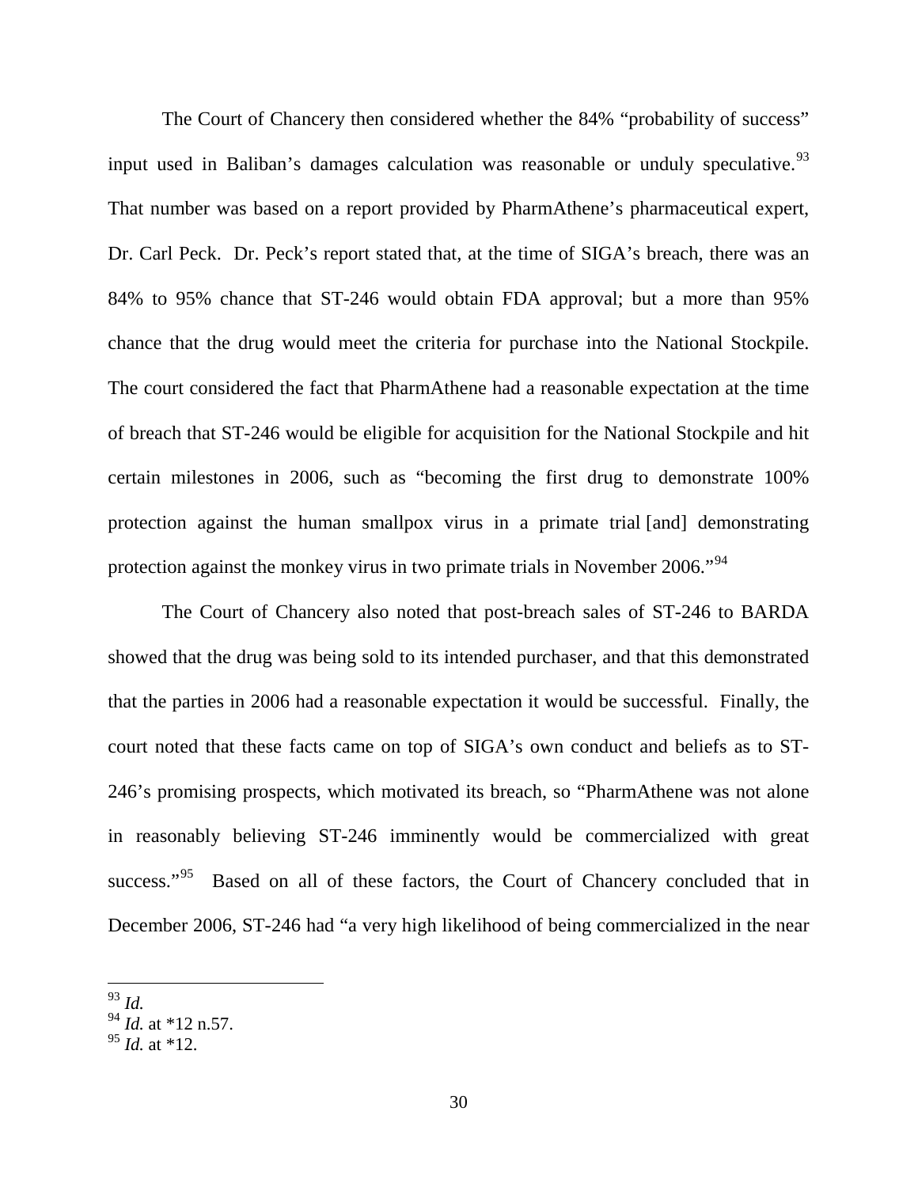The Court of Chancery then considered whether the 84% "probability of success" input used in Baliban's damages calculation was reasonable or unduly speculative.[93] That number was based on a report provided by PharmAthene's pharmaceutical expert, Dr. Carl Peck. Dr. Peck's report stated that, at the time of SIGA's breach, there was an 84% to 95% chance that ST-246 would obtain FDA approval; but a more than 95% chance that the drug would meet the criteria for purchase into the National Stockpile. The court considered the fact that PharmAthene had a reasonable expectation at the time of breach that ST-246 would be eligible for acquisition for the National Stockpile and hit certain milestones in 2006, such as "becoming the first drug to demonstrate 100% protection against the human smallpox virus in a primate trial [and] demonstrating protection against the monkey virus in two primate trials in November 2006."[94]

The Court of Chancery also noted that post-breach sales of ST-246 to BARDA showed that the drug was being sold to its intended purchaser, and that this demonstrated that the parties in 2006 had a reasonable expectation it would be successful. Finally, the court noted that these facts came on top of SIGA's own conduct and beliefs as to ST-246's promising prospects, which motivated its breach, so "PharmAthene was not alone in reasonably believing ST-246 imminently would be commercialized with great success."[95] Based on all of these factors, the Court of Chancery concluded that in December 2006, ST-246 had "a very high likelihood of being commercialized in the near

---

[93] *Id.*

[94] *Id.* at *12 n.57.

[95] *Id.* at *12.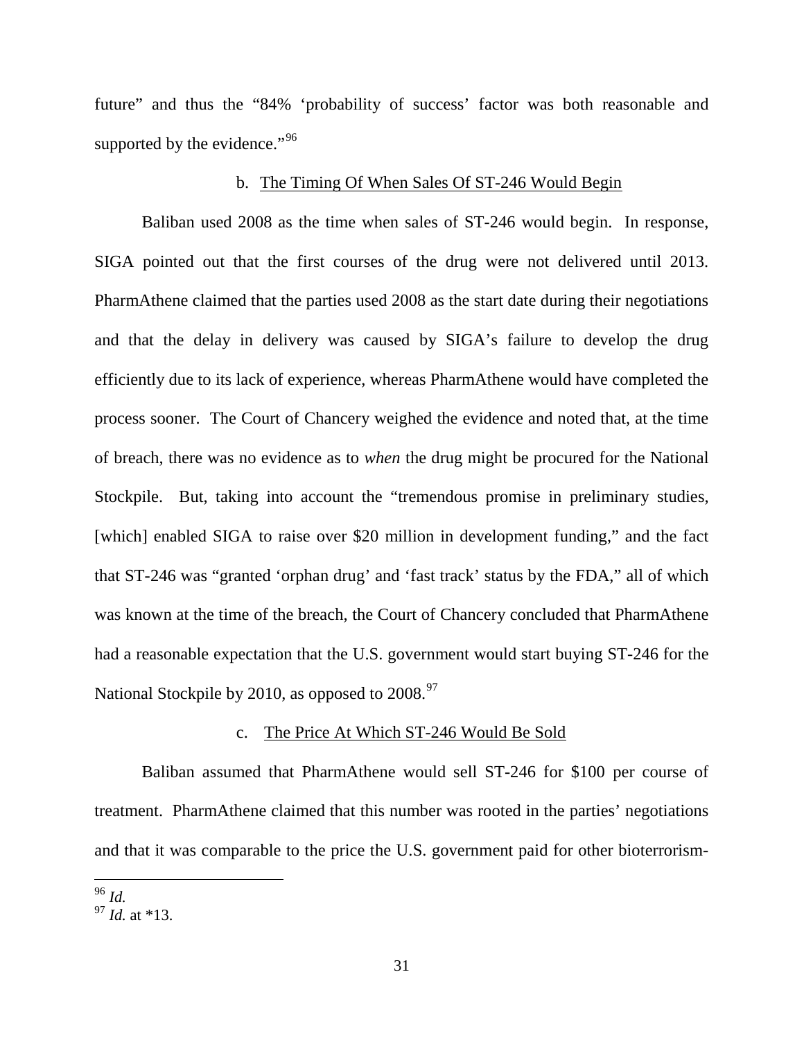future" and thus the "84% 'probability of success' factor was both reasonable and supported by the evidence."[96]

#### b. The Timing Of When Sales Of ST-246 Would Begin

Baliban used 2008 as the time when sales of ST-246 would begin. In response, SIGA pointed out that the first courses of the drug were not delivered until 2013. PharmAthene claimed that the parties used 2008 as the start date during their negotiations and that the delay in delivery was caused by SIGA's failure to develop the drug efficiently due to its lack of experience, whereas PharmAthene would have completed the process sooner. The Court of Chancery weighed the evidence and noted that, at the time of breach, there was no evidence as to *when* the drug might be procured for the National Stockpile. But, taking into account the "tremendous promise in preliminary studies, [which] enabled SIGA to raise over $20 million in development funding," and the fact that ST-246 was "granted 'orphan drug' and 'fast track' status by the FDA," all of which was known at the time of the breach, the Court of Chancery concluded that PharmAthene had a reasonable expectation that the U.S. government would start buying ST-246 for the National Stockpile by 2010, as opposed to 2008.[97]

#### c. The Price At Which ST-246 Would Be Sold

Baliban assumed that PharmAthene would sell ST-246 for $100 per course of treatment. PharmAthene claimed that this number was rooted in the parties' negotiations and that it was comparable to the price the U.S. government paid for other bioterrorism-

---

[96] *Id.*

[97] *Id.* at *13.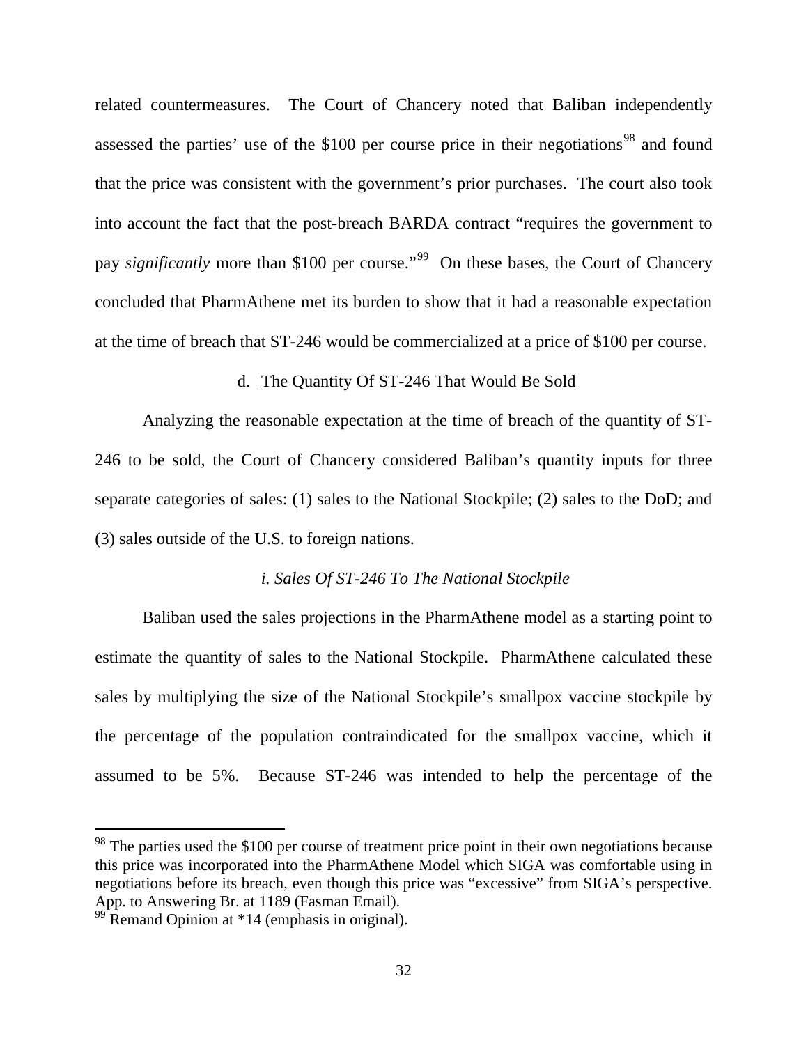related countermeasures. The Court of Chancery noted that Baliban independently assessed the parties' use of the $100 per course price in their negotiations[98] and found that the price was consistent with the government's prior purchases. The court also took into account the fact that the post-breach BARDA contract "requires the government to pay *significantly* more than $100 per course."[99] On these bases, the Court of Chancery concluded that PharmAthene met its burden to show that it had a reasonable expectation at the time of breach that ST-246 would be commercialized at a price of $100 per course.

d. <u>The Quantity Of ST-246 That Would Be Sold</u>

Analyzing the reasonable expectation at the time of breach of the quantity of ST-246 to be sold, the Court of Chancery considered Baliban's quantity inputs for three separate categories of sales: (1) sales to the National Stockpile; (2) sales to the DoD; and (3) sales outside of the U.S. to foreign nations.

*i. Sales Of ST-246 To The National Stockpile*

Baliban used the sales projections in the PharmAthene model as a starting point to estimate the quantity of sales to the National Stockpile. PharmAthene calculated these sales by multiplying the size of the National Stockpile's smallpox vaccine stockpile by the percentage of the population contraindicated for the smallpox vaccine, which it assumed to be 5%. Because ST-246 was intended to help the percentage of the

---

[98] The parties used the $100 per course of treatment price point in their own negotiations because this price was incorporated into the PharmAthene Model which SIGA was comfortable using in negotiations before its breach, even though this price was "excessive" from SIGA's perspective. App. to Answering Br. at 1189 (Fasman Email).

[99] Remand Opinion at *14 (emphasis in original).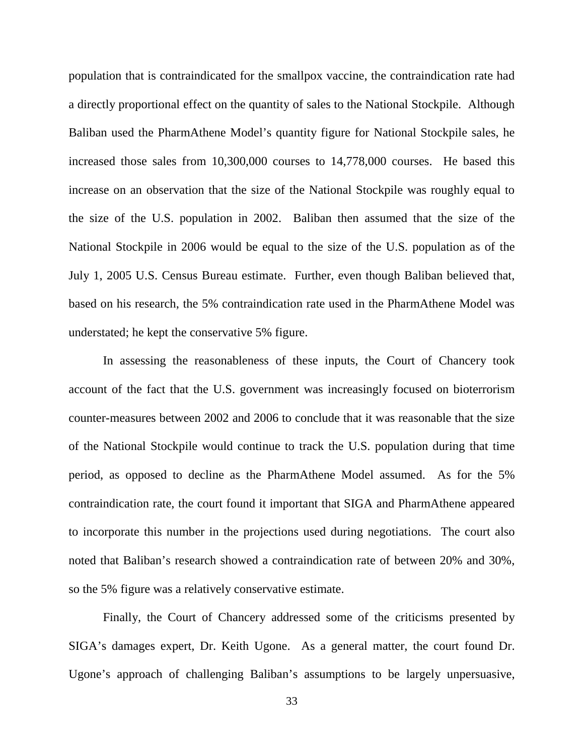population that is contraindicated for the smallpox vaccine, the contraindication rate had a directly proportional effect on the quantity of sales to the National Stockpile. Although Baliban used the PharmAthene Model's quantity figure for National Stockpile sales, he increased those sales from 10,300,000 courses to 14,778,000 courses. He based this increase on an observation that the size of the National Stockpile was roughly equal to the size of the U.S. population in 2002. Baliban then assumed that the size of the National Stockpile in 2006 would be equal to the size of the U.S. population as of the July 1, 2005 U.S. Census Bureau estimate. Further, even though Baliban believed that, based on his research, the 5% contraindication rate used in the PharmAthene Model was understated; he kept the conservative 5% figure.

In assessing the reasonableness of these inputs, the Court of Chancery took account of the fact that the U.S. government was increasingly focused on bioterrorism counter-measures between 2002 and 2006 to conclude that it was reasonable that the size of the National Stockpile would continue to track the U.S. population during that time period, as opposed to decline as the PharmAthene Model assumed. As for the 5% contraindication rate, the court found it important that SIGA and PharmAthene appeared to incorporate this number in the projections used during negotiations. The court also noted that Baliban's research showed a contraindication rate of between 20% and 30%, so the 5% figure was a relatively conservative estimate.

Finally, the Court of Chancery addressed some of the criticisms presented by SIGA's damages expert, Dr. Keith Ugone. As a general matter, the court found Dr. Ugone's approach of challenging Baliban's assumptions to be largely unpersuasive,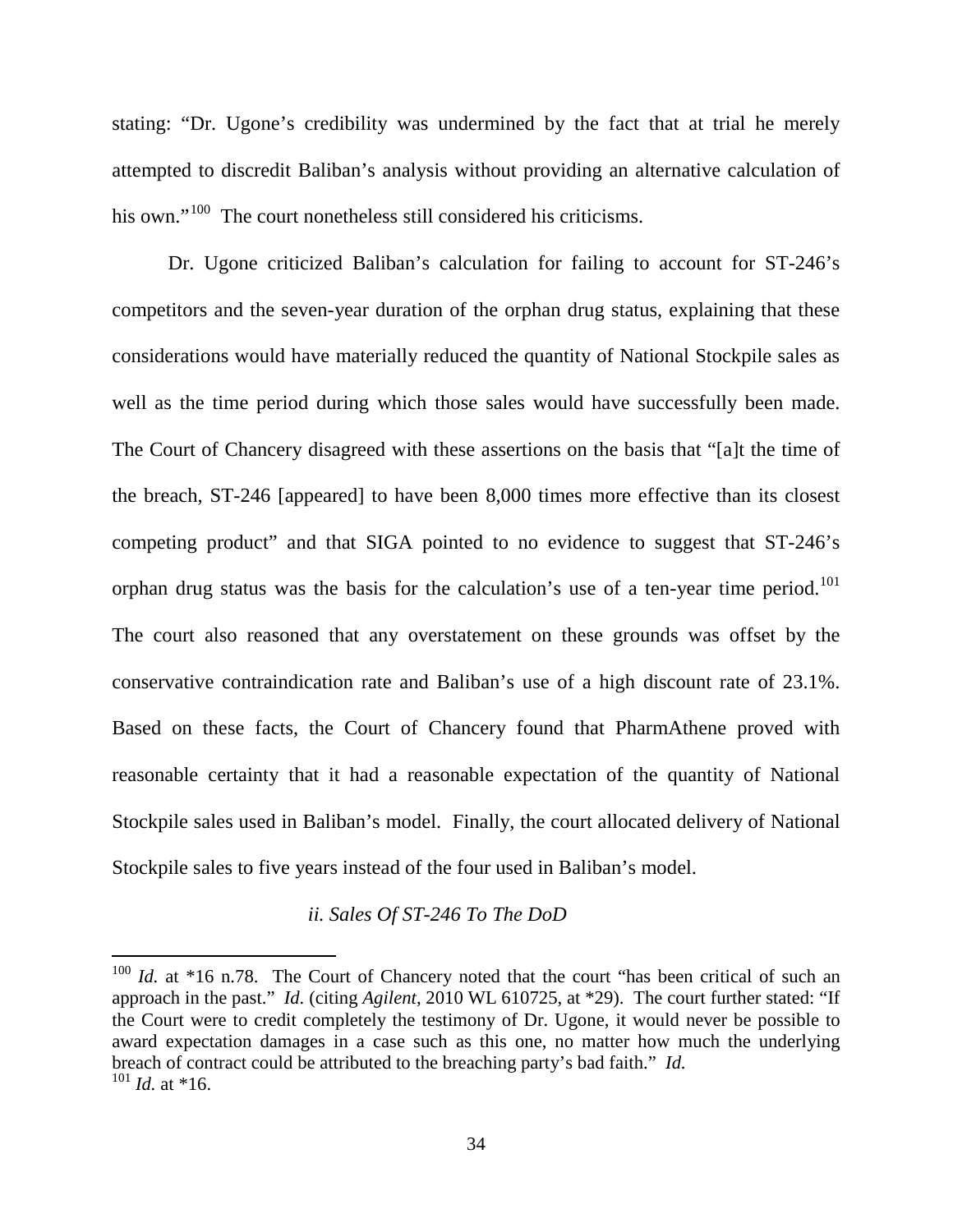stating: "Dr. Ugone's credibility was undermined by the fact that at trial he merely attempted to discredit Baliban's analysis without providing an alternative calculation of his own."[100] The court nonetheless still considered his criticisms.

Dr. Ugone criticized Baliban's calculation for failing to account for ST-246's competitors and the seven-year duration of the orphan drug status, explaining that these considerations would have materially reduced the quantity of National Stockpile sales as well as the time period during which those sales would have successfully been made. The Court of Chancery disagreed with these assertions on the basis that "[a]t the time of the breach, ST-246 [appeared] to have been 8,000 times more effective than its closest competing product" and that SIGA pointed to no evidence to suggest that ST-246's orphan drug status was the basis for the calculation's use of a ten-year time period.[101] The court also reasoned that any overstatement on these grounds was offset by the conservative contraindication rate and Baliban's use of a high discount rate of 23.1%. Based on these facts, the Court of Chancery found that PharmAthene proved with reasonable certainty that it had a reasonable expectation of the quantity of National Stockpile sales used in Baliban's model. Finally, the court allocated delivery of National Stockpile sales to five years instead of the four used in Baliban's model.

*ii. Sales Of ST-246 To The DoD*

---

[100] *Id.* at *16 n.78. The Court of Chancery noted that the court "has been critical of such an approach in the past." *Id.* (citing *Agilent*, 2010 WL 610725, at *29). The court further stated: "If the Court were to credit completely the testimony of Dr. Ugone, it would never be possible to award expectation damages in a case such as this one, no matter how much the underlying breach of contract could be attributed to the breaching party's bad faith." *Id.*

[101] *Id.* at *16.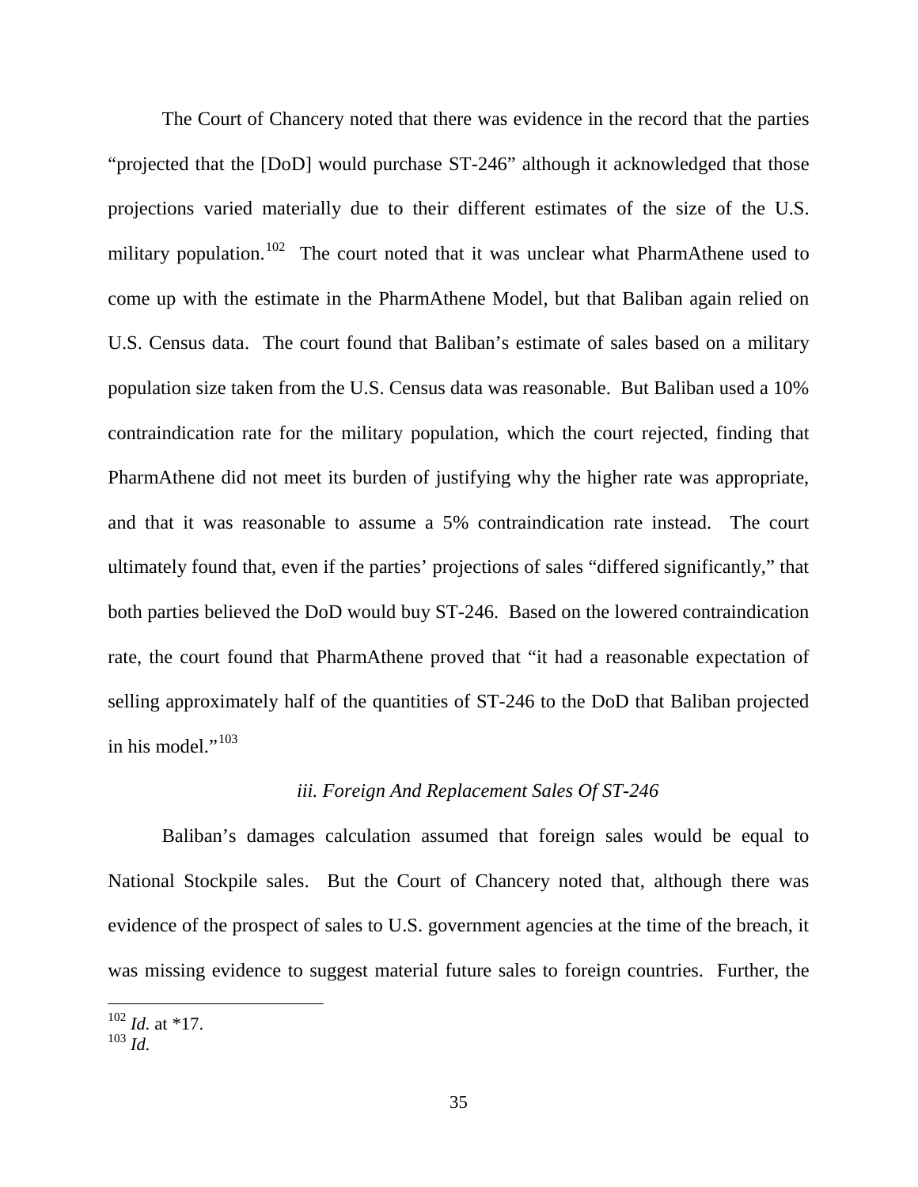The Court of Chancery noted that there was evidence in the record that the parties "projected that the [DoD] would purchase ST-246" although it acknowledged that those projections varied materially due to their different estimates of the size of the U.S. military population.[102] The court noted that it was unclear what PharmAthene used to come up with the estimate in the PharmAthene Model, but that Baliban again relied on U.S. Census data. The court found that Baliban's estimate of sales based on a military population size taken from the U.S. Census data was reasonable. But Baliban used a 10% contraindication rate for the military population, which the court rejected, finding that PharmAthene did not meet its burden of justifying why the higher rate was appropriate, and that it was reasonable to assume a 5% contraindication rate instead. The court ultimately found that, even if the parties' projections of sales "differed significantly," that both parties believed the DoD would buy ST-246. Based on the lowered contraindication rate, the court found that PharmAthene proved that "it had a reasonable expectation of selling approximately half of the quantities of ST-246 to the DoD that Baliban projected in his model."[103]

*iii. Foreign And Replacement Sales Of ST-246*

Baliban's damages calculation assumed that foreign sales would be equal to National Stockpile sales. But the Court of Chancery noted that, although there was evidence of the prospect of sales to U.S. government agencies at the time of the breach, it was missing evidence to suggest material future sales to foreign countries. Further, the

---

[102] *Id.* at *17.

[103] *Id.*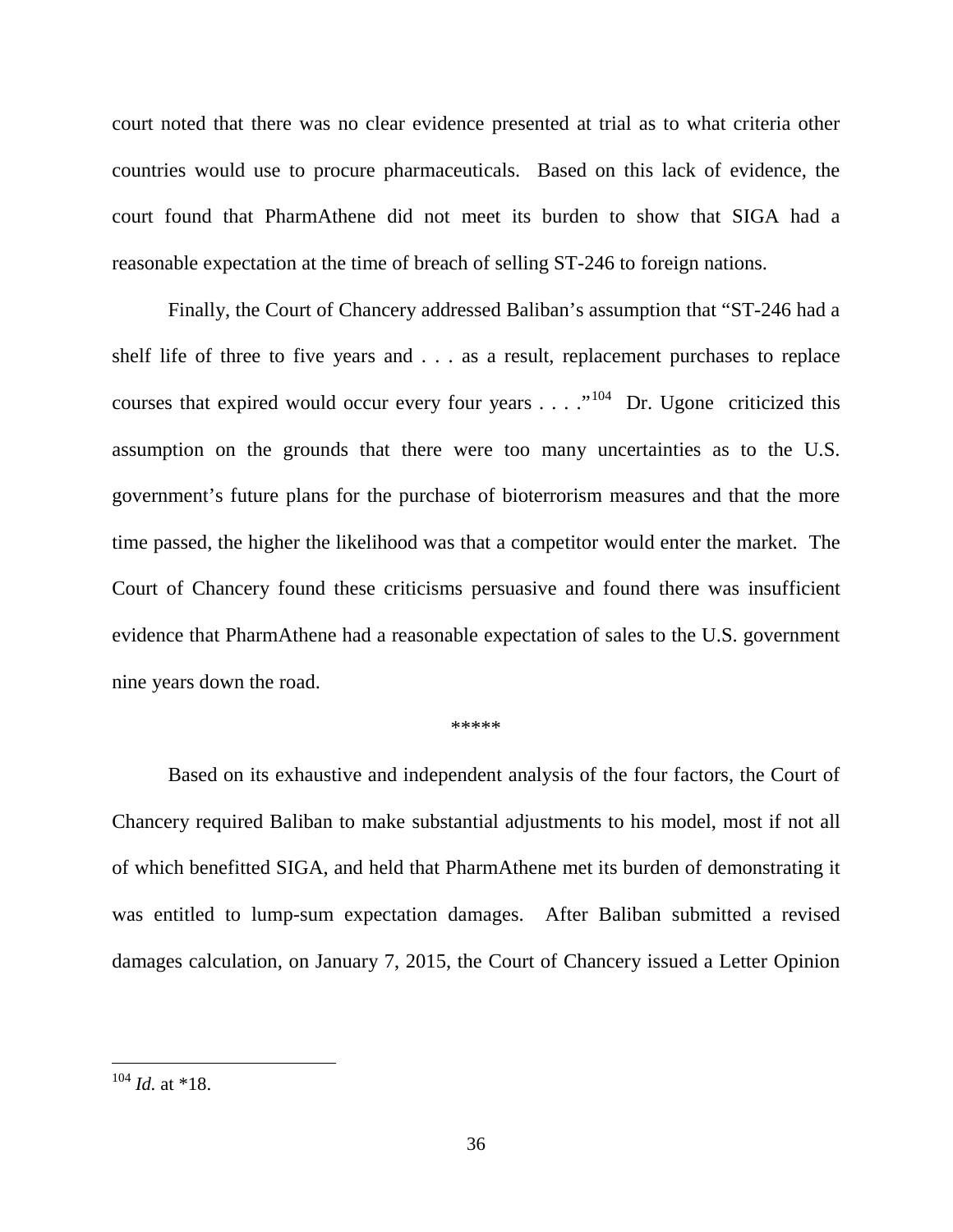court noted that there was no clear evidence presented at trial as to what criteria other countries would use to procure pharmaceuticals. Based on this lack of evidence, the court found that PharmAthene did not meet its burden to show that SIGA had a reasonable expectation at the time of breach of selling ST-246 to foreign nations.

Finally, the Court of Chancery addressed Baliban's assumption that "ST-246 had a shelf life of three to five years and . . . as a result, replacement purchases to replace courses that expired would occur every four years . . . ."[104] Dr. Ugone criticized this assumption on the grounds that there were too many uncertainties as to the U.S. government's future plans for the purchase of bioterrorism measures and that the more time passed, the higher the likelihood was that a competitor would enter the market. The Court of Chancery found these criticisms persuasive and found there was insufficient evidence that PharmAthene had a reasonable expectation of sales to the U.S. government nine years down the road.

\*\*\*\*\*

Based on its exhaustive and independent analysis of the four factors, the Court of Chancery required Baliban to make substantial adjustments to his model, most if not all of which benefitted SIGA, and held that PharmAthene met its burden of demonstrating it was entitled to lump-sum expectation damages. After Baliban submitted a revised damages calculation, on January 7, 2015, the Court of Chancery issued a Letter Opinion

---

[104] *Id.* at \*18.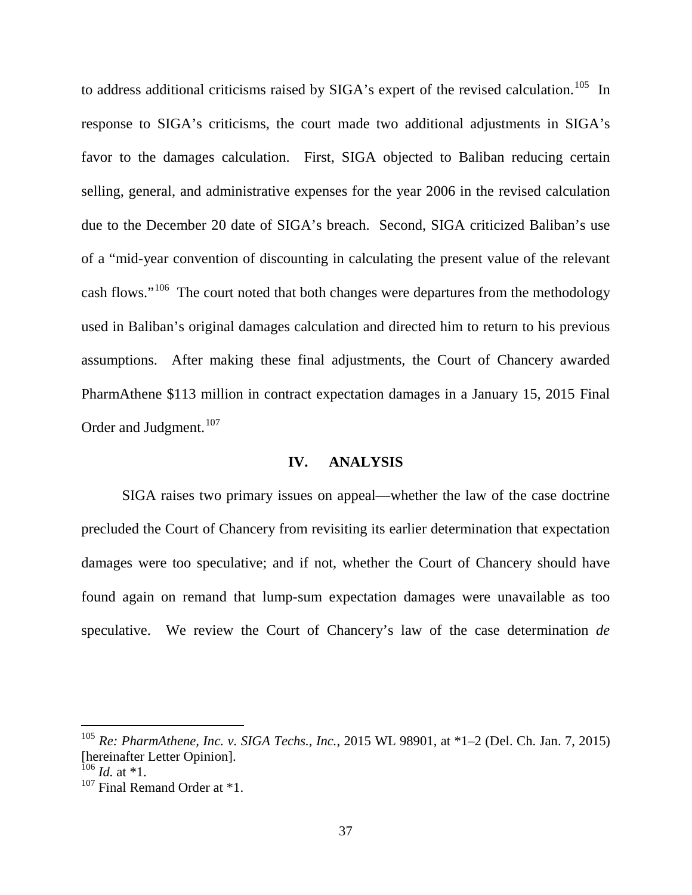to address additional criticisms raised by SIGA's expert of the revised calculation.[105] In response to SIGA's criticisms, the court made two additional adjustments in SIGA's favor to the damages calculation. First, SIGA objected to Baliban reducing certain selling, general, and administrative expenses for the year 2006 in the revised calculation due to the December 20 date of SIGA's breach. Second, SIGA criticized Baliban's use of a "mid-year convention of discounting in calculating the present value of the relevant cash flows."[106] The court noted that both changes were departures from the methodology used in Baliban's original damages calculation and directed him to return to his previous assumptions. After making these final adjustments, the Court of Chancery awarded PharmAthene $113 million in contract expectation damages in a January 15, 2015 Final Order and Judgment.[107]

## IV. ANALYSIS

SIGA raises two primary issues on appeal—whether the law of the case doctrine precluded the Court of Chancery from revisiting its earlier determination that expectation damages were too speculative; and if not, whether the Court of Chancery should have found again on remand that lump-sum expectation damages were unavailable as too speculative. We review the Court of Chancery's law of the case determination *de*

---

[105] *Re: PharmAthene, Inc. v. SIGA Techs., Inc.*, 2015 WL 98901, at *1–2 (Del. Ch. Jan. 7, 2015) [hereinafter Letter Opinion].

[106] *Id.* at *1.

[107] Final Remand Order at *1.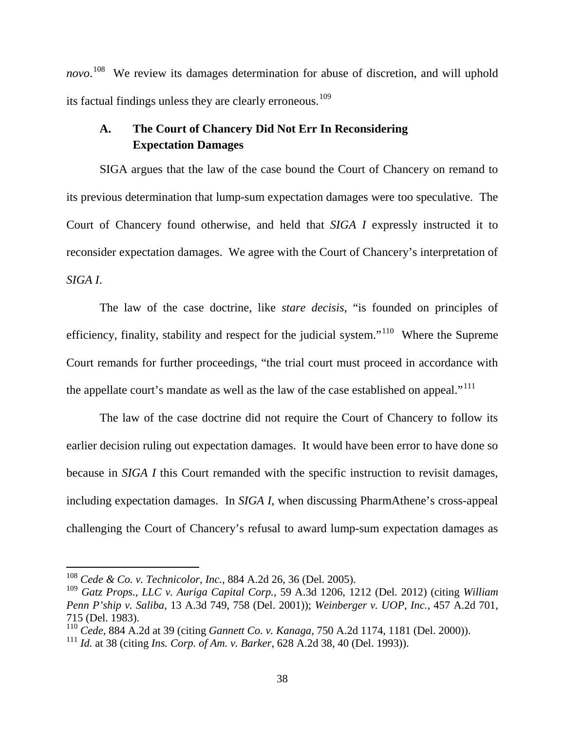*novo*.[108] We review its damages determination for abuse of discretion, and will uphold its factual findings unless they are clearly erroneous.[109]

### A. The Court of Chancery Did Not Err In Reconsidering Expectation Damages

SIGA argues that the law of the case bound the Court of Chancery on remand to its previous determination that lump-sum expectation damages were too speculative. The Court of Chancery found otherwise, and held that *SIGA I* expressly instructed it to reconsider expectation damages. We agree with the Court of Chancery's interpretation of *SIGA I*.

The law of the case doctrine, like *stare decisis*, "is founded on principles of efficiency, finality, stability and respect for the judicial system."[110] Where the Supreme Court remands for further proceedings, "the trial court must proceed in accordance with the appellate court's mandate as well as the law of the case established on appeal."[111]

The law of the case doctrine did not require the Court of Chancery to follow its earlier decision ruling out expectation damages. It would have been error to have done so because in *SIGA I* this Court remanded with the specific instruction to revisit damages, including expectation damages. In *SIGA I*, when discussing PharmAthene's cross-appeal challenging the Court of Chancery's refusal to award lump-sum expectation damages as

---

[108] *Cede & Co. v. Technicolor, Inc.*, 884 A.2d 26, 36 (Del. 2005).

[109] *Gatz Props., LLC v. Auriga Capital Corp.*, 59 A.3d 1206, 1212 (Del. 2012) (citing *William Penn P'ship v. Saliba*, 13 A.3d 749, 758 (Del. 2001)); *Weinberger v. UOP, Inc.*, 457 A.2d 701, 715 (Del. 1983).

[110] *Cede*, 884 A.2d at 39 (citing *Gannett Co. v. Kanaga*, 750 A.2d 1174, 1181 (Del. 2000)).

[111] *Id.* at 38 (citing *Ins. Corp. of Am. v. Barker*, 628 A.2d 38, 40 (Del. 1993)).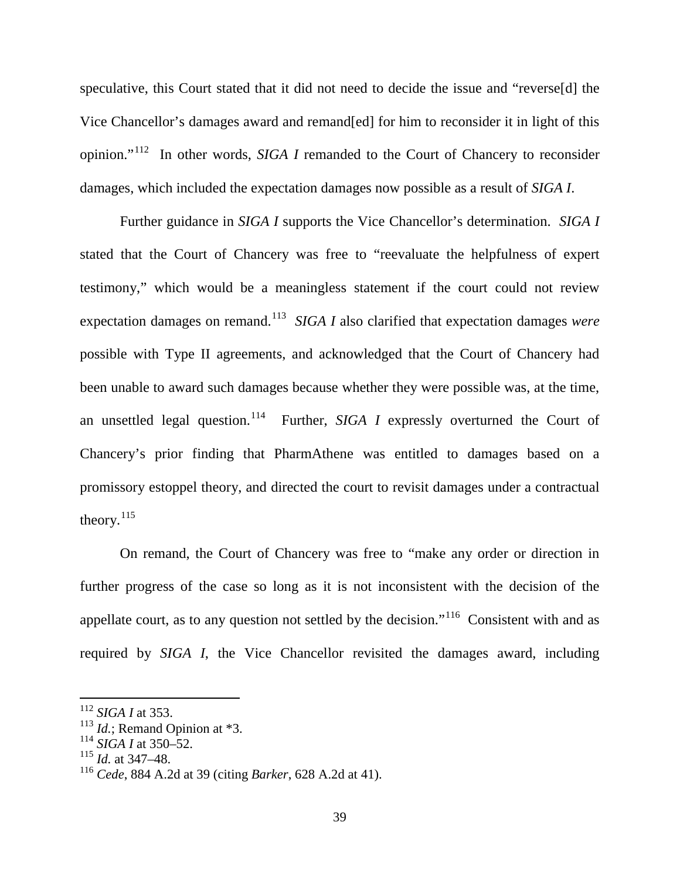speculative, this Court stated that it did not need to decide the issue and "reverse[d] the Vice Chancellor's damages award and remand[ed] for him to reconsider it in light of this opinion."[112] In other words, *SIGA I* remanded to the Court of Chancery to reconsider damages, which included the expectation damages now possible as a result of *SIGA I*.

Further guidance in *SIGA I* supports the Vice Chancellor's determination. *SIGA I* stated that the Court of Chancery was free to "reevaluate the helpfulness of expert testimony," which would be a meaningless statement if the court could not review expectation damages on remand.[113] *SIGA I* also clarified that expectation damages *were* possible with Type II agreements, and acknowledged that the Court of Chancery had been unable to award such damages because whether they were possible was, at the time, an unsettled legal question.[114] Further, *SIGA I* expressly overturned the Court of Chancery's prior finding that PharmAthene was entitled to damages based on a promissory estoppel theory, and directed the court to revisit damages under a contractual theory.[115]

On remand, the Court of Chancery was free to "make any order or direction in further progress of the case so long as it is not inconsistent with the decision of the appellate court, as to any question not settled by the decision."[116] Consistent with and as required by *SIGA I*, the Vice Chancellor revisited the damages award, including

---

[112] *SIGA I* at 353.
[113] *Id.*; Remand Opinion at *3.
[114] *SIGA I* at 350–52.
[115] *Id.* at 347–48.
[116] *Cede*, 884 A.2d at 39 (citing *Barker*, 628 A.2d at 41).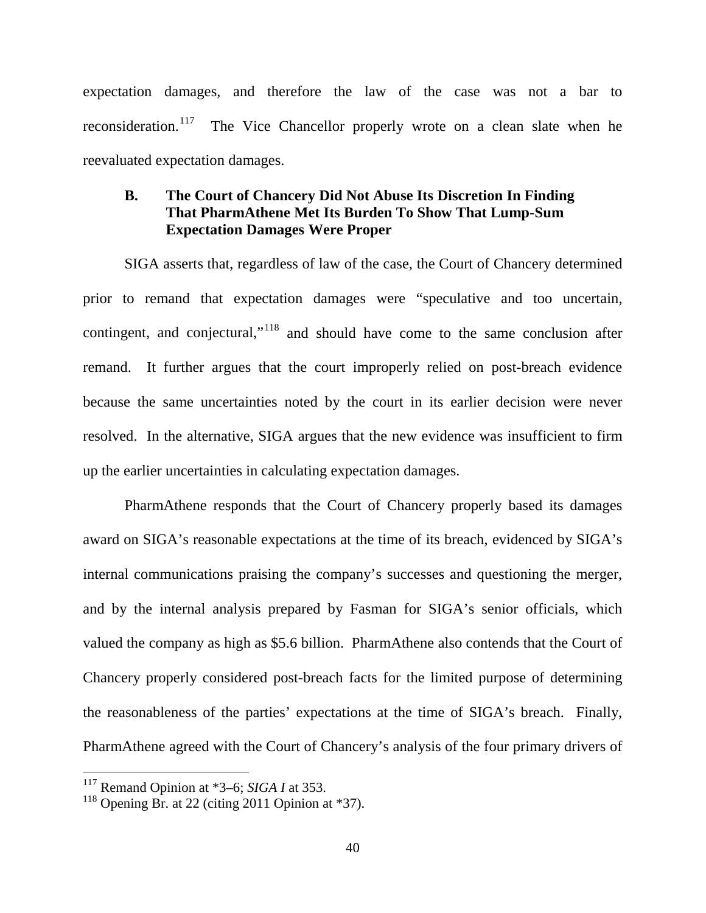expectation damages, and therefore the law of the case was not a bar to reconsideration.[117] The Vice Chancellor properly wrote on a clean slate when he reevaluated expectation damages.

### B. The Court of Chancery Did Not Abuse Its Discretion In Finding That PharmAthene Met Its Burden To Show That Lump-Sum Expectation Damages Were Proper

SIGA asserts that, regardless of law of the case, the Court of Chancery determined prior to remand that expectation damages were "speculative and too uncertain, contingent, and conjectural,"[118] and should have come to the same conclusion after remand. It further argues that the court improperly relied on post-breach evidence because the same uncertainties noted by the court in its earlier decision were never resolved. In the alternative, SIGA argues that the new evidence was insufficient to firm up the earlier uncertainties in calculating expectation damages.

PharmAthene responds that the Court of Chancery properly based its damages award on SIGA's reasonable expectations at the time of its breach, evidenced by SIGA's internal communications praising the company's successes and questioning the merger, and by the internal analysis prepared by Fasman for SIGA's senior officials, which valued the company as high as $5.6 billion. PharmAthene also contends that the Court of Chancery properly considered post-breach facts for the limited purpose of determining the reasonableness of the parties' expectations at the time of SIGA's breach. Finally, PharmAthene agreed with the Court of Chancery's analysis of the four primary drivers of

---

[117] Remand Opinion at *3–6; *SIGA I* at 353.

[118] Opening Br. at 22 (citing 2011 Opinion at *37).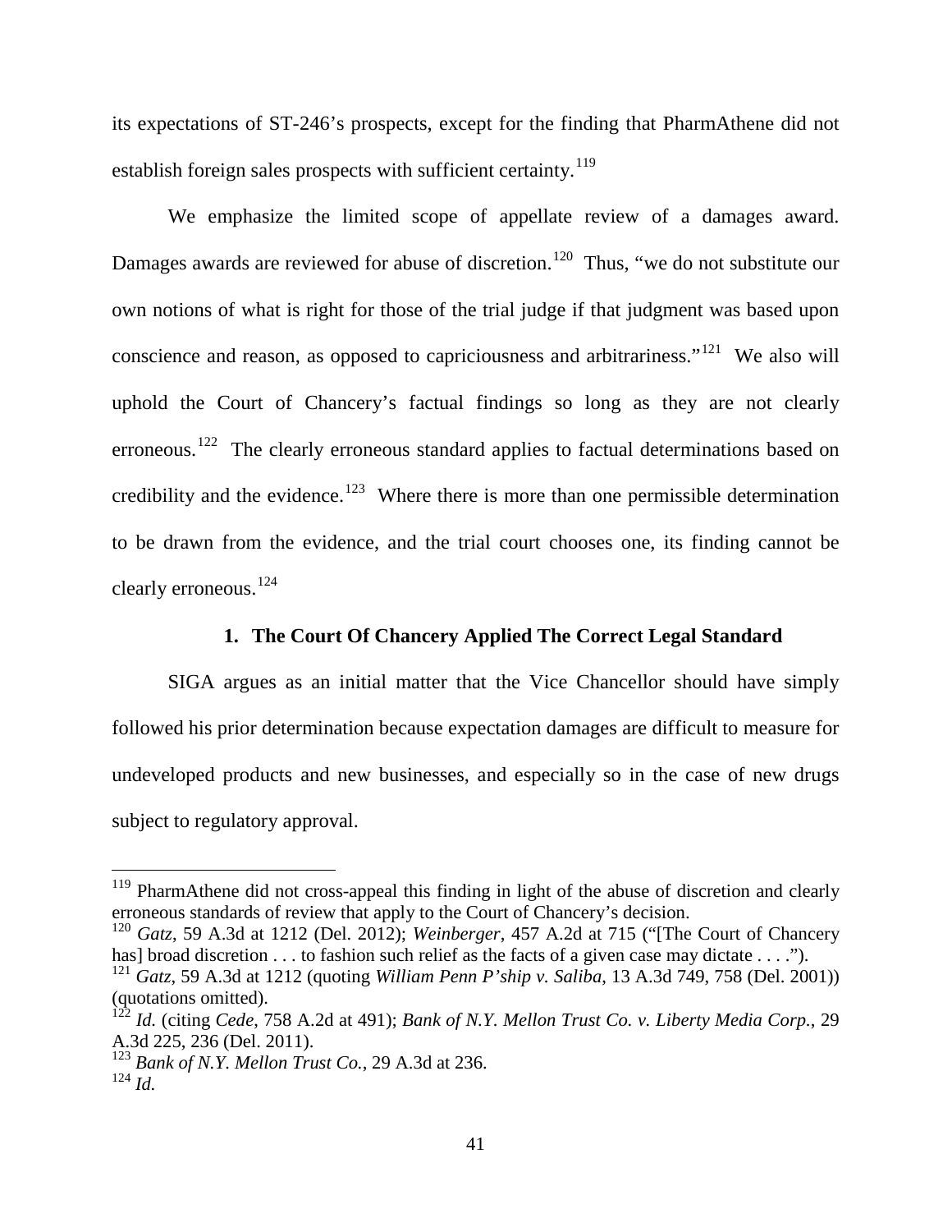its expectations of ST-246's prospects, except for the finding that PharmAthene did not establish foreign sales prospects with sufficient certainty.[119]

We emphasize the limited scope of appellate review of a damages award. Damages awards are reviewed for abuse of discretion.[120] Thus, "we do not substitute our own notions of what is right for those of the trial judge if that judgment was based upon conscience and reason, as opposed to capriciousness and arbitrariness."[121] We also will uphold the Court of Chancery's factual findings so long as they are not clearly erroneous.[122] The clearly erroneous standard applies to factual determinations based on credibility and the evidence.[123] Where there is more than one permissible determination to be drawn from the evidence, and the trial court chooses one, its finding cannot be clearly erroneous.[124]

### 1. The Court Of Chancery Applied The Correct Legal Standard

SIGA argues as an initial matter that the Vice Chancellor should have simply followed his prior determination because expectation damages are difficult to measure for undeveloped products and new businesses, and especially so in the case of new drugs subject to regulatory approval.

---

[119] PharmAthene did not cross-appeal this finding in light of the abuse of discretion and clearly erroneous standards of review that apply to the Court of Chancery's decision.

[120] *Gatz*, 59 A.3d at 1212 (Del. 2012); *Weinberger*, 457 A.2d at 715 ("[The Court of Chancery has] broad discretion . . . to fashion such relief as the facts of a given case may dictate . . . .").

[121] *Gatz*, 59 A.3d at 1212 (quoting *William Penn P'ship v. Saliba*, 13 A.3d 749, 758 (Del. 2001)) (quotations omitted).

[122] *Id.* (citing *Cede*, 758 A.2d at 491); *Bank of N.Y. Mellon Trust Co. v. Liberty Media Corp.*, 29 A.3d 225, 236 (Del. 2011).

[123] *Bank of N.Y. Mellon Trust Co.*, 29 A.3d at 236.

[124] *Id.*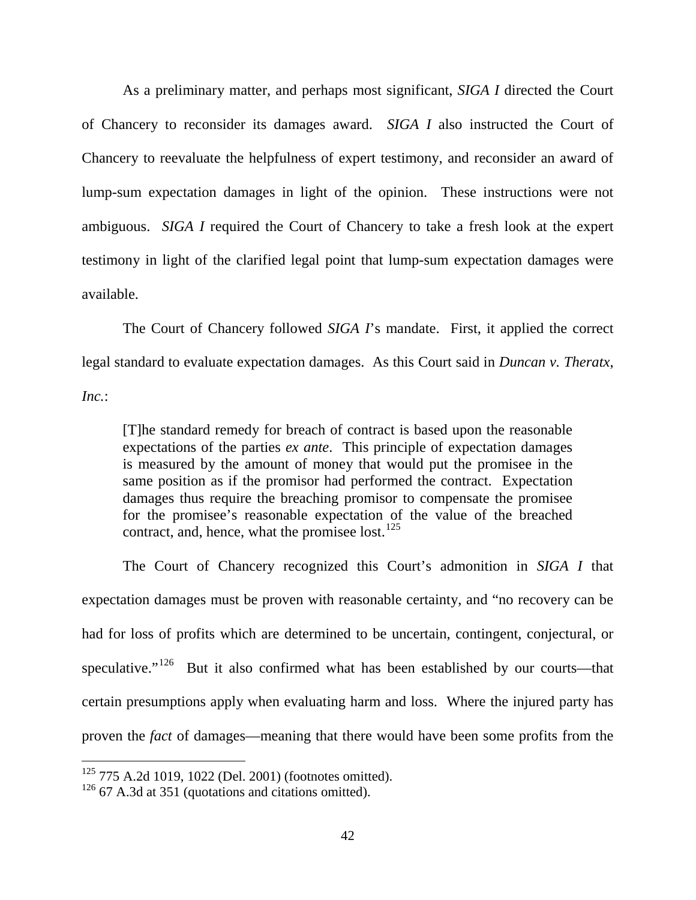As a preliminary matter, and perhaps most significant, *SIGA I* directed the Court of Chancery to reconsider its damages award. *SIGA I* also instructed the Court of Chancery to reevaluate the helpfulness of expert testimony, and reconsider an award of lump-sum expectation damages in light of the opinion. These instructions were not ambiguous. *SIGA I* required the Court of Chancery to take a fresh look at the expert testimony in light of the clarified legal point that lump-sum expectation damages were available.

The Court of Chancery followed *SIGA I*'s mandate. First, it applied the correct legal standard to evaluate expectation damages. As this Court said in *Duncan v. Theratx, Inc.*:

> [T]he standard remedy for breach of contract is based upon the reasonable expectations of the parties *ex ante*. This principle of expectation damages is measured by the amount of money that would put the promisee in the same position as if the promisor had performed the contract. Expectation damages thus require the breaching promisor to compensate the promisee for the promisee's reasonable expectation of the value of the breached contract, and, hence, what the promisee lost.[125]

The Court of Chancery recognized this Court's admonition in *SIGA I* that expectation damages must be proven with reasonable certainty, and "no recovery can be had for loss of profits which are determined to be uncertain, contingent, conjectural, or speculative."[126] But it also confirmed what has been established by our courts—that certain presumptions apply when evaluating harm and loss. Where the injured party has proven the *fact* of damages—meaning that there would have been some profits from the

---

[125] 775 A.2d 1019, 1022 (Del. 2001) (footnotes omitted).

[126] 67 A.3d at 351 (quotations and citations omitted).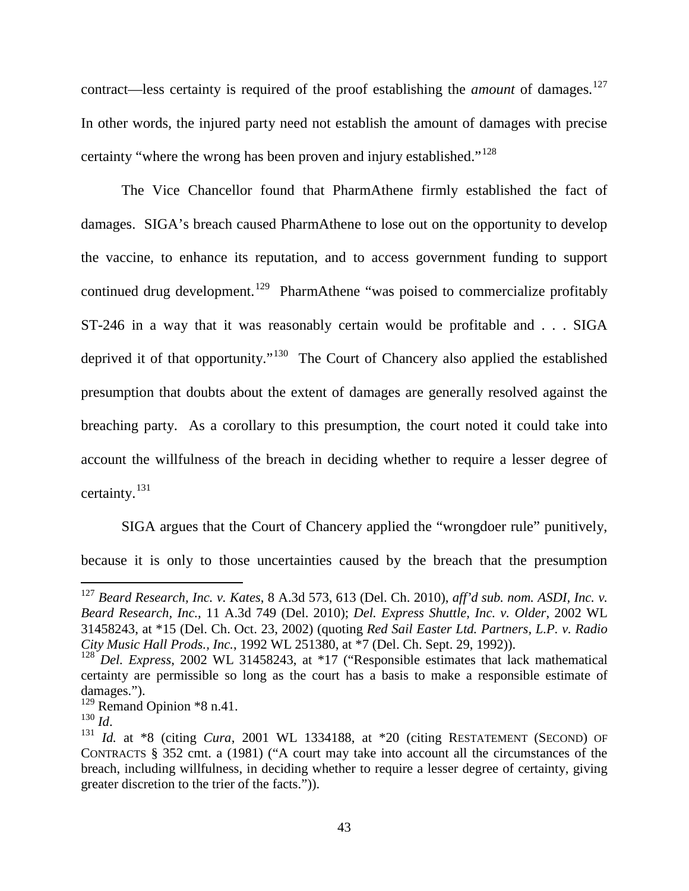contract—less certainty is required of the proof establishing the *amount* of damages.[127] In other words, the injured party need not establish the amount of damages with precise certainty "where the wrong has been proven and injury established."[128]

The Vice Chancellor found that PharmAthene firmly established the fact of damages. SIGA's breach caused PharmAthene to lose out on the opportunity to develop the vaccine, to enhance its reputation, and to access government funding to support continued drug development.[129] PharmAthene "was poised to commercialize profitably ST-246 in a way that it was reasonably certain would be profitable and . . . SIGA deprived it of that opportunity."[130] The Court of Chancery also applied the established presumption that doubts about the extent of damages are generally resolved against the breaching party. As a corollary to this presumption, the court noted it could take into account the willfulness of the breach in deciding whether to require a lesser degree of certainty.[131]

SIGA argues that the Court of Chancery applied the "wrongdoer rule" punitively, because it is only to those uncertainties caused by the breach that the presumption

---

[127] *Beard Research, Inc. v. Kates*, 8 A.3d 573, 613 (Del. Ch. 2010), *aff'd sub nom. ASDI, Inc. v. Beard Research, Inc.*, 11 A.3d 749 (Del. 2010); *Del. Express Shuttle, Inc. v. Older*, 2002 WL 31458243, at *15 (Del. Ch. Oct. 23, 2002) (quoting *Red Sail Easter Ltd. Partners, L.P. v. Radio City Music Hall Prods., Inc.*, 1992 WL 251380, at *7 (Del. Ch. Sept. 29, 1992)).

[128] *Del. Express*, 2002 WL 31458243, at *17 ("Responsible estimates that lack mathematical certainty are permissible so long as the court has a basis to make a responsible estimate of damages.").

[129] Remand Opinion *8 n.41.

[130] *Id*.

[131] *Id.* at *8 (citing *Cura*, 2001 WL 1334188, at *20 (citing RESTATEMENT (SECOND) OF CONTRACTS § 352 cmt. a (1981) ("A court may take into account all the circumstances of the breach, including willfulness, in deciding whether to require a lesser degree of certainty, giving greater discretion to the trier of the facts.")).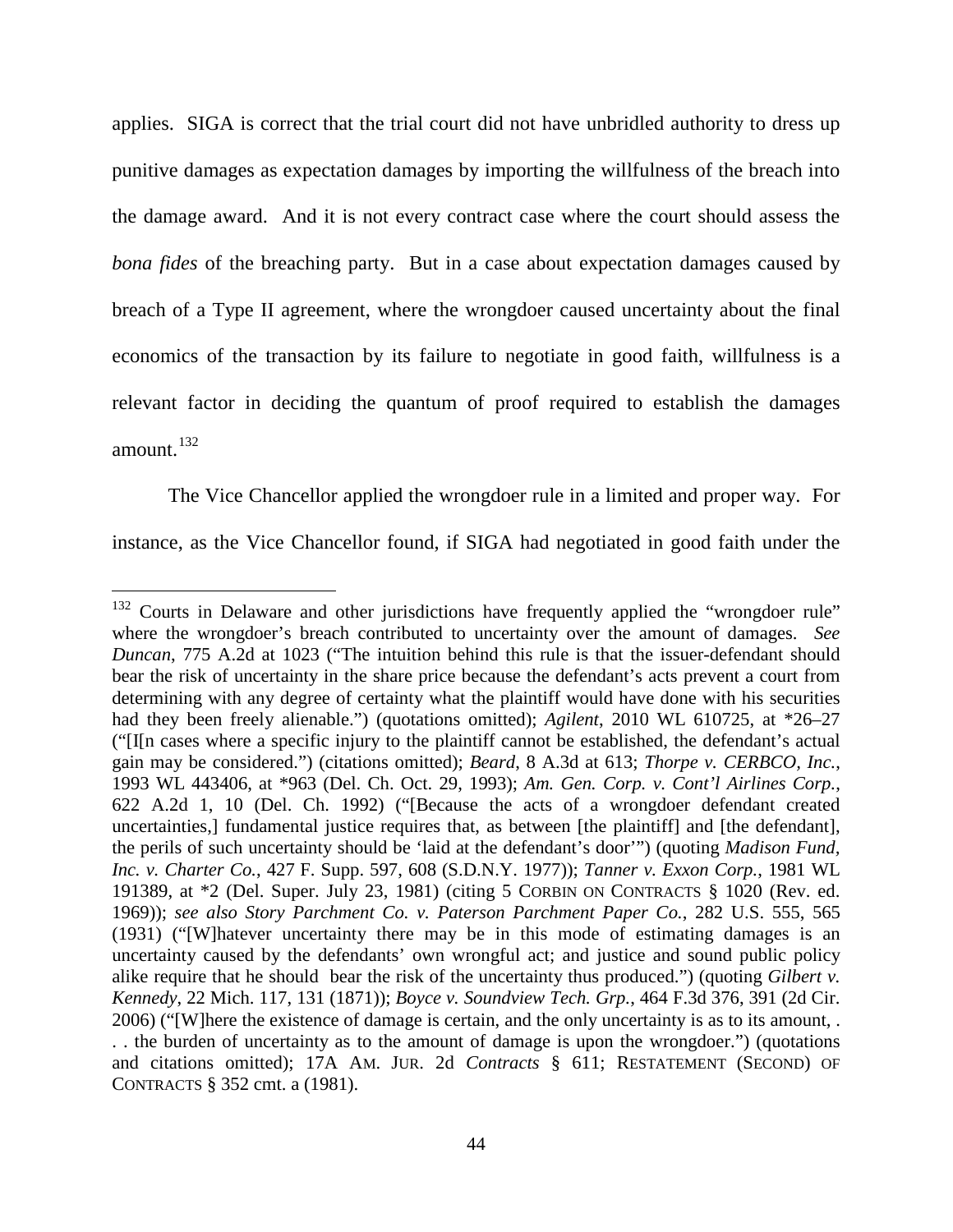applies. SIGA is correct that the trial court did not have unbridled authority to dress up punitive damages as expectation damages by importing the willfulness of the breach into the damage award. And it is not every contract case where the court should assess the *bona fides* of the breaching party. But in a case about expectation damages caused by breach of a Type II agreement, where the wrongdoer caused uncertainty about the final economics of the transaction by its failure to negotiate in good faith, willfulness is a relevant factor in deciding the quantum of proof required to establish the damages amount.[132]

The Vice Chancellor applied the wrongdoer rule in a limited and proper way. For instance, as the Vice Chancellor found, if SIGA had negotiated in good faith under the

---

[132] Courts in Delaware and other jurisdictions have frequently applied the "wrongdoer rule" where the wrongdoer's breach contributed to uncertainty over the amount of damages. *See Duncan*, 775 A.2d at 1023 ("The intuition behind this rule is that the issuer-defendant should bear the risk of uncertainty in the share price because the defendant's acts prevent a court from determining with any degree of certainty what the plaintiff would have done with his securities had they been freely alienable.") (quotations omitted); *Agilent*, 2010 WL 610725, at *26–27 ("[I[n cases where a specific injury to the plaintiff cannot be established, the defendant's actual gain may be considered.") (citations omitted); *Beard*, 8 A.3d at 613; *Thorpe v. CERBCO, Inc.*, 1993 WL 443406, at *963 (Del. Ch. Oct. 29, 1993); *Am. Gen. Corp. v. Cont'l Airlines Corp.*, 622 A.2d 1, 10 (Del. Ch. 1992) ("[Because the acts of a wrongdoer defendant created uncertainties,] fundamental justice requires that, as between [the plaintiff] and [the defendant], the perils of such uncertainty should be 'laid at the defendant's door'") (quoting *Madison Fund, Inc. v. Charter Co.*, 427 F. Supp. 597, 608 (S.D.N.Y. 1977)); *Tanner v. Exxon Corp.*, 1981 WL 191389, at *2 (Del. Super. July 23, 1981) (citing 5 CORBIN ON CONTRACTS § 1020 (Rev. ed. 1969)); *see also Story Parchment Co. v. Paterson Parchment Paper Co.*, 282 U.S. 555, 565 (1931) ("[W]hatever uncertainty there may be in this mode of estimating damages is an uncertainty caused by the defendants' own wrongful act; and justice and sound public policy alike require that he should bear the risk of the uncertainty thus produced.") (quoting *Gilbert v. Kennedy*, 22 Mich. 117, 131 (1871)); *Boyce v. Soundview Tech. Grp.*, 464 F.3d 376, 391 (2d Cir. 2006) ("[W]here the existence of damage is certain, and the only uncertainty is as to its amount, . . . the burden of uncertainty as to the amount of damage is upon the wrongdoer.") (quotations and citations omitted); 17A AM. JUR. 2d *Contracts* § 611; RESTATEMENT (SECOND) OF CONTRACTS § 352 cmt. a (1981).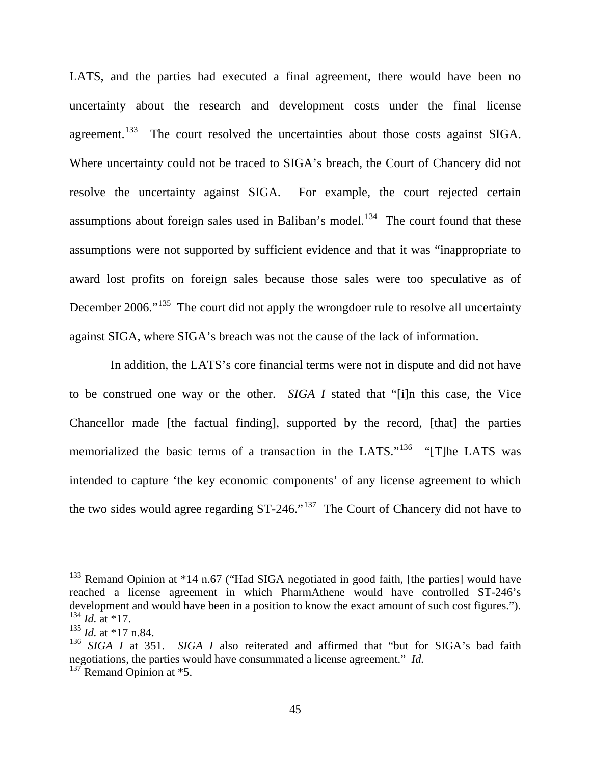LATS, and the parties had executed a final agreement, there would have been no uncertainty about the research and development costs under the final license agreement.[133] The court resolved the uncertainties about those costs against SIGA. Where uncertainty could not be traced to SIGA's breach, the Court of Chancery did not resolve the uncertainty against SIGA. For example, the court rejected certain assumptions about foreign sales used in Baliban's model.[134] The court found that these assumptions were not supported by sufficient evidence and that it was "inappropriate to award lost profits on foreign sales because those sales were too speculative as of December 2006."[135] The court did not apply the wrongdoer rule to resolve all uncertainty against SIGA, where SIGA's breach was not the cause of the lack of information.

In addition, the LATS's core financial terms were not in dispute and did not have to be construed one way or the other. *SIGA I* stated that "[i]n this case, the Vice Chancellor made [the factual finding], supported by the record, [that] the parties memorialized the basic terms of a transaction in the LATS."[136] "[T]he LATS was intended to capture 'the key economic components' of any license agreement to which the two sides would agree regarding ST-246."[137] The Court of Chancery did not have to

---

[133] Remand Opinion at *14 n.67 ("Had SIGA negotiated in good faith, [the parties] would have reached a license agreement in which PharmAthene would have controlled ST-246's development and would have been in a position to know the exact amount of such cost figures.").

[134] *Id.* at *17.

[135] *Id.* at *17 n.84.

[136] *SIGA I* at 351. *SIGA I* also reiterated and affirmed that "but for SIGA's bad faith negotiations, the parties would have consummated a license agreement." *Id.*

[137] Remand Opinion at *5.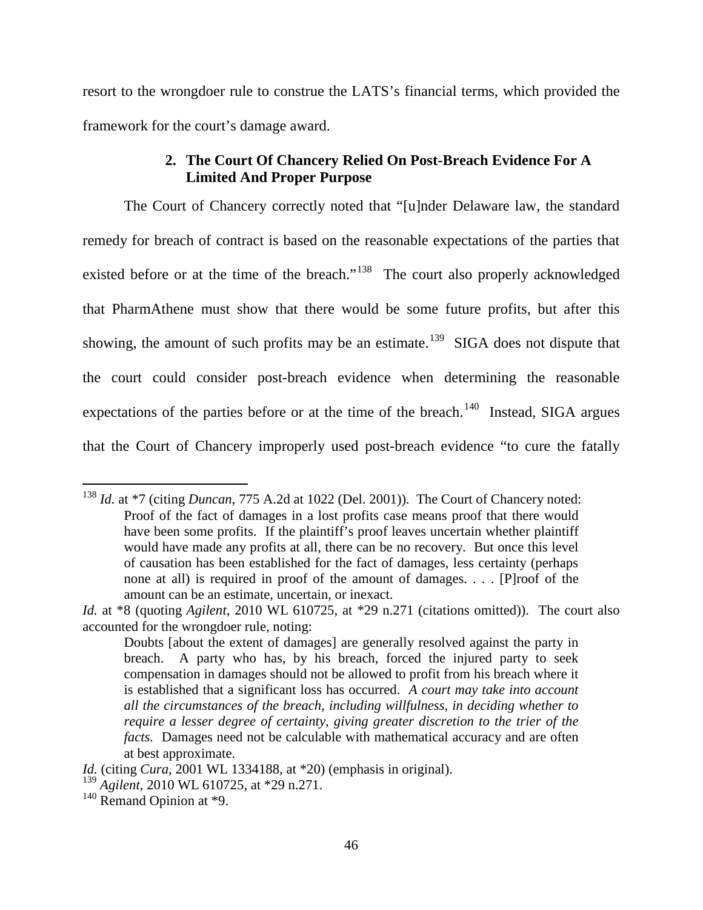resort to the wrongdoer rule to construe the LATS's financial terms, which provided the framework for the court's damage award.

### 2. The Court Of Chancery Relied On Post-Breach Evidence For A Limited And Proper Purpose

The Court of Chancery correctly noted that "[u]nder Delaware law, the standard remedy for breach of contract is based on the reasonable expectations of the parties that existed before or at the time of the breach."[138] The court also properly acknowledged that PharmAthene must show that there would be some future profits, but after this showing, the amount of such profits may be an estimate.[139] SIGA does not dispute that the court could consider post-breach evidence when determining the reasonable expectations of the parties before or at the time of the breach.[140] Instead, SIGA argues that the Court of Chancery improperly used post-breach evidence "to cure the fatally

---

[138] *Id.* at *7 (citing *Duncan*, 775 A.2d at 1022 (Del. 2001)). The Court of Chancery noted:

> Proof of the fact of damages in a lost profits case means proof that there would have been some profits. If the plaintiff's proof leaves uncertain whether plaintiff would have made any profits at all, there can be no recovery. But once this level of causation has been established for the fact of damages, less certainty (perhaps none at all) is required in proof of the amount of damages. . . . [P]roof of the amount can be an estimate, uncertain, or inexact.

*Id.* at *8 (quoting *Agilent*, 2010 WL 610725, at *29 n.271 (citations omitted)). The court also accounted for the wrongdoer rule, noting:

> Doubts [about the extent of damages] are generally resolved against the party in breach. A party who has, by his breach, forced the injured party to seek compensation in damages should not be allowed to profit from his breach where it is established that a significant loss has occurred. *A court may take into account all the circumstances of the breach, including willfulness, in deciding whether to require a lesser degree of certainty, giving greater discretion to the trier of the facts.* Damages need not be calculable with mathematical accuracy and are often at best approximate.

*Id.* (citing *Cura*, 2001 WL 1334188, at *20) (emphasis in original).

[139] *Agilent*, 2010 WL 610725, at *29 n.271.

[140] Remand Opinion at *9.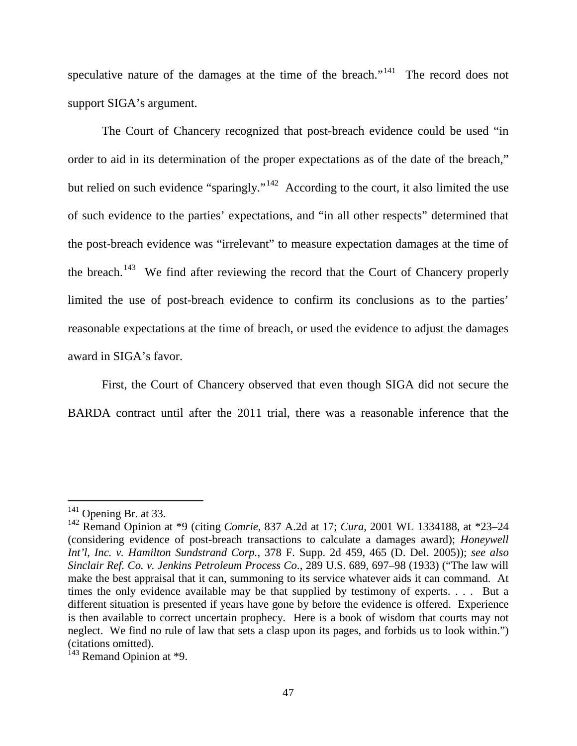speculative nature of the damages at the time of the breach."[141] The record does not support SIGA's argument.

The Court of Chancery recognized that post-breach evidence could be used "in order to aid in its determination of the proper expectations as of the date of the breach," but relied on such evidence "sparingly."[142] According to the court, it also limited the use of such evidence to the parties' expectations, and "in all other respects" determined that the post-breach evidence was "irrelevant" to measure expectation damages at the time of the breach.[143] We find after reviewing the record that the Court of Chancery properly limited the use of post-breach evidence to confirm its conclusions as to the parties' reasonable expectations at the time of breach, or used the evidence to adjust the damages award in SIGA's favor.

First, the Court of Chancery observed that even though SIGA did not secure the BARDA contract until after the 2011 trial, there was a reasonable inference that the

---

[141] Opening Br. at 33.

[142] Remand Opinion at *9 (citing *Comrie*, 837 A.2d at 17; *Cura*, 2001 WL 1334188, at *23–24 (considering evidence of post-breach transactions to calculate a damages award); *Honeywell Int'l, Inc. v. Hamilton Sundstrand Corp.*, 378 F. Supp. 2d 459, 465 (D. Del. 2005)); *see also Sinclair Ref. Co. v. Jenkins Petroleum Process Co.*, 289 U.S. 689, 697–98 (1933) ("The law will make the best appraisal that it can, summoning to its service whatever aids it can command. At times the only evidence available may be that supplied by testimony of experts. . . . But a different situation is presented if years have gone by before the evidence is offered. Experience is then available to correct uncertain prophecy. Here is a book of wisdom that courts may not neglect. We find no rule of law that sets a clasp upon its pages, and forbids us to look within.") (citations omitted).

[143] Remand Opinion at *9.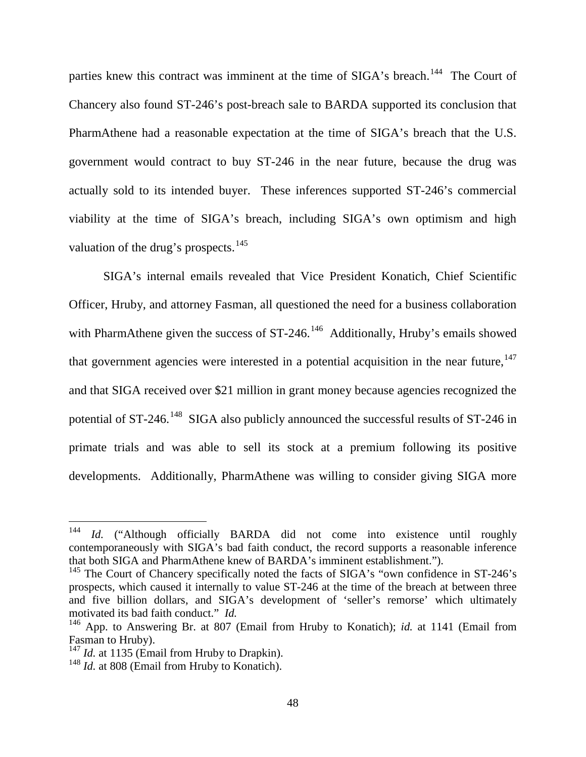parties knew this contract was imminent at the time of SIGA's breach.[144] The Court of Chancery also found ST-246's post-breach sale to BARDA supported its conclusion that PharmAthene had a reasonable expectation at the time of SIGA's breach that the U.S. government would contract to buy ST-246 in the near future, because the drug was actually sold to its intended buyer. These inferences supported ST-246's commercial viability at the time of SIGA's breach, including SIGA's own optimism and high valuation of the drug's prospects.[145]

SIGA's internal emails revealed that Vice President Konatich, Chief Scientific Officer, Hruby, and attorney Fasman, all questioned the need for a business collaboration with PharmAthene given the success of ST-246.[146] Additionally, Hruby's emails showed that government agencies were interested in a potential acquisition in the near future,[147] and that SIGA received over $21 million in grant money because agencies recognized the potential of ST-246.[148] SIGA also publicly announced the successful results of ST-246 in primate trials and was able to sell its stock at a premium following its positive developments. Additionally, PharmAthene was willing to consider giving SIGA more

---

[144] *Id.* ("Although officially BARDA did not come into existence until roughly contemporaneously with SIGA's bad faith conduct, the record supports a reasonable inference that both SIGA and PharmAthene knew of BARDA's imminent establishment.").

[145] The Court of Chancery specifically noted the facts of SIGA's "own confidence in ST-246's prospects, which caused it internally to value ST-246 at the time of the breach at between three and five billion dollars, and SIGA's development of 'seller's remorse' which ultimately motivated its bad faith conduct." *Id.*

[146] App. to Answering Br. at 807 (Email from Hruby to Konatich); *id.* at 1141 (Email from Fasman to Hruby).

[147] *Id.* at 1135 (Email from Hruby to Drapkin).

[148] *Id.* at 808 (Email from Hruby to Konatich).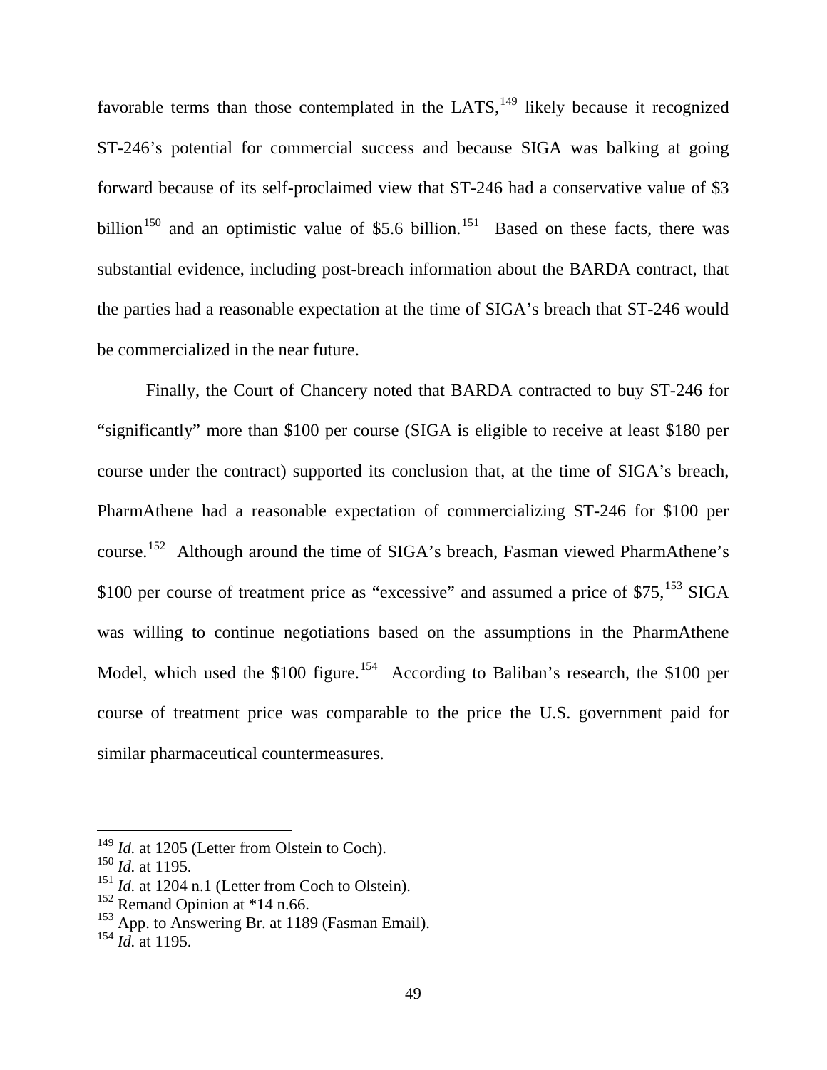favorable terms than those contemplated in the LATS,[149] likely because it recognized ST-246's potential for commercial success and because SIGA was balking at going forward because of its self-proclaimed view that ST-246 had a conservative value of $3 billion[150] and an optimistic value of $5.6 billion.[151] Based on these facts, there was substantial evidence, including post-breach information about the BARDA contract, that the parties had a reasonable expectation at the time of SIGA's breach that ST-246 would be commercialized in the near future.

Finally, the Court of Chancery noted that BARDA contracted to buy ST-246 for "significantly" more than $100 per course (SIGA is eligible to receive at least $180 per course under the contract) supported its conclusion that, at the time of SIGA's breach, PharmAthene had a reasonable expectation of commercializing ST-246 for $100 per course.[152] Although around the time of SIGA's breach, Fasman viewed PharmAthene's $100 per course of treatment price as "excessive" and assumed a price of $75,[153] SIGA was willing to continue negotiations based on the assumptions in the PharmAthene Model, which used the $100 figure.[154] According to Baliban's research, the $100 per course of treatment price was comparable to the price the U.S. government paid for similar pharmaceutical countermeasures.

---

[149] *Id.* at 1205 (Letter from Olstein to Coch).
[150] *Id.* at 1195.
[151] *Id.* at 1204 n.1 (Letter from Coch to Olstein).
[152] Remand Opinion at *14 n.66.
[153] App. to Answering Br. at 1189 (Fasman Email).
[154] *Id.* at 1195.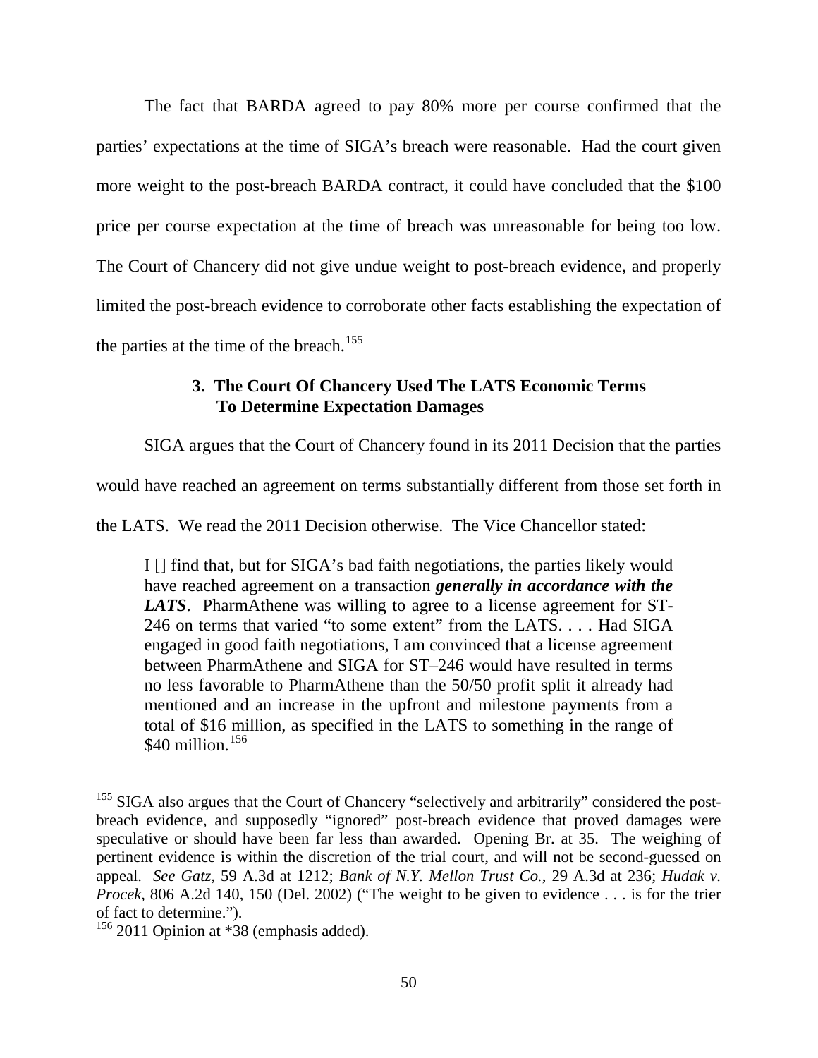The fact that BARDA agreed to pay 80% more per course confirmed that the parties' expectations at the time of SIGA's breach were reasonable. Had the court given more weight to the post-breach BARDA contract, it could have concluded that the $100 price per course expectation at the time of breach was unreasonable for being too low. The Court of Chancery did not give undue weight to post-breach evidence, and properly limited the post-breach evidence to corroborate other facts establishing the expectation of the parties at the time of the breach.[155]

### 3. The Court Of Chancery Used The LATS Economic Terms To Determine Expectation Damages

SIGA argues that the Court of Chancery found in its 2011 Decision that the parties would have reached an agreement on terms substantially different from those set forth in the LATS. We read the 2011 Decision otherwise. The Vice Chancellor stated:

> I [] find that, but for SIGA's bad faith negotiations, the parties likely would have reached agreement on a transaction ***generally in accordance with the LATS***. PharmAthene was willing to agree to a license agreement for ST-246 on terms that varied "to some extent" from the LATS. . . . Had SIGA engaged in good faith negotiations, I am convinced that a license agreement between PharmAthene and SIGA for ST–246 would have resulted in terms no less favorable to PharmAthene than the 50/50 profit split it already had mentioned and an increase in the upfront and milestone payments from a total of $16 million, as specified in the LATS to something in the range of $40 million.[156]

---

[155] SIGA also argues that the Court of Chancery "selectively and arbitrarily" considered the post-breach evidence, and supposedly "ignored" post-breach evidence that proved damages were speculative or should have been far less than awarded. Opening Br. at 35. The weighing of pertinent evidence is within the discretion of the trial court, and will not be second-guessed on appeal. *See Gatz*, 59 A.3d at 1212; *Bank of N.Y. Mellon Trust Co.*, 29 A.3d at 236; *Hudak v. Procek*, 806 A.2d 140, 150 (Del. 2002) ("The weight to be given to evidence . . . is for the trier of fact to determine.").

[156] 2011 Opinion at *38 (emphasis added).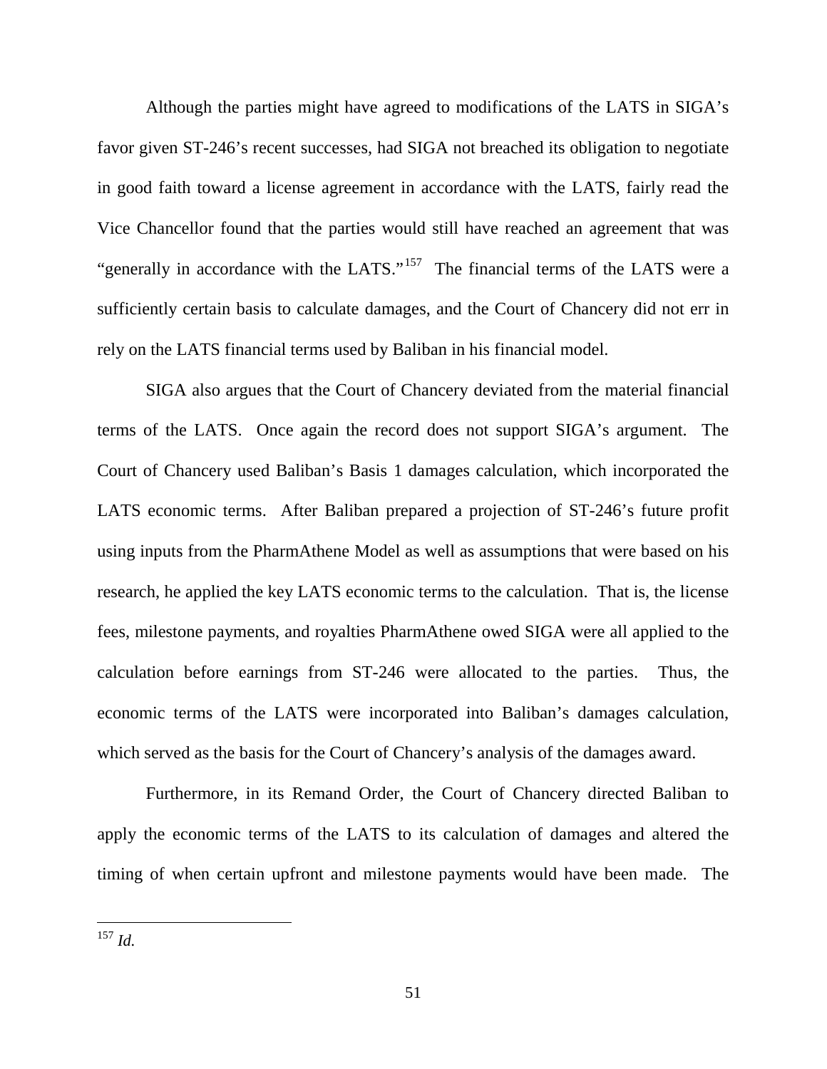Although the parties might have agreed to modifications of the LATS in SIGA's favor given ST-246's recent successes, had SIGA not breached its obligation to negotiate in good faith toward a license agreement in accordance with the LATS, fairly read the Vice Chancellor found that the parties would still have reached an agreement that was "generally in accordance with the LATS."[157] The financial terms of the LATS were a sufficiently certain basis to calculate damages, and the Court of Chancery did not err in rely on the LATS financial terms used by Baliban in his financial model.

SIGA also argues that the Court of Chancery deviated from the material financial terms of the LATS. Once again the record does not support SIGA's argument. The Court of Chancery used Baliban's Basis 1 damages calculation, which incorporated the LATS economic terms. After Baliban prepared a projection of ST-246's future profit using inputs from the PharmAthene Model as well as assumptions that were based on his research, he applied the key LATS economic terms to the calculation. That is, the license fees, milestone payments, and royalties PharmAthene owed SIGA were all applied to the calculation before earnings from ST-246 were allocated to the parties. Thus, the economic terms of the LATS were incorporated into Baliban's damages calculation, which served as the basis for the Court of Chancery's analysis of the damages award.

Furthermore, in its Remand Order, the Court of Chancery directed Baliban to apply the economic terms of the LATS to its calculation of damages and altered the timing of when certain upfront and milestone payments would have been made. The

---

[157] *Id.*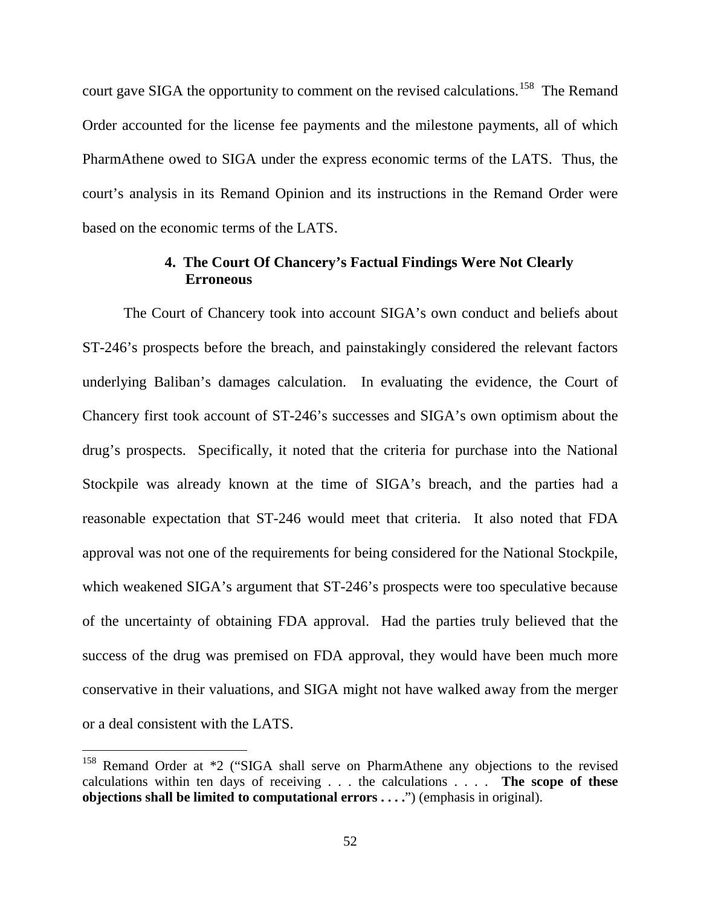court gave SIGA the opportunity to comment on the revised calculations.[158] The Remand Order accounted for the license fee payments and the milestone payments, all of which PharmAthene owed to SIGA under the express economic terms of the LATS. Thus, the court's analysis in its Remand Opinion and its instructions in the Remand Order were based on the economic terms of the LATS.

#### 4. The Court Of Chancery's Factual Findings Were Not Clearly Erroneous

The Court of Chancery took into account SIGA's own conduct and beliefs about ST-246's prospects before the breach, and painstakingly considered the relevant factors underlying Baliban's damages calculation. In evaluating the evidence, the Court of Chancery first took account of ST-246's successes and SIGA's own optimism about the drug's prospects. Specifically, it noted that the criteria for purchase into the National Stockpile was already known at the time of SIGA's breach, and the parties had a reasonable expectation that ST-246 would meet that criteria. It also noted that FDA approval was not one of the requirements for being considered for the National Stockpile, which weakened SIGA's argument that ST-246's prospects were too speculative because of the uncertainty of obtaining FDA approval. Had the parties truly believed that the success of the drug was premised on FDA approval, they would have been much more conservative in their valuations, and SIGA might not have walked away from the merger or a deal consistent with the LATS.

---

[158] Remand Order at *2 ("SIGA shall serve on PharmAthene any objections to the revised calculations within ten days of receiving . . . the calculations . . . . **The scope of these objections shall be limited to computational errors . . . .**") (emphasis in original).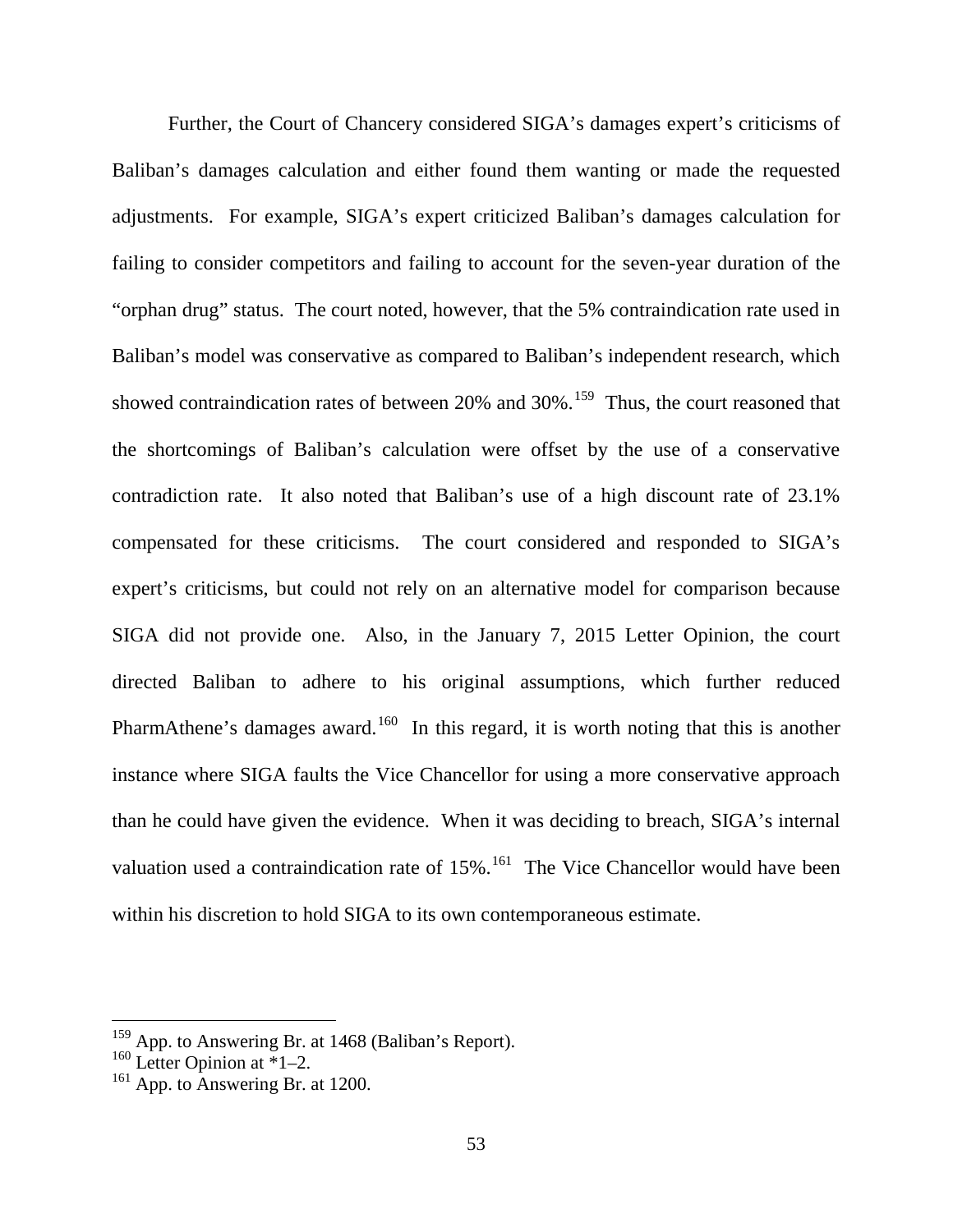Further, the Court of Chancery considered SIGA's damages expert's criticisms of Baliban's damages calculation and either found them wanting or made the requested adjustments. For example, SIGA's expert criticized Baliban's damages calculation for failing to consider competitors and failing to account for the seven-year duration of the "orphan drug" status. The court noted, however, that the 5% contraindication rate used in Baliban's model was conservative as compared to Baliban's independent research, which showed contraindication rates of between 20% and 30%.[159] Thus, the court reasoned that the shortcomings of Baliban's calculation were offset by the use of a conservative contradiction rate. It also noted that Baliban's use of a high discount rate of 23.1% compensated for these criticisms. The court considered and responded to SIGA's expert's criticisms, but could not rely on an alternative model for comparison because SIGA did not provide one. Also, in the January 7, 2015 Letter Opinion, the court directed Baliban to adhere to his original assumptions, which further reduced PharmAthene's damages award.[160] In this regard, it is worth noting that this is another instance where SIGA faults the Vice Chancellor for using a more conservative approach than he could have given the evidence. When it was deciding to breach, SIGA's internal valuation used a contraindication rate of 15%.[161] The Vice Chancellor would have been within his discretion to hold SIGA to its own contemporaneous estimate.

---

[159] App. to Answering Br. at 1468 (Baliban's Report).
[160] Letter Opinion at *1–2.
[161] App. to Answering Br. at 1200.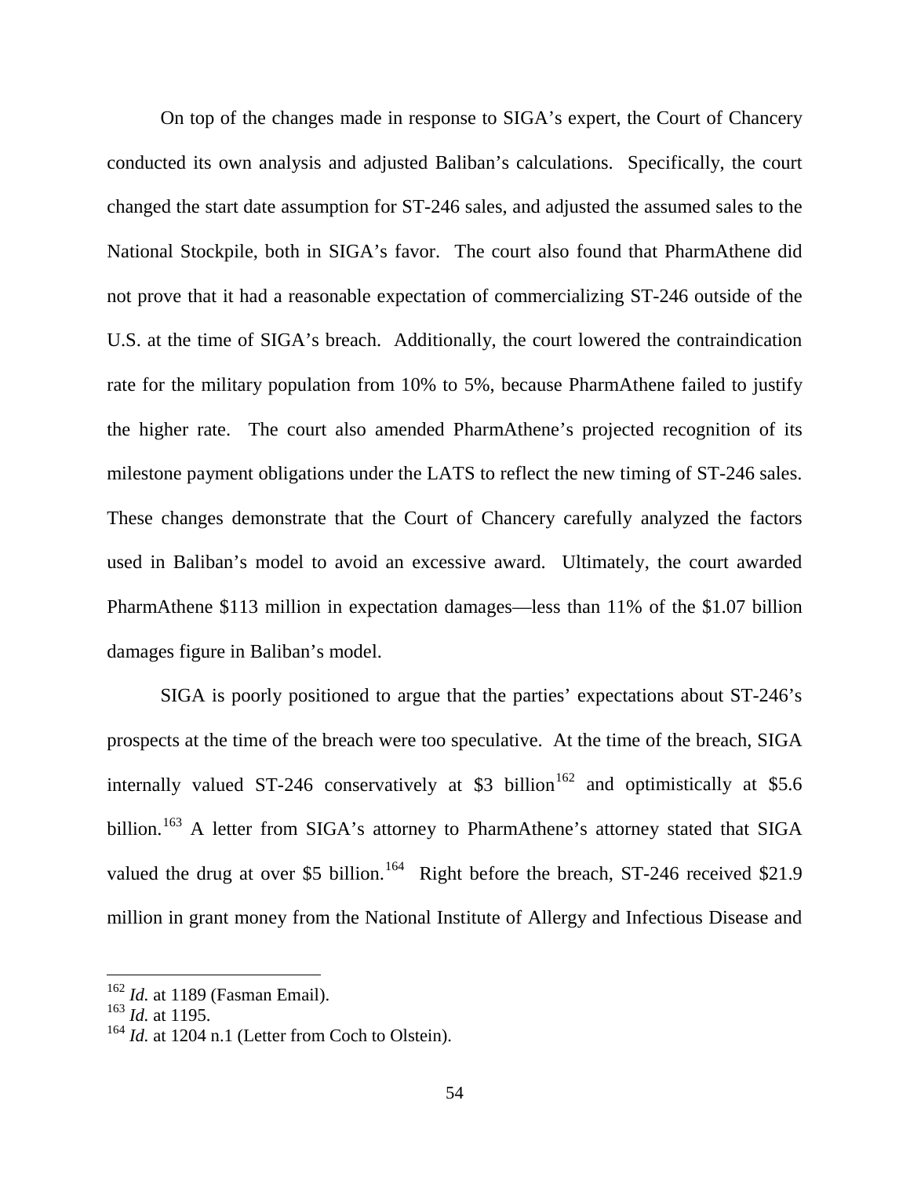On top of the changes made in response to SIGA's expert, the Court of Chancery conducted its own analysis and adjusted Baliban's calculations. Specifically, the court changed the start date assumption for ST-246 sales, and adjusted the assumed sales to the National Stockpile, both in SIGA's favor. The court also found that PharmAthene did not prove that it had a reasonable expectation of commercializing ST-246 outside of the U.S. at the time of SIGA's breach. Additionally, the court lowered the contraindication rate for the military population from 10% to 5%, because PharmAthene failed to justify the higher rate. The court also amended PharmAthene's projected recognition of its milestone payment obligations under the LATS to reflect the new timing of ST-246 sales. These changes demonstrate that the Court of Chancery carefully analyzed the factors used in Baliban's model to avoid an excessive award. Ultimately, the court awarded PharmAthene $113 million in expectation damages—less than 11% of the $1.07 billion damages figure in Baliban's model.

SIGA is poorly positioned to argue that the parties' expectations about ST-246's prospects at the time of the breach were too speculative. At the time of the breach, SIGA internally valued ST-246 conservatively at $3 billion[162] and optimistically at $5.6 billion.[163] A letter from SIGA's attorney to PharmAthene's attorney stated that SIGA valued the drug at over $5 billion.[164] Right before the breach, ST-246 received $21.9 million in grant money from the National Institute of Allergy and Infectious Disease and

---

[162] *Id.* at 1189 (Fasman Email).

[163] *Id.* at 1195.

[164] *Id.* at 1204 n.1 (Letter from Coch to Olstein).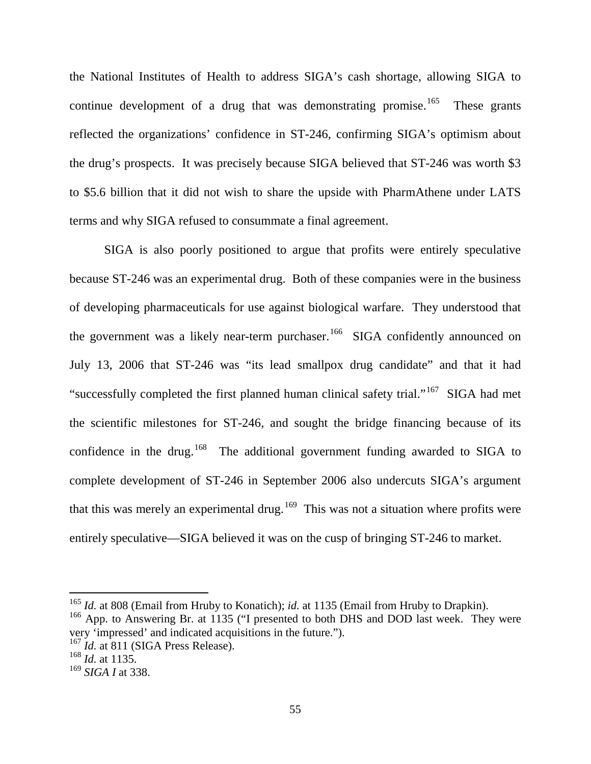the National Institutes of Health to address SIGA's cash shortage, allowing SIGA to continue development of a drug that was demonstrating promise.[165] These grants reflected the organizations' confidence in ST-246, confirming SIGA's optimism about the drug's prospects. It was precisely because SIGA believed that ST-246 was worth $3 to $5.6 billion that it did not wish to share the upside with PharmAthene under LATS terms and why SIGA refused to consummate a final agreement.

SIGA is also poorly positioned to argue that profits were entirely speculative because ST-246 was an experimental drug. Both of these companies were in the business of developing pharmaceuticals for use against biological warfare. They understood that the government was a likely near-term purchaser.[166] SIGA confidently announced on July 13, 2006 that ST-246 was "its lead smallpox drug candidate" and that it had "successfully completed the first planned human clinical safety trial."[167] SIGA had met the scientific milestones for ST-246, and sought the bridge financing because of its confidence in the drug.[168] The additional government funding awarded to SIGA to complete development of ST-246 in September 2006 also undercuts SIGA's argument that this was merely an experimental drug.[169] This was not a situation where profits were entirely speculative—SIGA believed it was on the cusp of bringing ST-246 to market.

---

[165] *Id.* at 808 (Email from Hruby to Konatich); *id.* at 1135 (Email from Hruby to Drapkin).

[166] App. to Answering Br. at 1135 ("I presented to both DHS and DOD last week. They were very 'impressed' and indicated acquisitions in the future.").

[167] *Id.* at 811 (SIGA Press Release).

[168] *Id.* at 1135.

[169] *SIGA I* at 338.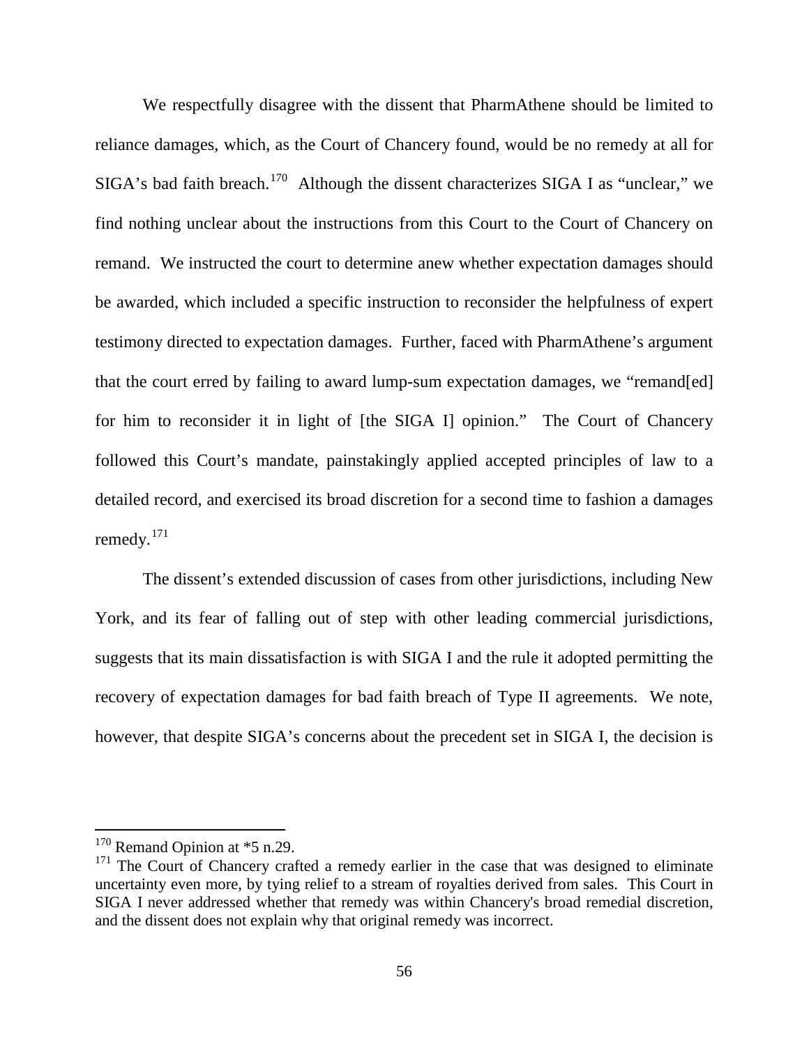We respectfully disagree with the dissent that PharmAthene should be limited to reliance damages, which, as the Court of Chancery found, would be no remedy at all for SIGA's bad faith breach.[170] Although the dissent characterizes SIGA I as "unclear," we find nothing unclear about the instructions from this Court to the Court of Chancery on remand. We instructed the court to determine anew whether expectation damages should be awarded, which included a specific instruction to reconsider the helpfulness of expert testimony directed to expectation damages. Further, faced with PharmAthene's argument that the court erred by failing to award lump-sum expectation damages, we "remand[ed] for him to reconsider it in light of [the SIGA I] opinion." The Court of Chancery followed this Court's mandate, painstakingly applied accepted principles of law to a detailed record, and exercised its broad discretion for a second time to fashion a damages remedy.[171]

The dissent's extended discussion of cases from other jurisdictions, including New York, and its fear of falling out of step with other leading commercial jurisdictions, suggests that its main dissatisfaction is with SIGA I and the rule it adopted permitting the recovery of expectation damages for bad faith breach of Type II agreements. We note, however, that despite SIGA's concerns about the precedent set in SIGA I, the decision is

---

[170] Remand Opinion at *5 n.29.

[171] The Court of Chancery crafted a remedy earlier in the case that was designed to eliminate uncertainty even more, by tying relief to a stream of royalties derived from sales. This Court in SIGA I never addressed whether that remedy was within Chancery's broad remedial discretion, and the dissent does not explain why that original remedy was incorrect.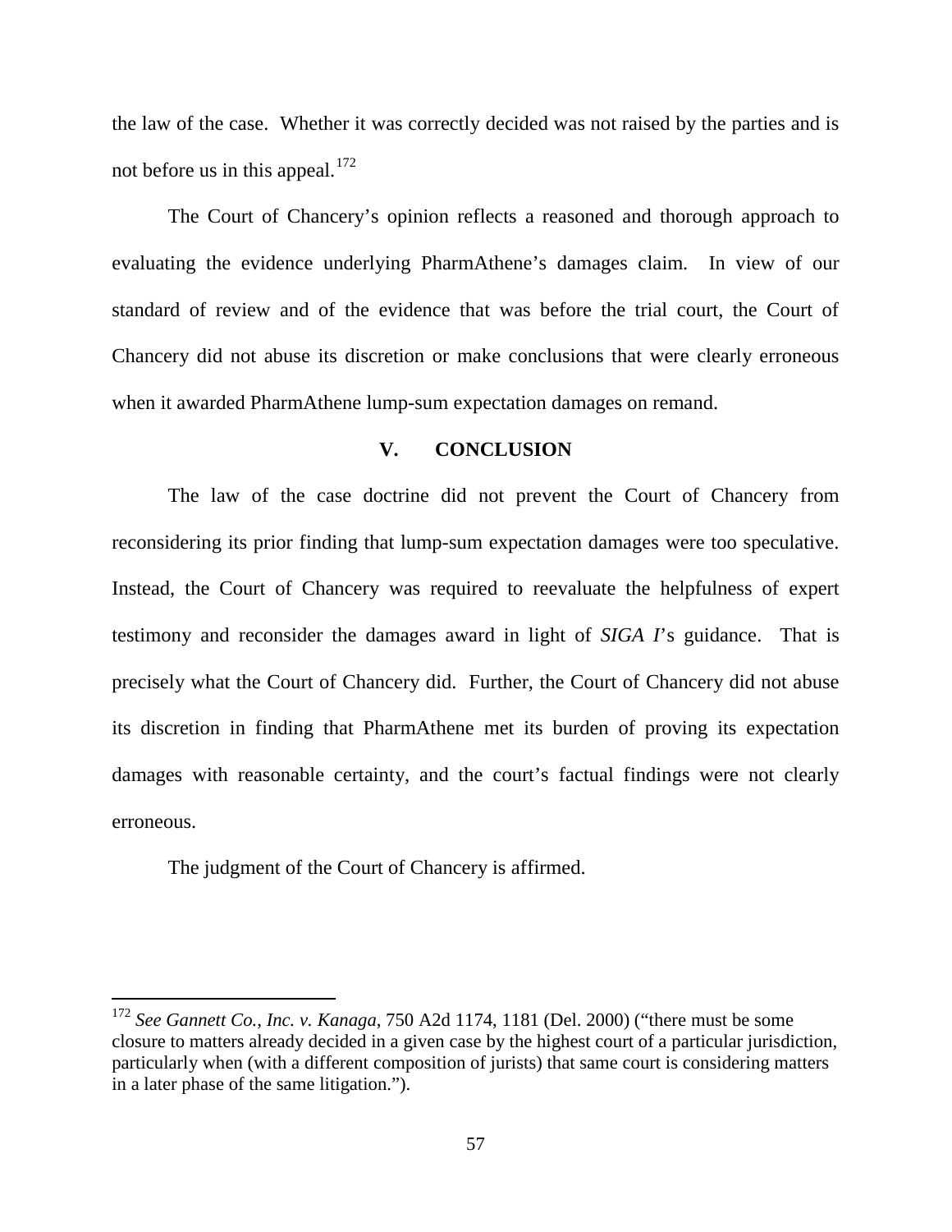the law of the case. Whether it was correctly decided was not raised by the parties and is not before us in this appeal.[172]

The Court of Chancery's opinion reflects a reasoned and thorough approach to evaluating the evidence underlying PharmAthene's damages claim. In view of our standard of review and of the evidence that was before the trial court, the Court of Chancery did not abuse its discretion or make conclusions that were clearly erroneous when it awarded PharmAthene lump-sum expectation damages on remand.

## V. CONCLUSION

The law of the case doctrine did not prevent the Court of Chancery from reconsidering its prior finding that lump-sum expectation damages were too speculative. Instead, the Court of Chancery was required to reevaluate the helpfulness of expert testimony and reconsider the damages award in light of *SIGA I*'s guidance. That is precisely what the Court of Chancery did. Further, the Court of Chancery did not abuse its discretion in finding that PharmAthene met its burden of proving its expectation damages with reasonable certainty, and the court's factual findings were not clearly erroneous.

The judgment of the Court of Chancery is affirmed.

---

[172] *See Gannett Co., Inc. v. Kanaga*, 750 A2d 1174, 1181 (Del. 2000) ("there must be some closure to matters already decided in a given case by the highest court of a particular jurisdiction, particularly when (with a different composition of jurists) that same court is considering matters in a later phase of the same litigation.").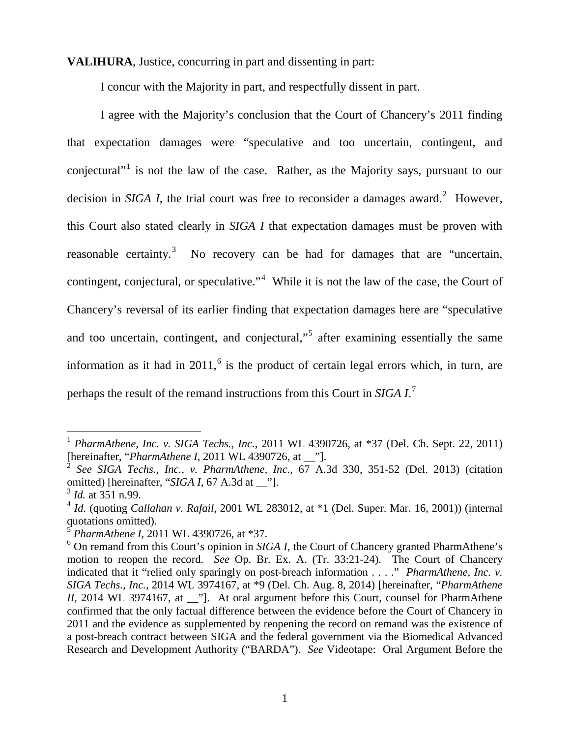**VALIHURA**, Justice, concurring in part and dissenting in part:

I concur with the Majority in part, and respectfully dissent in part.

I agree with the Majority's conclusion that the Court of Chancery's 2011 finding that expectation damages were "speculative and too uncertain, contingent, and conjectural"[1] is not the law of the case. Rather, as the Majority says, pursuant to our decision in *SIGA I*, the trial court was free to reconsider a damages award.[2] However, this Court also stated clearly in *SIGA I* that expectation damages must be proven with reasonable certainty.[3] No recovery can be had for damages that are "uncertain, contingent, conjectural, or speculative."[4] While it is not the law of the case, the Court of Chancery's reversal of its earlier finding that expectation damages here are "speculative and too uncertain, contingent, and conjectural,"[5] after examining essentially the same information as it had in 2011,[6] is the product of certain legal errors which, in turn, are perhaps the result of the remand instructions from this Court in *SIGA I*.[7]

---

[1] *PharmAthene, Inc. v. SIGA Techs., Inc.*, 2011 WL 4390726, at \*37 (Del. Ch. Sept. 22, 2011) [hereinafter, "*PharmAthene I*, 2011 WL 4390726, at __"].

[2] *See SIGA Techs., Inc., v. PharmAthene, Inc.*, 67 A.3d 330, 351-52 (Del. 2013) (citation omitted) [hereinafter, "*SIGA I*, 67 A.3d at __"].

[3] *Id.* at 351 n.99.

[4] *Id.* (quoting *Callahan v. Rafail*, 2001 WL 283012, at \*1 (Del. Super. Mar. 16, 2001)) (internal quotations omitted).

[5] *PharmAthene I*, 2011 WL 4390726, at \*37.

[6] On remand from this Court's opinion in *SIGA I*, the Court of Chancery granted PharmAthene's motion to reopen the record. *See* Op. Br. Ex. A. (Tr. 33:21-24). The Court of Chancery indicated that it "relied only sparingly on post-breach information . . . ." *PharmAthene, Inc. v. SIGA Techs., Inc.*, 2014 WL 3974167, at \*9 (Del. Ch. Aug. 8, 2014) [hereinafter, "*PharmAthene II*, 2014 WL 3974167, at __"]. At oral argument before this Court, counsel for PharmAthene confirmed that the only factual difference between the evidence before the Court of Chancery in 2011 and the evidence as supplemented by reopening the record on remand was the existence of a post-breach contract between SIGA and the federal government via the Biomedical Advanced Research and Development Authority ("BARDA"). *See* Videotape: Oral Argument Before the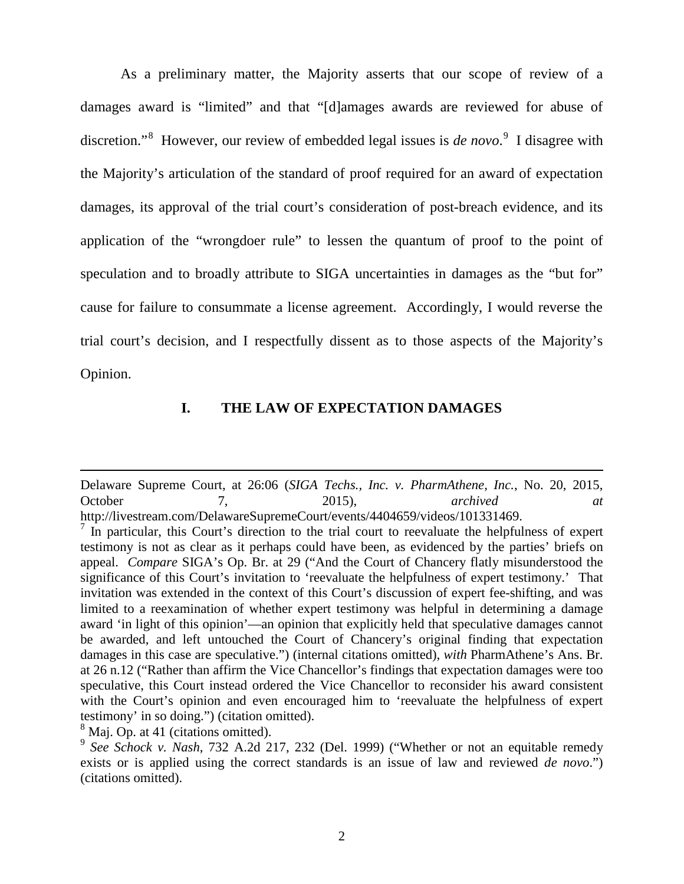As a preliminary matter, the Majority asserts that our scope of review of a damages award is "limited" and that "[d]amages awards are reviewed for abuse of discretion."[8] However, our review of embedded legal issues is *de novo*.[9] I disagree with the Majority's articulation of the standard of proof required for an award of expectation damages, its approval of the trial court's consideration of post-breach evidence, and its application of the "wrongdoer rule" to lessen the quantum of proof to the point of speculation and to broadly attribute to SIGA uncertainties in damages as the "but for" cause for failure to consummate a license agreement. Accordingly, I would reverse the trial court's decision, and I respectfully dissent as to those aspects of the Majority's Opinion.

## I. THE LAW OF EXPECTATION DAMAGES

---

Delaware Supreme Court, at 26:06 (*SIGA Techs., Inc. v. PharmAthene, Inc.*, No. 20, 2015, October 7, 2015), *archived at* http://livestream.com/DelawareSupremeCourt/events/4404659/videos/101331469.

[7] In particular, this Court's direction to the trial court to reevaluate the helpfulness of expert testimony is not as clear as it perhaps could have been, as evidenced by the parties' briefs on appeal. *Compare* SIGA's Op. Br. at 29 ("And the Court of Chancery flatly misunderstood the significance of this Court's invitation to 'reevaluate the helpfulness of expert testimony.' That invitation was extended in the context of this Court's discussion of expert fee-shifting, and was limited to a reexamination of whether expert testimony was helpful in determining a damage award 'in light of this opinion'—an opinion that explicitly held that speculative damages cannot be awarded, and left untouched the Court of Chancery's original finding that expectation damages in this case are speculative.") (internal citations omitted), *with* PharmAthene's Ans. Br. at 26 n.12 ("Rather than affirm the Vice Chancellor's findings that expectation damages were too speculative, this Court instead ordered the Vice Chancellor to reconsider his award consistent with the Court's opinion and even encouraged him to 'reevaluate the helpfulness of expert testimony' in so doing.") (citation omitted).

[8] Maj. Op. at 41 (citations omitted).

[9] *See Schock v. Nash*, 732 A.2d 217, 232 (Del. 1999) ("Whether or not an equitable remedy exists or is applied using the correct standards is an issue of law and reviewed *de novo*.") (citations omitted).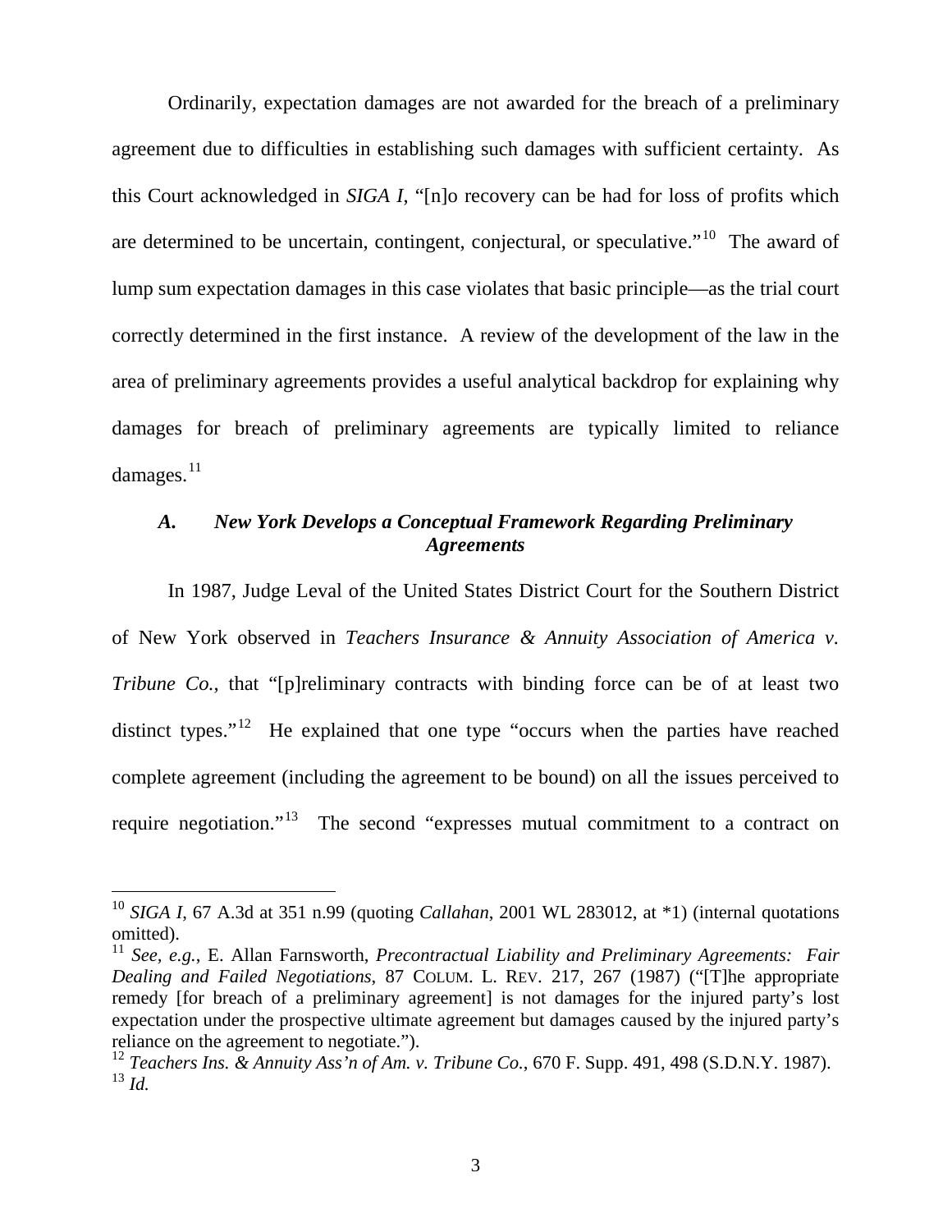Ordinarily, expectation damages are not awarded for the breach of a preliminary agreement due to difficulties in establishing such damages with sufficient certainty. As this Court acknowledged in *SIGA I*, "[n]o recovery can be had for loss of profits which are determined to be uncertain, contingent, conjectural, or speculative."[10] The award of lump sum expectation damages in this case violates that basic principle—as the trial court correctly determined in the first instance. A review of the development of the law in the area of preliminary agreements provides a useful analytical backdrop for explaining why damages for breach of preliminary agreements are typically limited to reliance damages.[11]

### *A. New York Develops a Conceptual Framework Regarding Preliminary Agreements*

In 1987, Judge Leval of the United States District Court for the Southern District of New York observed in *Teachers Insurance & Annuity Association of America v. Tribune Co.*, that "[p]reliminary contracts with binding force can be of at least two distinct types."[12] He explained that one type "occurs when the parties have reached complete agreement (including the agreement to be bound) on all the issues perceived to require negotiation."[13] The second "expresses mutual commitment to a contract on

---

[10] *SIGA I*, 67 A.3d at 351 n.99 (quoting *Callahan*, 2001 WL 283012, at *1) (internal quotations omitted).

[11] *See, e.g.*, E. Allan Farnsworth, *Precontractual Liability and Preliminary Agreements: Fair Dealing and Failed Negotiations*, 87 COLUM. L. REV. 217, 267 (1987) ("[T]he appropriate remedy [for breach of a preliminary agreement] is not damages for the injured party's lost expectation under the prospective ultimate agreement but damages caused by the injured party's reliance on the agreement to negotiate.").

[12] *Teachers Ins. & Annuity Ass'n of Am. v. Tribune Co.*, 670 F. Supp. 491, 498 (S.D.N.Y. 1987).

[13] *Id.*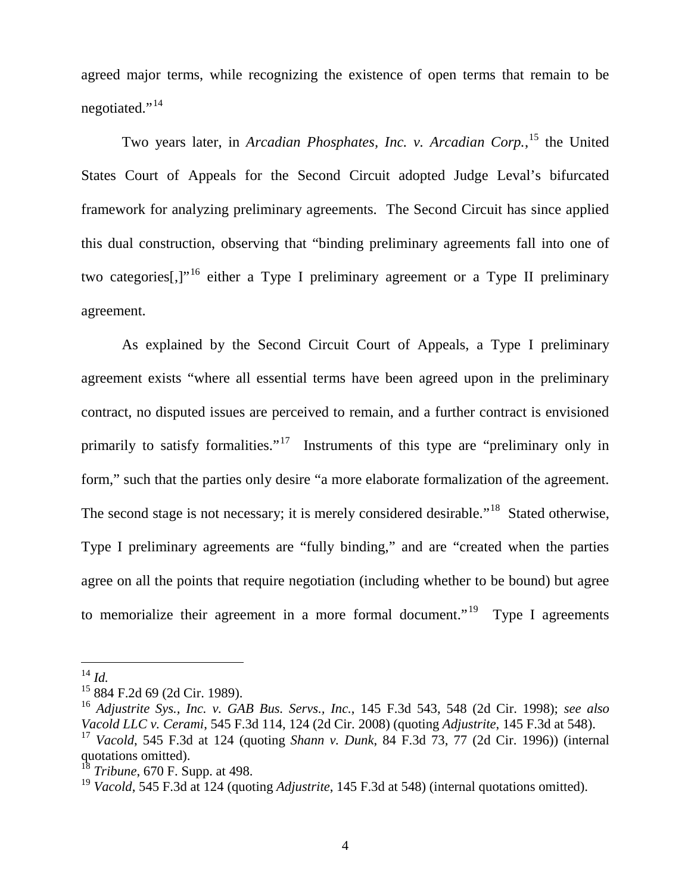agreed major terms, while recognizing the existence of open terms that remain to be negotiated."[14]

Two years later, in *Arcadian Phosphates, Inc. v. Arcadian Corp.*,[15] the United States Court of Appeals for the Second Circuit adopted Judge Leval's bifurcated framework for analyzing preliminary agreements. The Second Circuit has since applied this dual construction, observing that "binding preliminary agreements fall into one of two categories[,]"[16] either a Type I preliminary agreement or a Type II preliminary agreement.

As explained by the Second Circuit Court of Appeals, a Type I preliminary agreement exists "where all essential terms have been agreed upon in the preliminary contract, no disputed issues are perceived to remain, and a further contract is envisioned primarily to satisfy formalities."[17] Instruments of this type are "preliminary only in form," such that the parties only desire "a more elaborate formalization of the agreement. The second stage is not necessary; it is merely considered desirable."[18] Stated otherwise, Type I preliminary agreements are "fully binding," and are "created when the parties agree on all the points that require negotiation (including whether to be bound) but agree to memorialize their agreement in a more formal document."[19] Type I agreements

---

[14] *Id.*

[15] 884 F.2d 69 (2d Cir. 1989).

[16] *Adjustrite Sys., Inc. v. GAB Bus. Servs., Inc.*, 145 F.3d 543, 548 (2d Cir. 1998); *see also Vacold LLC v. Cerami*, 545 F.3d 114, 124 (2d Cir. 2008) (quoting *Adjustrite*, 145 F.3d at 548).

[17] *Vacold*, 545 F.3d at 124 (quoting *Shann v. Dunk*, 84 F.3d 73, 77 (2d Cir. 1996)) (internal quotations omitted).

[18] *Tribune*, 670 F. Supp. at 498.

[19] *Vacold*, 545 F.3d at 124 (quoting *Adjustrite*, 145 F.3d at 548) (internal quotations omitted).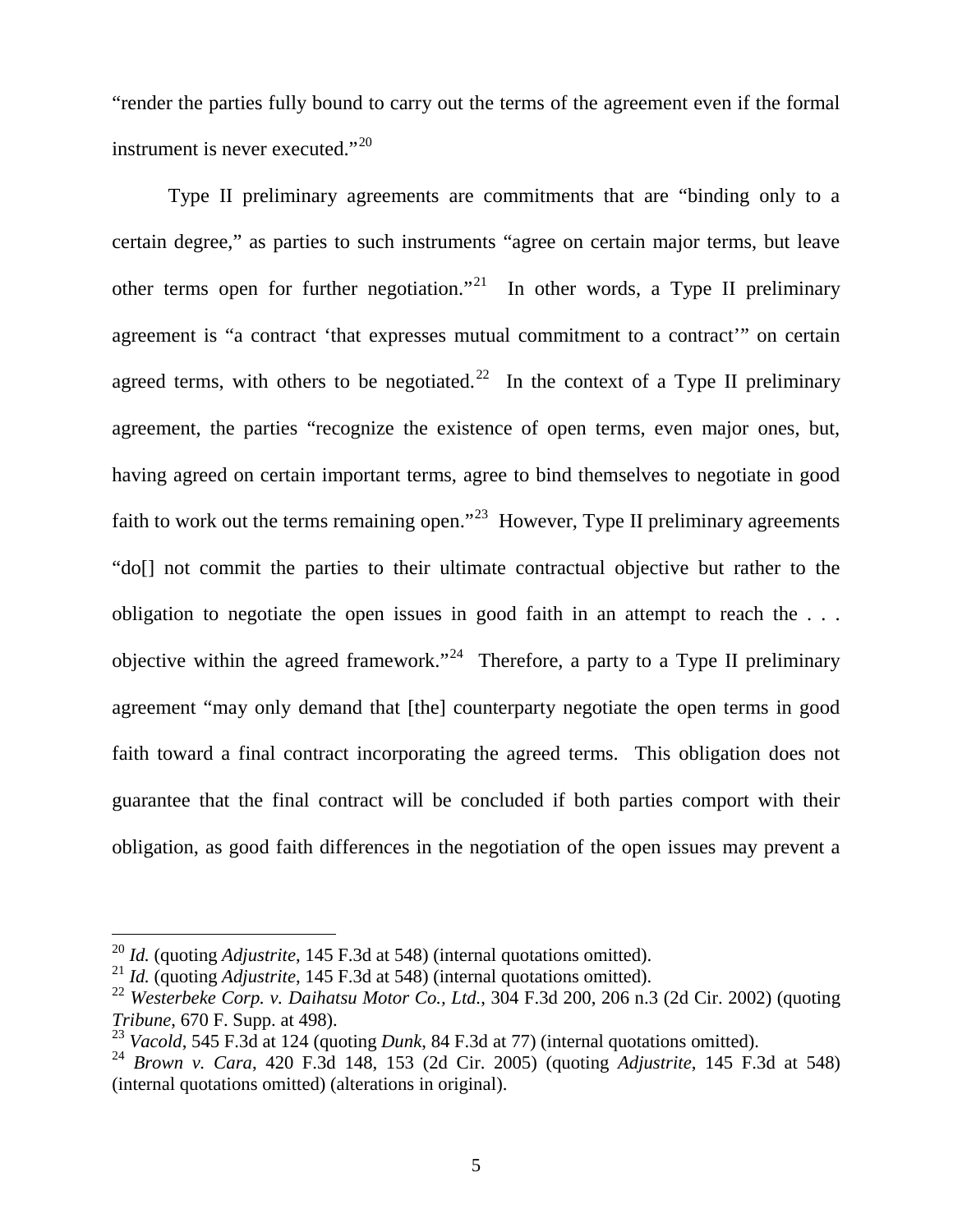"render the parties fully bound to carry out the terms of the agreement even if the formal instrument is never executed."[20]

Type II preliminary agreements are commitments that are "binding only to a certain degree," as parties to such instruments "agree on certain major terms, but leave other terms open for further negotiation."[21] In other words, a Type II preliminary agreement is "a contract 'that expresses mutual commitment to a contract'" on certain agreed terms, with others to be negotiated.[22] In the context of a Type II preliminary agreement, the parties "recognize the existence of open terms, even major ones, but, having agreed on certain important terms, agree to bind themselves to negotiate in good faith to work out the terms remaining open."[23] However, Type II preliminary agreements "do[] not commit the parties to their ultimate contractual objective but rather to the obligation to negotiate the open issues in good faith in an attempt to reach the . . . objective within the agreed framework."[24] Therefore, a party to a Type II preliminary agreement "may only demand that [the] counterparty negotiate the open terms in good faith toward a final contract incorporating the agreed terms. This obligation does not guarantee that the final contract will be concluded if both parties comport with their obligation, as good faith differences in the negotiation of the open issues may prevent a

---

[20] *Id.* (quoting *Adjustrite*, 145 F.3d at 548) (internal quotations omitted).

[21] *Id.* (quoting *Adjustrite*, 145 F.3d at 548) (internal quotations omitted).

[22] *Westerbeke Corp. v. Daihatsu Motor Co., Ltd.*, 304 F.3d 200, 206 n.3 (2d Cir. 2002) (quoting *Tribune*, 670 F. Supp. at 498).

[23] *Vacold*, 545 F.3d at 124 (quoting *Dunk*, 84 F.3d at 77) (internal quotations omitted).

[24] *Brown v. Cara*, 420 F.3d 148, 153 (2d Cir. 2005) (quoting *Adjustrite*, 145 F.3d at 548) (internal quotations omitted) (alterations in original).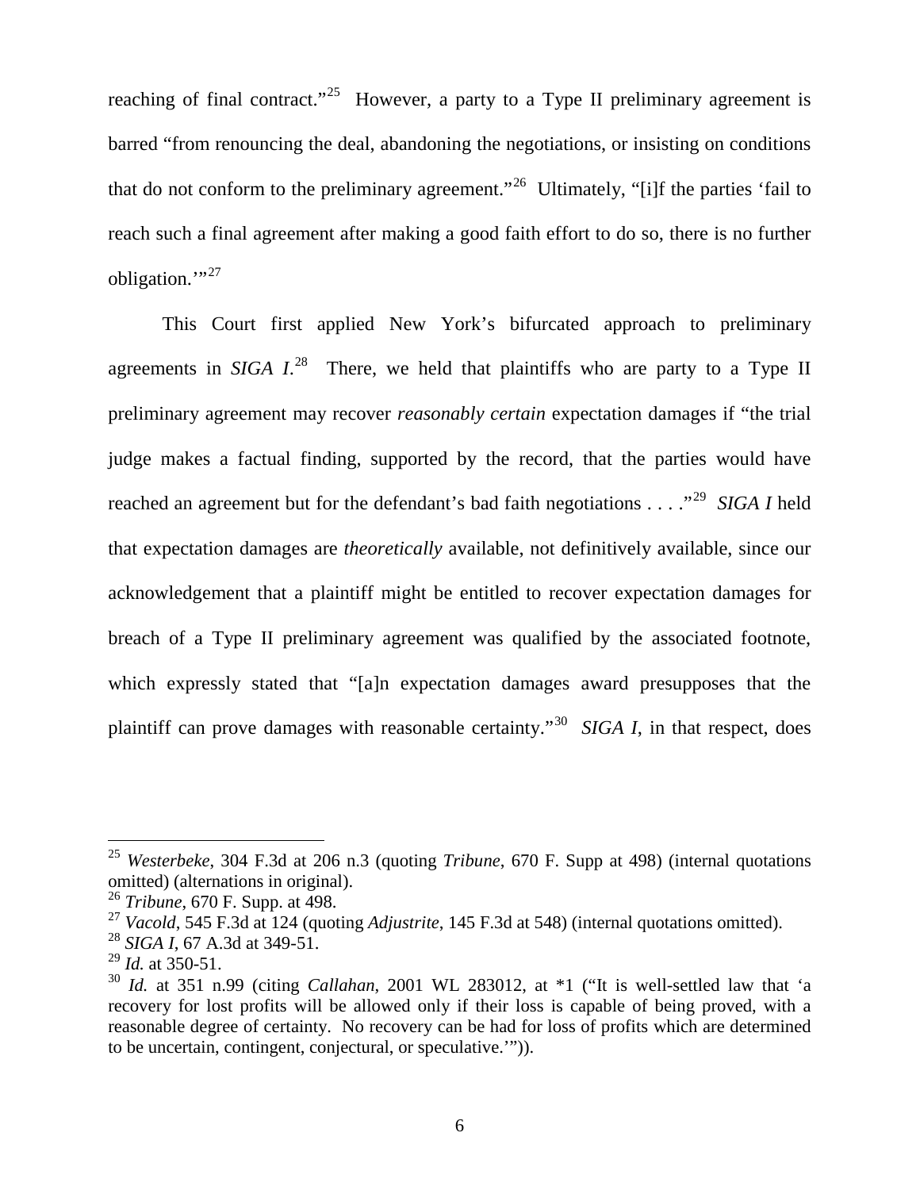reaching of final contract."[25] However, a party to a Type II preliminary agreement is barred "from renouncing the deal, abandoning the negotiations, or insisting on conditions that do not conform to the preliminary agreement."[26] Ultimately, "[i]f the parties 'fail to reach such a final agreement after making a good faith effort to do so, there is no further obligation.'"[27]

This Court first applied New York's bifurcated approach to preliminary agreements in *SIGA I*.[28] There, we held that plaintiffs who are party to a Type II preliminary agreement may recover *reasonably certain* expectation damages if "the trial judge makes a factual finding, supported by the record, that the parties would have reached an agreement but for the defendant's bad faith negotiations . . . ."[29] *SIGA I* held that expectation damages are *theoretically* available, not definitively available, since our acknowledgement that a plaintiff might be entitled to recover expectation damages for breach of a Type II preliminary agreement was qualified by the associated footnote, which expressly stated that "[a]n expectation damages award presupposes that the plaintiff can prove damages with reasonable certainty."[30] *SIGA I*, in that respect, does

---

[25] *Westerbeke*, 304 F.3d at 206 n.3 (quoting *Tribune*, 670 F. Supp at 498) (internal quotations omitted) (alternations in original).

[26] *Tribune*, 670 F. Supp. at 498.

[27] *Vacold*, 545 F.3d at 124 (quoting *Adjustrite*, 145 F.3d at 548) (internal quotations omitted).

[28] *SIGA I*, 67 A.3d at 349-51.

[29] *Id.* at 350-51.

[30] *Id.* at 351 n.99 (citing *Callahan*, 2001 WL 283012, at *1 ("It is well-settled law that 'a recovery for lost profits will be allowed only if their loss is capable of being proved, with a reasonable degree of certainty. No recovery can be had for loss of profits which are determined to be uncertain, contingent, conjectural, or speculative.'")).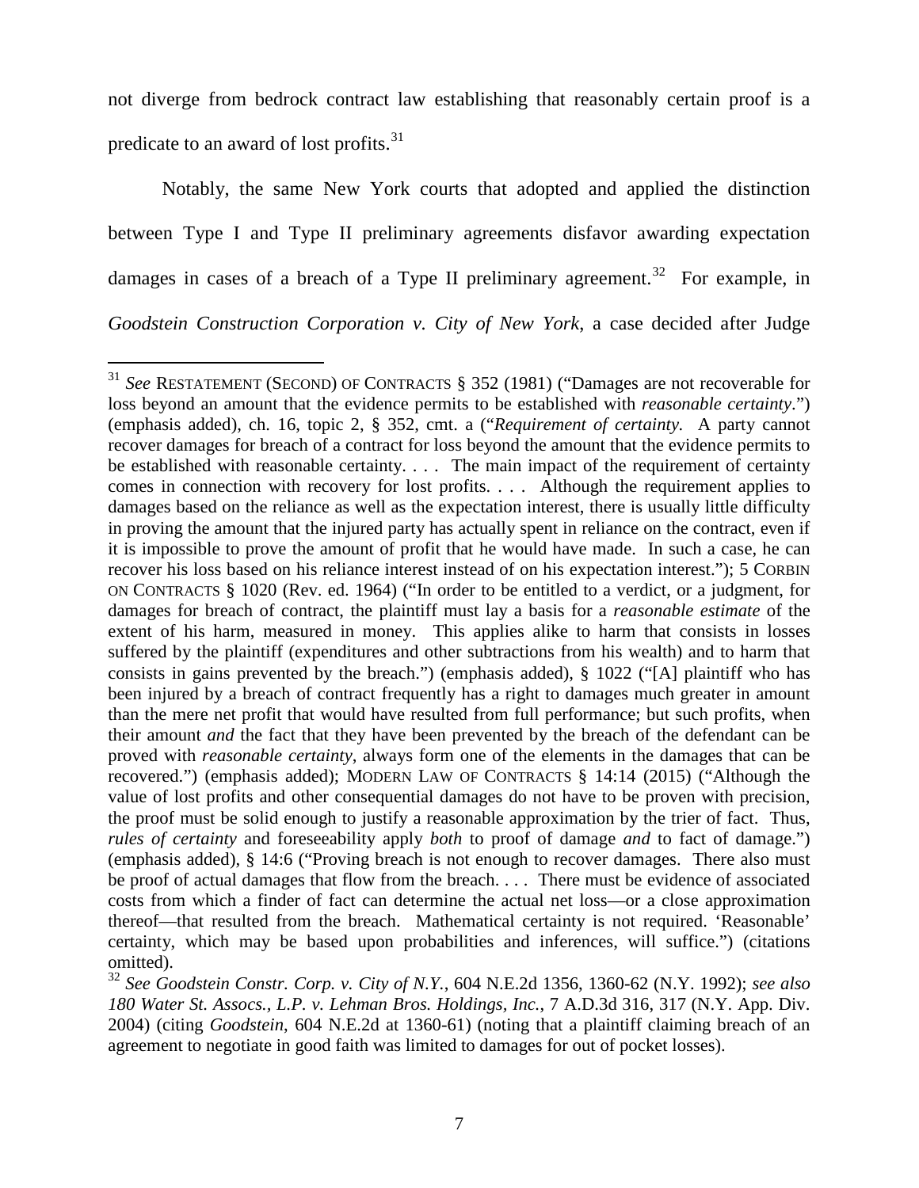not diverge from bedrock contract law establishing that reasonably certain proof is a predicate to an award of lost profits.[31]

Notably, the same New York courts that adopted and applied the distinction between Type I and Type II preliminary agreements disfavor awarding expectation damages in cases of a breach of a Type II preliminary agreement.[32] For example, in *Goodstein Construction Corporation v. City of New York*, a case decided after Judge

---

[31] *See* RESTATEMENT (SECOND) OF CONTRACTS § 352 (1981) ("Damages are not recoverable for loss beyond an amount that the evidence permits to be established with *reasonable certainty*.") (emphasis added), ch. 16, topic 2, § 352, cmt. a ("*Requirement of certainty.* A party cannot recover damages for breach of a contract for loss beyond the amount that the evidence permits to be established with reasonable certainty. . . . The main impact of the requirement of certainty comes in connection with recovery for lost profits. . . . Although the requirement applies to damages based on the reliance as well as the expectation interest, there is usually little difficulty in proving the amount that the injured party has actually spent in reliance on the contract, even if it is impossible to prove the amount of profit that he would have made. In such a case, he can recover his loss based on his reliance interest instead of on his expectation interest."); 5 CORBIN ON CONTRACTS § 1020 (Rev. ed. 1964) ("In order to be entitled to a verdict, or a judgment, for damages for breach of contract, the plaintiff must lay a basis for a *reasonable estimate* of the extent of his harm, measured in money. This applies alike to harm that consists in losses suffered by the plaintiff (expenditures and other subtractions from his wealth) and to harm that consists in gains prevented by the breach.") (emphasis added), § 1022 ("[A] plaintiff who has been injured by a breach of contract frequently has a right to damages much greater in amount than the mere net profit that would have resulted from full performance; but such profits, when their amount *and* the fact that they have been prevented by the breach of the defendant can be proved with *reasonable certainty*, always form one of the elements in the damages that can be recovered.") (emphasis added); MODERN LAW OF CONTRACTS § 14:14 (2015) ("Although the value of lost profits and other consequential damages do not have to be proven with precision, the proof must be solid enough to justify a reasonable approximation by the trier of fact. Thus, *rules of certainty* and foreseeability apply *both* to proof of damage *and* to fact of damage.") (emphasis added), § 14:6 ("Proving breach is not enough to recover damages. There also must be proof of actual damages that flow from the breach. . . . There must be evidence of associated costs from which a finder of fact can determine the actual net loss—or a close approximation thereof—that resulted from the breach. Mathematical certainty is not required. 'Reasonable' certainty, which may be based upon probabilities and inferences, will suffice.") (citations omitted).

[32] *See Goodstein Constr. Corp. v. City of N.Y.*, 604 N.E.2d 1356, 1360-62 (N.Y. 1992); *see also 180 Water St. Assocs., L.P. v. Lehman Bros. Holdings, Inc.*, 7 A.D.3d 316, 317 (N.Y. App. Div. 2004) (citing *Goodstein*, 604 N.E.2d at 1360-61) (noting that a plaintiff claiming breach of an agreement to negotiate in good faith was limited to damages for out of pocket losses).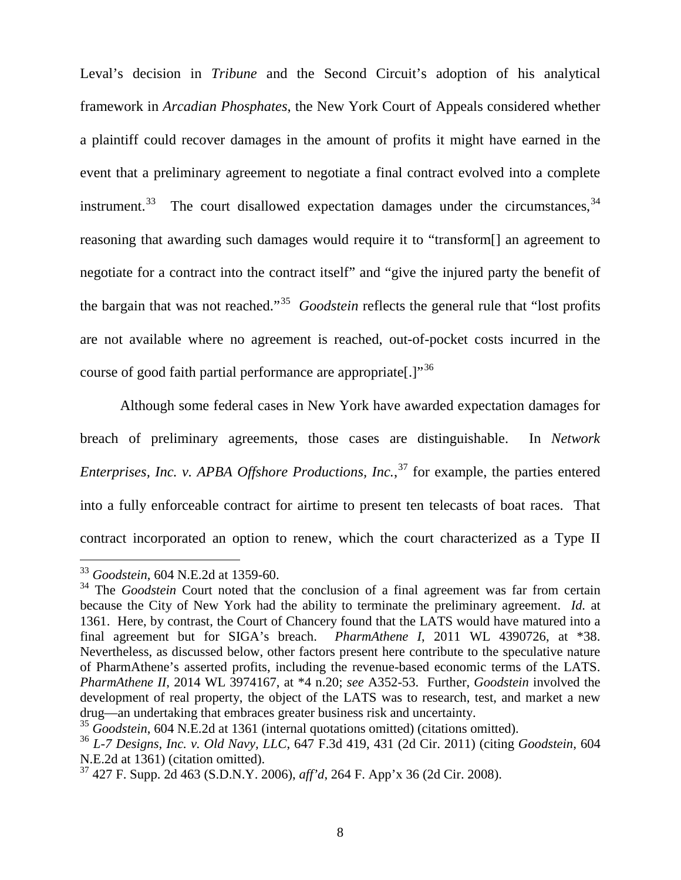Leval's decision in *Tribune* and the Second Circuit's adoption of his analytical framework in *Arcadian Phosphates*, the New York Court of Appeals considered whether a plaintiff could recover damages in the amount of profits it might have earned in the event that a preliminary agreement to negotiate a final contract evolved into a complete instrument.[33] The court disallowed expectation damages under the circumstances,[34] reasoning that awarding such damages would require it to "transform[] an agreement to negotiate for a contract into the contract itself" and "give the injured party the benefit of the bargain that was not reached."[35] *Goodstein* reflects the general rule that "lost profits are not available where no agreement is reached, out-of-pocket costs incurred in the course of good faith partial performance are appropriate[.]"[36]

Although some federal cases in New York have awarded expectation damages for breach of preliminary agreements, those cases are distinguishable. In *Network Enterprises, Inc. v. APBA Offshore Productions, Inc.*,[37] for example, the parties entered into a fully enforceable contract for airtime to present ten telecasts of boat races. That contract incorporated an option to renew, which the court characterized as a Type II

---

[33] *Goodstein*, 604 N.E.2d at 1359-60.

[34] The *Goodstein* Court noted that the conclusion of a final agreement was far from certain because the City of New York had the ability to terminate the preliminary agreement. *Id.* at 1361. Here, by contrast, the Court of Chancery found that the LATS would have matured into a final agreement but for SIGA's breach. *PharmAthene I*, 2011 WL 4390726, at *38. Nevertheless, as discussed below, other factors present here contribute to the speculative nature of PharmAthene's asserted profits, including the revenue-based economic terms of the LATS. *PharmAthene II*, 2014 WL 3974167, at *4 n.20; *see* A352-53. Further, *Goodstein* involved the development of real property, the object of the LATS was to research, test, and market a new drug—an undertaking that embraces greater business risk and uncertainty.

[35] *Goodstein*, 604 N.E.2d at 1361 (internal quotations omitted) (citations omitted).

[36] *L-7 Designs, Inc. v. Old Navy, LLC*, 647 F.3d 419, 431 (2d Cir. 2011) (citing *Goodstein*, 604 N.E.2d at 1361) (citation omitted).

[37] 427 F. Supp. 2d 463 (S.D.N.Y. 2006), *aff'd*, 264 F. App'x 36 (2d Cir. 2008).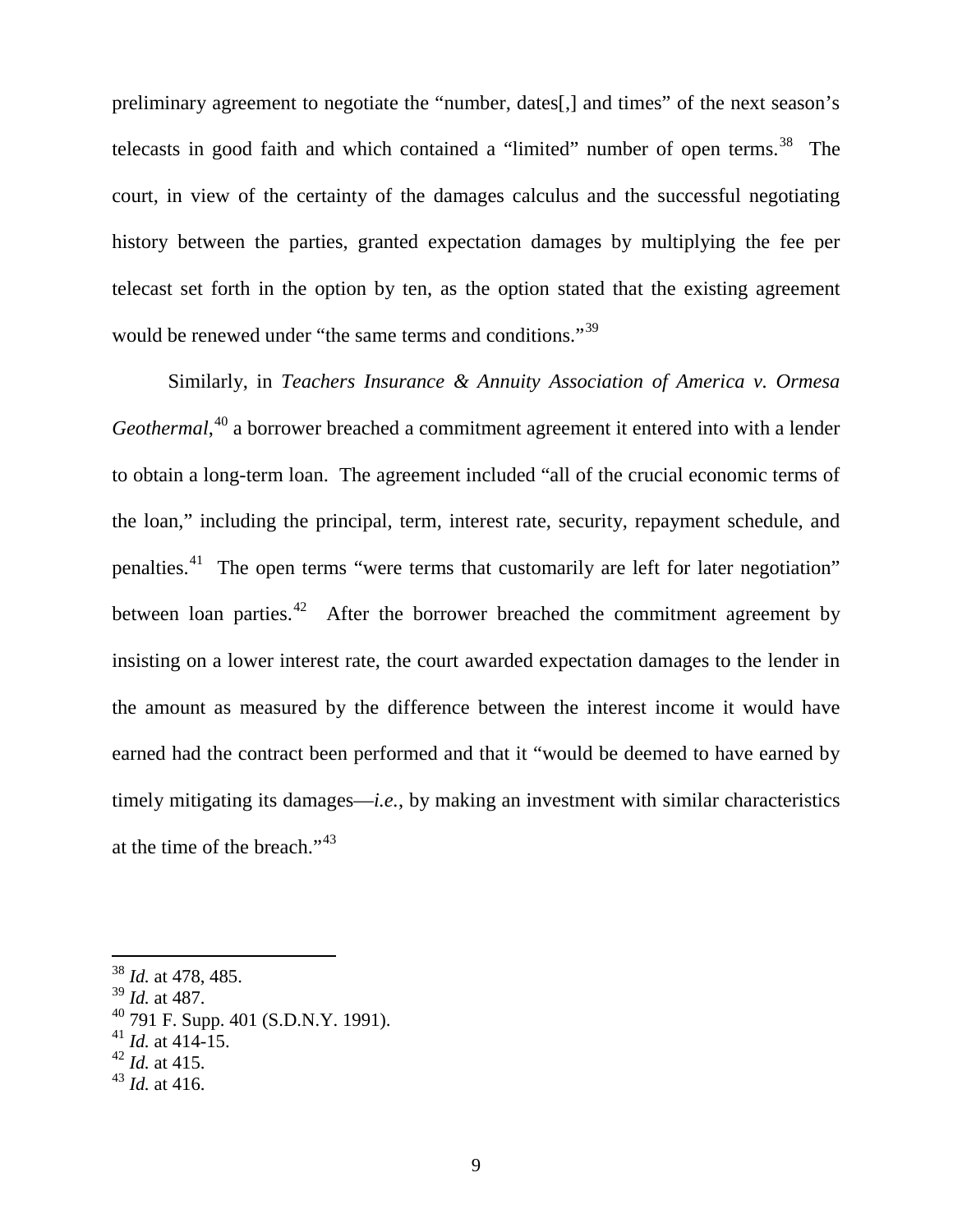preliminary agreement to negotiate the "number, dates[,] and times" of the next season's telecasts in good faith and which contained a "limited" number of open terms.[38] The court, in view of the certainty of the damages calculus and the successful negotiating history between the parties, granted expectation damages by multiplying the fee per telecast set forth in the option by ten, as the option stated that the existing agreement would be renewed under "the same terms and conditions."[39]

Similarly, in *Teachers Insurance & Annuity Association of America v. Ormesa Geothermal*,[40] a borrower breached a commitment agreement it entered into with a lender to obtain a long-term loan. The agreement included "all of the crucial economic terms of the loan," including the principal, term, interest rate, security, repayment schedule, and penalties.[41] The open terms "were terms that customarily are left for later negotiation" between loan parties.[42] After the borrower breached the commitment agreement by insisting on a lower interest rate, the court awarded expectation damages to the lender in the amount as measured by the difference between the interest income it would have earned had the contract been performed and that it "would be deemed to have earned by timely mitigating its damages—*i.e.*, by making an investment with similar characteristics at the time of the breach."[43]

---

[38] *Id.* at 478, 485.

[39] *Id.* at 487.

[40] 791 F. Supp. 401 (S.D.N.Y. 1991).

[41] *Id.* at 414-15.

[42] *Id.* at 415.

[43] *Id.* at 416.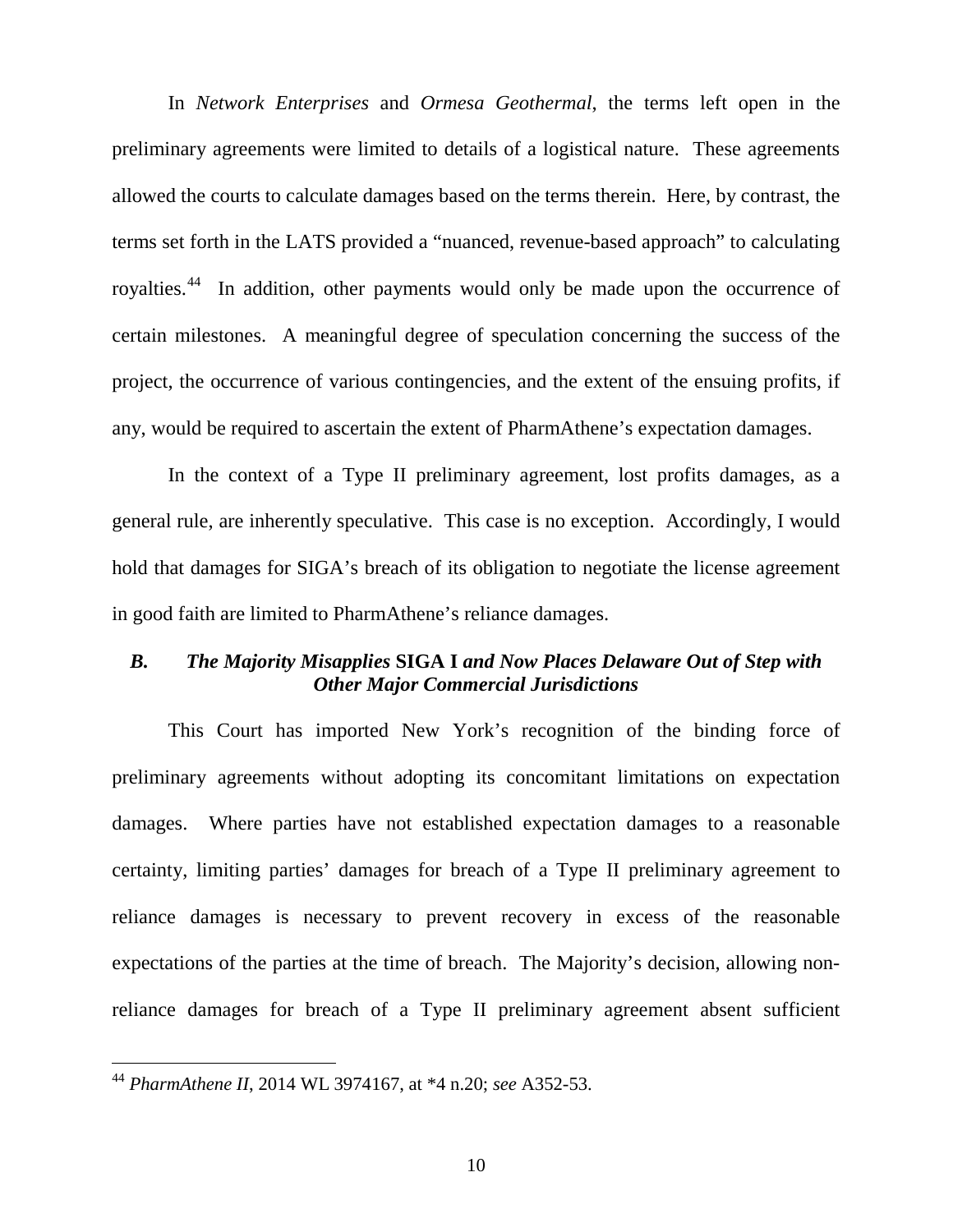In *Network Enterprises* and *Ormesa Geothermal*, the terms left open in the preliminary agreements were limited to details of a logistical nature. These agreements allowed the courts to calculate damages based on the terms therein. Here, by contrast, the terms set forth in the LATS provided a "nuanced, revenue-based approach" to calculating royalties.[44] In addition, other payments would only be made upon the occurrence of certain milestones. A meaningful degree of speculation concerning the success of the project, the occurrence of various contingencies, and the extent of the ensuing profits, if any, would be required to ascertain the extent of PharmAthene's expectation damages.

In the context of a Type II preliminary agreement, lost profits damages, as a general rule, are inherently speculative. This case is no exception. Accordingly, I would hold that damages for SIGA's breach of its obligation to negotiate the license agreement in good faith are limited to PharmAthene's reliance damages.

### *B. The Majority Misapplies* **SIGA I** *and Now Places Delaware Out of Step with Other Major Commercial Jurisdictions*

This Court has imported New York's recognition of the binding force of preliminary agreements without adopting its concomitant limitations on expectation damages. Where parties have not established expectation damages to a reasonable certainty, limiting parties' damages for breach of a Type II preliminary agreement to reliance damages is necessary to prevent recovery in excess of the reasonable expectations of the parties at the time of breach. The Majority's decision, allowing non-reliance damages for breach of a Type II preliminary agreement absent sufficient

---

[44] *PharmAthene II*, 2014 WL 3974167, at *4 n.20; *see* A352-53.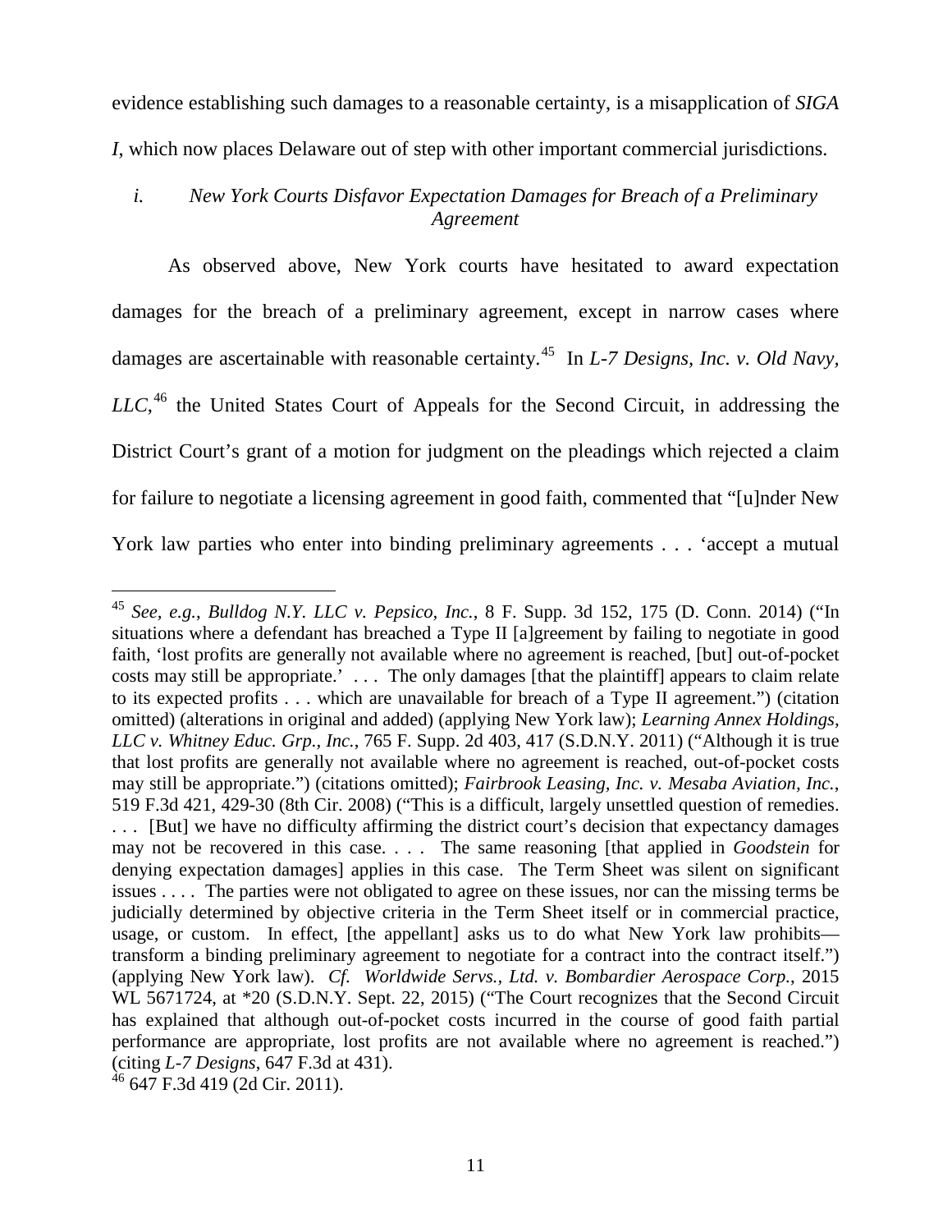evidence establishing such damages to a reasonable certainty, is a misapplication of *SIGA I*, which now places Delaware out of step with other important commercial jurisdictions.

### *i. New York Courts Disfavor Expectation Damages for Breach of a Preliminary Agreement*

As observed above, New York courts have hesitated to award expectation damages for the breach of a preliminary agreement, except in narrow cases where damages are ascertainable with reasonable certainty.[45] In *L-7 Designs, Inc. v. Old Navy, LLC*,[46] the United States Court of Appeals for the Second Circuit, in addressing the District Court's grant of a motion for judgment on the pleadings which rejected a claim for failure to negotiate a licensing agreement in good faith, commented that "[u]nder New York law parties who enter into binding preliminary agreements . . . 'accept a mutual

---

[45] *See, e.g.*, *Bulldog N.Y. LLC v. Pepsico, Inc.*, 8 F. Supp. 3d 152, 175 (D. Conn. 2014) ("In situations where a defendant has breached a Type II [a]greement by failing to negotiate in good faith, 'lost profits are generally not available where no agreement is reached, [but] out-of-pocket costs may still be appropriate.' . . . The only damages [that the plaintiff] appears to claim relate to its expected profits . . . which are unavailable for breach of a Type II agreement.") (citation omitted) (alterations in original and added) (applying New York law); *Learning Annex Holdings, LLC v. Whitney Educ. Grp., Inc.*, 765 F. Supp. 2d 403, 417 (S.D.N.Y. 2011) ("Although it is true that lost profits are generally not available where no agreement is reached, out-of-pocket costs may still be appropriate.") (citations omitted); *Fairbrook Leasing, Inc. v. Mesaba Aviation, Inc.*, 519 F.3d 421, 429-30 (8th Cir. 2008) ("This is a difficult, largely unsettled question of remedies. . . . [But] we have no difficulty affirming the district court's decision that expectancy damages may not be recovered in this case. . . . The same reasoning [that applied in *Goodstein* for denying expectation damages] applies in this case. The Term Sheet was silent on significant issues . . . . The parties were not obligated to agree on these issues, nor can the missing terms be judicially determined by objective criteria in the Term Sheet itself or in commercial practice, usage, or custom. In effect, [the appellant] asks us to do what New York law prohibits—transform a binding preliminary agreement to negotiate for a contract into the contract itself.") (applying New York law). *Cf. Worldwide Servs., Ltd. v. Bombardier Aerospace Corp.*, 2015 WL 5671724, at *20 (S.D.N.Y. Sept. 22, 2015) ("The Court recognizes that the Second Circuit has explained that although out-of-pocket costs incurred in the course of good faith partial performance are appropriate, lost profits are not available where no agreement is reached.") (citing *L-7 Designs*, 647 F.3d at 431).

[46] 647 F.3d 419 (2d Cir. 2011).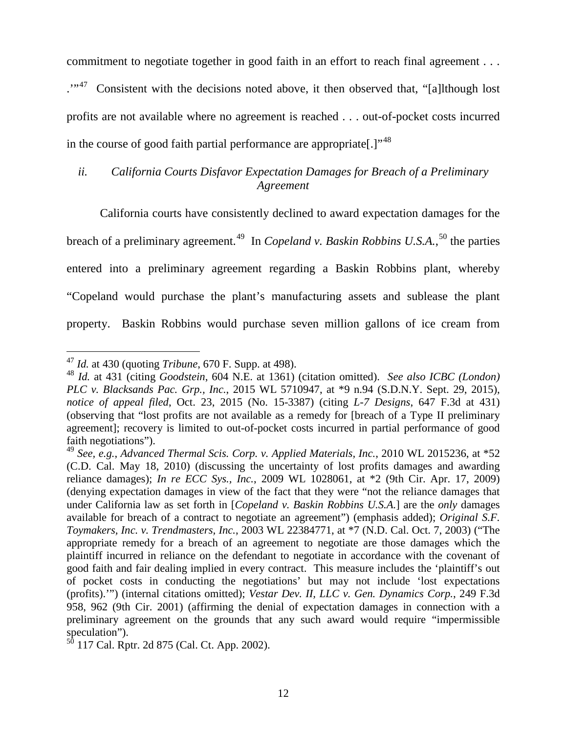commitment to negotiate together in good faith in an effort to reach final agreement . . . .'"[47] Consistent with the decisions noted above, it then observed that, "[a]lthough lost profits are not available where no agreement is reached . . . out-of-pocket costs incurred in the course of good faith partial performance are appropriate[.]"[48]

*ii. California Courts Disfavor Expectation Damages for Breach of a Preliminary Agreement*

California courts have consistently declined to award expectation damages for the breach of a preliminary agreement.[49] In *Copeland v. Baskin Robbins U.S.A.*,[50] the parties entered into a preliminary agreement regarding a Baskin Robbins plant, whereby "Copeland would purchase the plant's manufacturing assets and sublease the plant property. Baskin Robbins would purchase seven million gallons of ice cream from

---

[47] *Id.* at 430 (quoting *Tribune*, 670 F. Supp. at 498).

[48] *Id.* at 431 (citing *Goodstein*, 604 N.E. at 1361) (citation omitted). *See also ICBC (London) PLC v. Blacksands Pac. Grp., Inc.*, 2015 WL 5710947, at *9 n.94 (S.D.N.Y. Sept. 29, 2015), *notice of appeal filed*, Oct. 23, 2015 (No. 15-3387) (citing *L-7 Designs*, 647 F.3d at 431) (observing that "lost profits are not available as a remedy for [breach of a Type II preliminary agreement]; recovery is limited to out-of-pocket costs incurred in partial performance of good faith negotiations").

[49] *See, e.g.*, *Advanced Thermal Scis. Corp. v. Applied Materials, Inc.*, 2010 WL 2015236, at *52 (C.D. Cal. May 18, 2010) (discussing the uncertainty of lost profits damages and awarding reliance damages); *In re ECC Sys., Inc.*, 2009 WL 1028061, at *2 (9th Cir. Apr. 17, 2009) (denying expectation damages in view of the fact that they were "not the reliance damages that under California law as set forth in [*Copeland v. Baskin Robbins U.S.A.*] are the *only* damages available for breach of a contract to negotiate an agreement") (emphasis added); *Original S.F. Toymakers, Inc. v. Trendmasters, Inc.*, 2003 WL 22384771, at *7 (N.D. Cal. Oct. 7, 2003) ("The appropriate remedy for a breach of an agreement to negotiate are those damages which the plaintiff incurred in reliance on the defendant to negotiate in accordance with the covenant of good faith and fair dealing implied in every contract. This measure includes the 'plaintiff's out of pocket costs in conducting the negotiations' but may not include 'lost expectations (profits).'") (internal citations omitted); *Vestar Dev. II, LLC v. Gen. Dynamics Corp.*, 249 F.3d 958, 962 (9th Cir. 2001) (affirming the denial of expectation damages in connection with a preliminary agreement on the grounds that any such award would require "impermissible speculation").

[50] 117 Cal. Rptr. 2d 875 (Cal. Ct. App. 2002).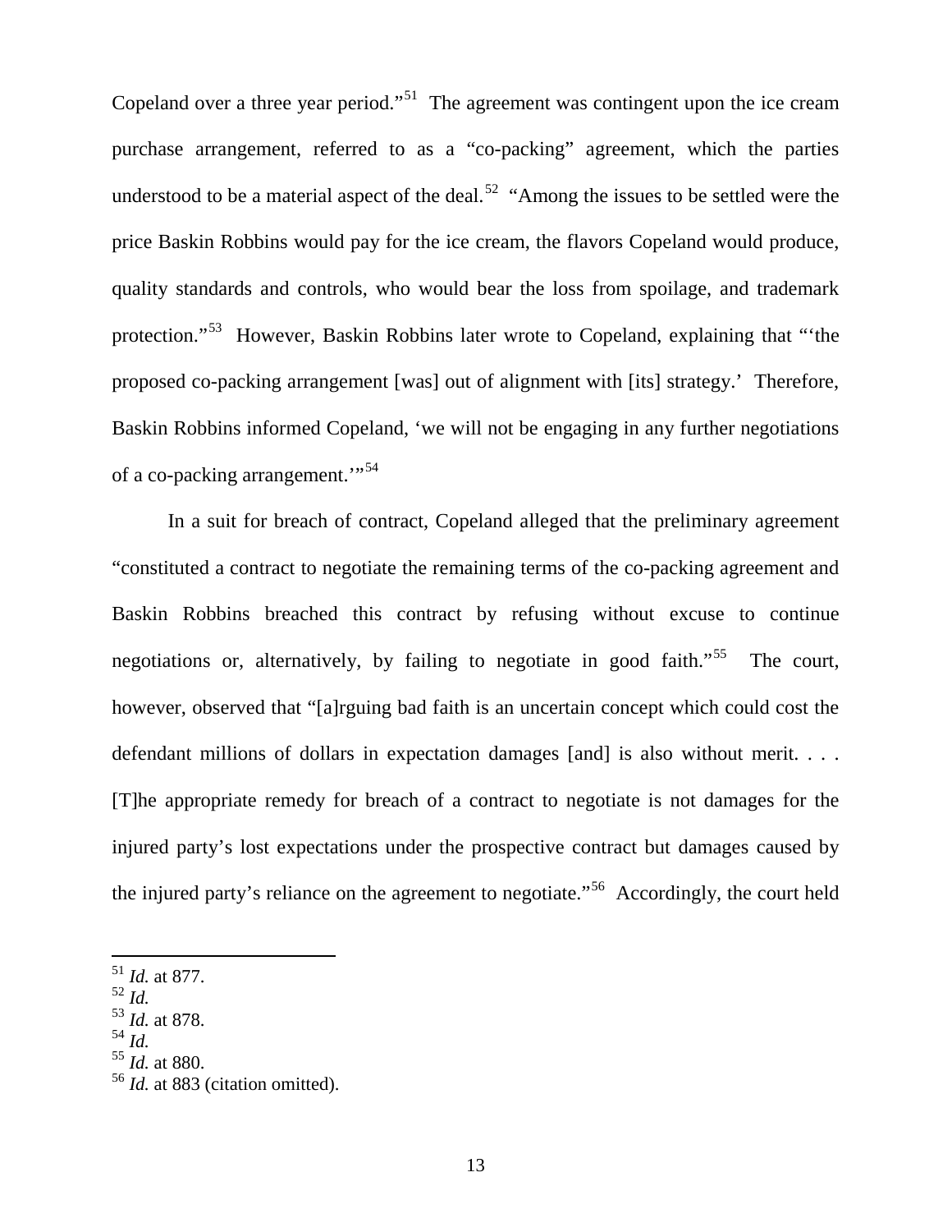Copeland over a three year period."[51] The agreement was contingent upon the ice cream purchase arrangement, referred to as a "co-packing" agreement, which the parties understood to be a material aspect of the deal.[52] "Among the issues to be settled were the price Baskin Robbins would pay for the ice cream, the flavors Copeland would produce, quality standards and controls, who would bear the loss from spoilage, and trademark protection."[53] However, Baskin Robbins later wrote to Copeland, explaining that "'the proposed co-packing arrangement [was] out of alignment with [its] strategy.' Therefore, Baskin Robbins informed Copeland, 'we will not be engaging in any further negotiations of a co-packing arrangement.'"[54]

In a suit for breach of contract, Copeland alleged that the preliminary agreement "constituted a contract to negotiate the remaining terms of the co-packing agreement and Baskin Robbins breached this contract by refusing without excuse to continue negotiations or, alternatively, by failing to negotiate in good faith."[55] The court, however, observed that "[a]rguing bad faith is an uncertain concept which could cost the defendant millions of dollars in expectation damages [and] is also without merit. . . . [T]he appropriate remedy for breach of a contract to negotiate is not damages for the injured party's lost expectations under the prospective contract but damages caused by the injured party's reliance on the agreement to negotiate."[56] Accordingly, the court held

---

[51] *Id.* at 877.

[52] *Id.*

[53] *Id.* at 878.

[54] *Id.*

[55] *Id.* at 880.

[56] *Id.* at 883 (citation omitted).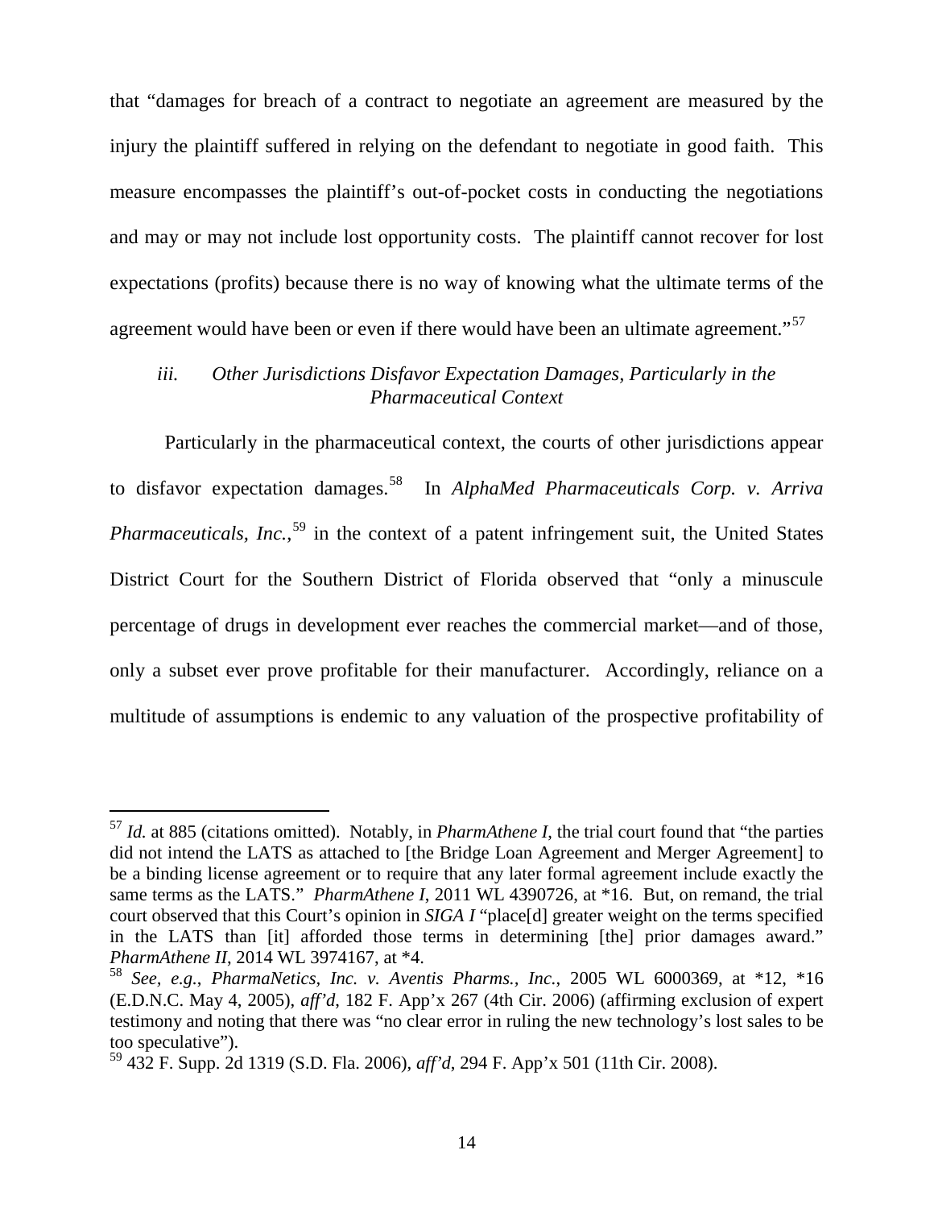that "damages for breach of a contract to negotiate an agreement are measured by the injury the plaintiff suffered in relying on the defendant to negotiate in good faith. This measure encompasses the plaintiff's out-of-pocket costs in conducting the negotiations and may or may not include lost opportunity costs. The plaintiff cannot recover for lost expectations (profits) because there is no way of knowing what the ultimate terms of the agreement would have been or even if there would have been an ultimate agreement."[57]

### *iii. Other Jurisdictions Disfavor Expectation Damages, Particularly in the Pharmaceutical Context*

Particularly in the pharmaceutical context, the courts of other jurisdictions appear to disfavor expectation damages.[58] In *AlphaMed Pharmaceuticals Corp. v. Arriva Pharmaceuticals, Inc.*,[59] in the context of a patent infringement suit, the United States District Court for the Southern District of Florida observed that "only a minuscule percentage of drugs in development ever reaches the commercial market—and of those, only a subset ever prove profitable for their manufacturer. Accordingly, reliance on a multitude of assumptions is endemic to any valuation of the prospective profitability of

---

[57] *Id.* at 885 (citations omitted). Notably, in *PharmAthene I*, the trial court found that "the parties did not intend the LATS as attached to [the Bridge Loan Agreement and Merger Agreement] to be a binding license agreement or to require that any later formal agreement include exactly the same terms as the LATS." *PharmAthene I*, 2011 WL 4390726, at *16. But, on remand, the trial court observed that this Court's opinion in *SIGA I* "place[d] greater weight on the terms specified in the LATS than [it] afforded those terms in determining [the] prior damages award." *PharmAthene II*, 2014 WL 3974167, at *4.

[58] *See, e.g.*, *PharmaNetics, Inc. v. Aventis Pharms., Inc.*, 2005 WL 6000369, at *12, *16 (E.D.N.C. May 4, 2005), *aff'd*, 182 F. App'x 267 (4th Cir. 2006) (affirming exclusion of expert testimony and noting that there was "no clear error in ruling the new technology's lost sales to be too speculative").

[59] 432 F. Supp. 2d 1319 (S.D. Fla. 2006), *aff'd*, 294 F. App'x 501 (11th Cir. 2008).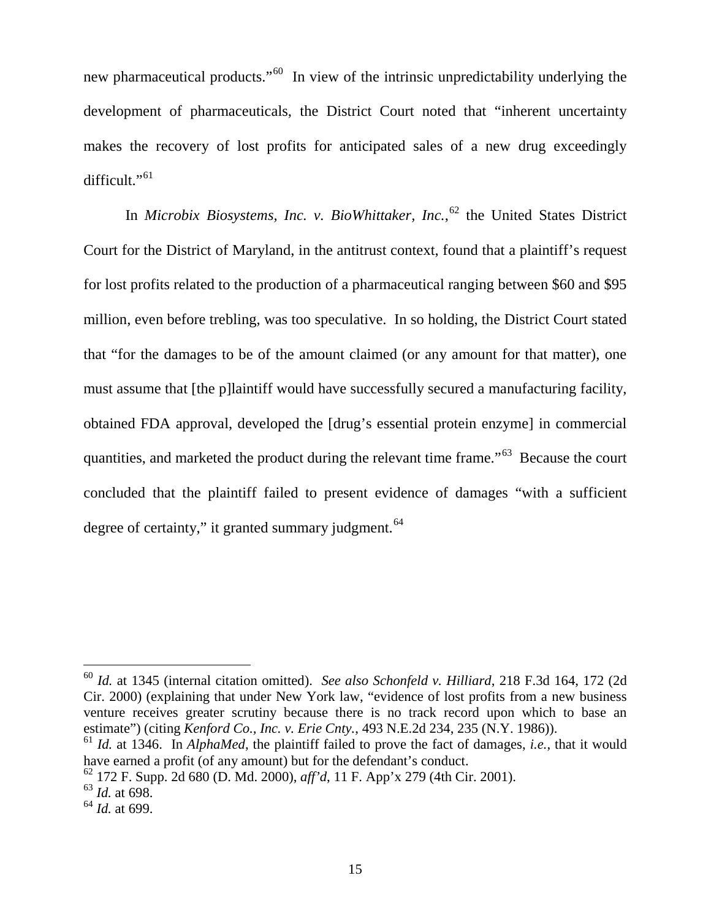new pharmaceutical products."[60] In view of the intrinsic unpredictability underlying the development of pharmaceuticals, the District Court noted that "inherent uncertainty makes the recovery of lost profits for anticipated sales of a new drug exceedingly difficult."[61]

In *Microbix Biosystems, Inc. v. BioWhittaker, Inc.*,[62] the United States District Court for the District of Maryland, in the antitrust context, found that a plaintiff's request for lost profits related to the production of a pharmaceutical ranging between $60 and $95 million, even before trebling, was too speculative. In so holding, the District Court stated that "for the damages to be of the amount claimed (or any amount for that matter), one must assume that [the p]laintiff would have successfully secured a manufacturing facility, obtained FDA approval, developed the [drug's essential protein enzyme] in commercial quantities, and marketed the product during the relevant time frame."[63] Because the court concluded that the plaintiff failed to present evidence of damages "with a sufficient degree of certainty," it granted summary judgment.[64]

---

[60] *Id.* at 1345 (internal citation omitted). *See also Schonfeld v. Hilliard*, 218 F.3d 164, 172 (2d Cir. 2000) (explaining that under New York law, "evidence of lost profits from a new business venture receives greater scrutiny because there is no track record upon which to base an estimate") (citing *Kenford Co., Inc. v. Erie Cnty.*, 493 N.E.2d 234, 235 (N.Y. 1986)).

[61] *Id.* at 1346. In *AlphaMed*, the plaintiff failed to prove the fact of damages, *i.e.*, that it would have earned a profit (of any amount) but for the defendant's conduct.

[62] 172 F. Supp. 2d 680 (D. Md. 2000), *aff'd*, 11 F. App'x 279 (4th Cir. 2001).

[63] *Id.* at 698.

[64] *Id.* at 699.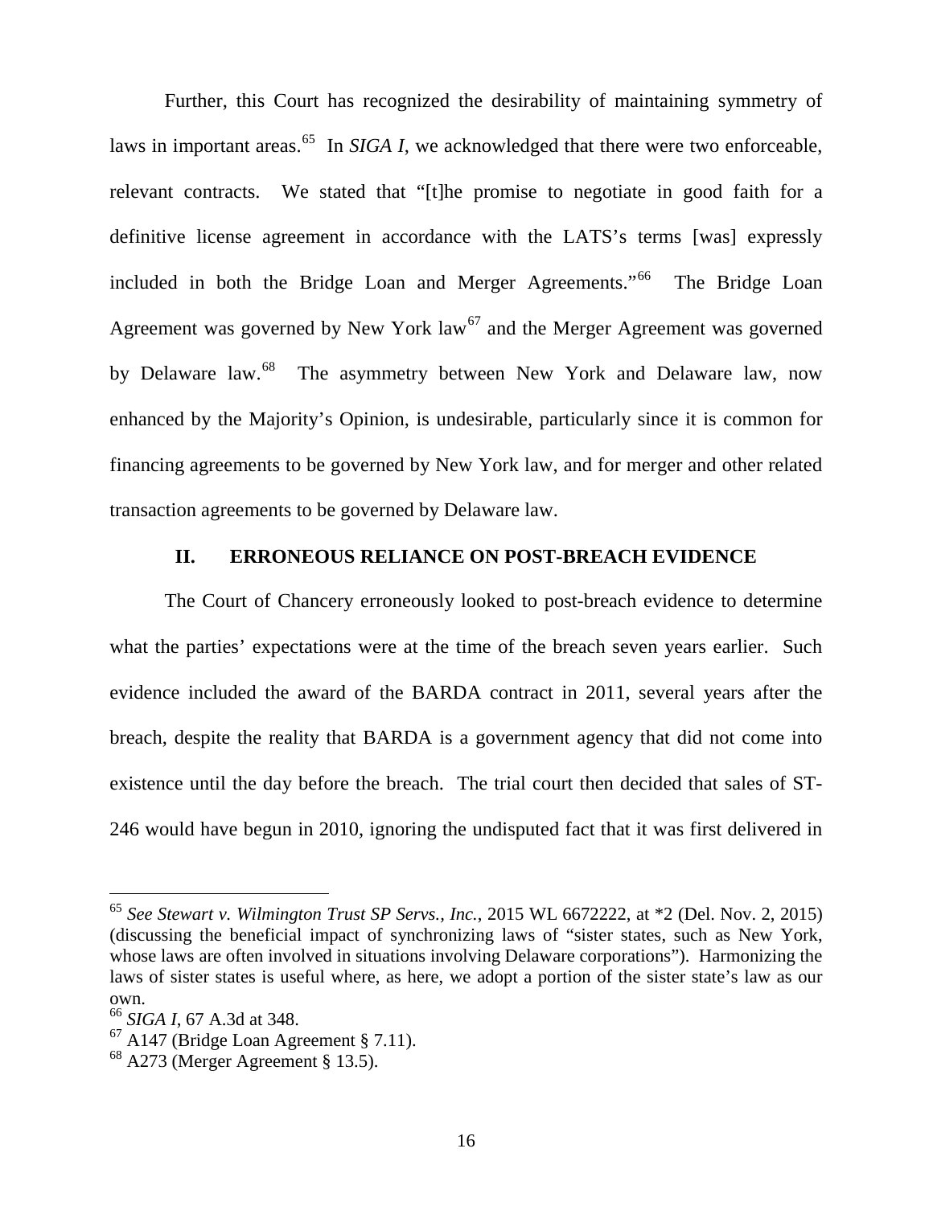Further, this Court has recognized the desirability of maintaining symmetry of laws in important areas.[65] In *SIGA I*, we acknowledged that there were two enforceable, relevant contracts. We stated that "[t]he promise to negotiate in good faith for a definitive license agreement in accordance with the LATS's terms [was] expressly included in both the Bridge Loan and Merger Agreements."[66] The Bridge Loan Agreement was governed by New York law[67] and the Merger Agreement was governed by Delaware law.[68] The asymmetry between New York and Delaware law, now enhanced by the Majority's Opinion, is undesirable, particularly since it is common for financing agreements to be governed by New York law, and for merger and other related transaction agreements to be governed by Delaware law.

## II. ERRONEOUS RELIANCE ON POST-BREACH EVIDENCE

The Court of Chancery erroneously looked to post-breach evidence to determine what the parties' expectations were at the time of the breach seven years earlier. Such evidence included the award of the BARDA contract in 2011, several years after the breach, despite the reality that BARDA is a government agency that did not come into existence until the day before the breach. The trial court then decided that sales of ST-246 would have begun in 2010, ignoring the undisputed fact that it was first delivered in

---

[65] *See Stewart v. Wilmington Trust SP Servs., Inc.*, 2015 WL 6672222, at *2 (Del. Nov. 2, 2015) (discussing the beneficial impact of synchronizing laws of "sister states, such as New York, whose laws are often involved in situations involving Delaware corporations"). Harmonizing the laws of sister states is useful where, as here, we adopt a portion of the sister state's law as our own.

[66] *SIGA I*, 67 A.3d at 348.

[67] A147 (Bridge Loan Agreement § 7.11).

[68] A273 (Merger Agreement § 13.5).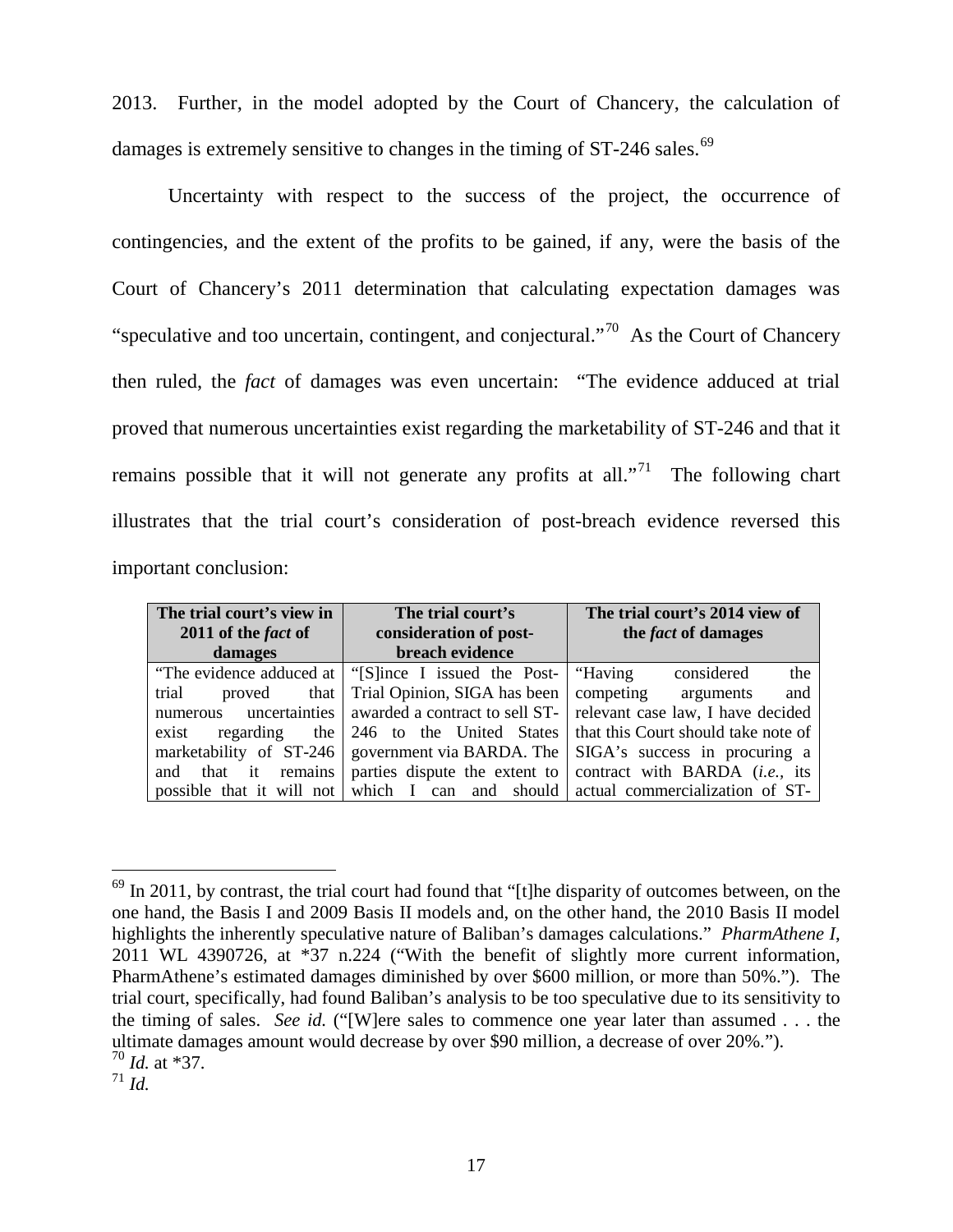2013. Further, in the model adopted by the Court of Chancery, the calculation of damages is extremely sensitive to changes in the timing of ST-246 sales.[69]

Uncertainty with respect to the success of the project, the occurrence of contingencies, and the extent of the profits to be gained, if any, were the basis of the Court of Chancery's 2011 determination that calculating expectation damages was "speculative and too uncertain, contingent, and conjectural."[70] As the Court of Chancery then ruled, the *fact* of damages was even uncertain: "The evidence adduced at trial proved that numerous uncertainties exist regarding the marketability of ST-246 and that it remains possible that it will not generate any profits at all."[71] The following chart illustrates that the trial court's consideration of post-breach evidence reversed this important conclusion:

| The trial court's view in 2011 of the *fact* of damages | The trial court's consideration of post-breach evidence | The trial court's 2014 view of the *fact* of damages |
|---|---|---|
| "The evidence adduced at trial proved that numerous uncertainties exist regarding the marketability of ST-246 and that it remains possible that it will not | "[S]ince I issued the Post-Trial Opinion, SIGA has been awarded a contract to sell ST-246 to the United States government via BARDA. The parties dispute the extent to which I can and should | "Having considered the competing arguments and relevant case law, I have decided that this Court should take note of SIGA's success in procuring a contract with BARDA (*i.e.*, its actual commercialization of ST- |

[69] In 2011, by contrast, the trial court had found that "[t]he disparity of outcomes between, on the one hand, the Basis I and 2009 Basis II models and, on the other hand, the 2010 Basis II model highlights the inherently speculative nature of Baliban's damages calculations." *PharmAthene I*, 2011 WL 4390726, at *37 n.224 ("With the benefit of slightly more current information, PharmAthene's estimated damages diminished by over $600 million, or more than 50%."). The trial court, specifically, had found Baliban's analysis to be too speculative due to its sensitivity to the timing of sales. *See id.* ("[W]ere sales to commence one year later than assumed . . . the ultimate damages amount would decrease by over $90 million, a decrease of over 20%.").

[70] *Id.* at *37.

[71] *Id.*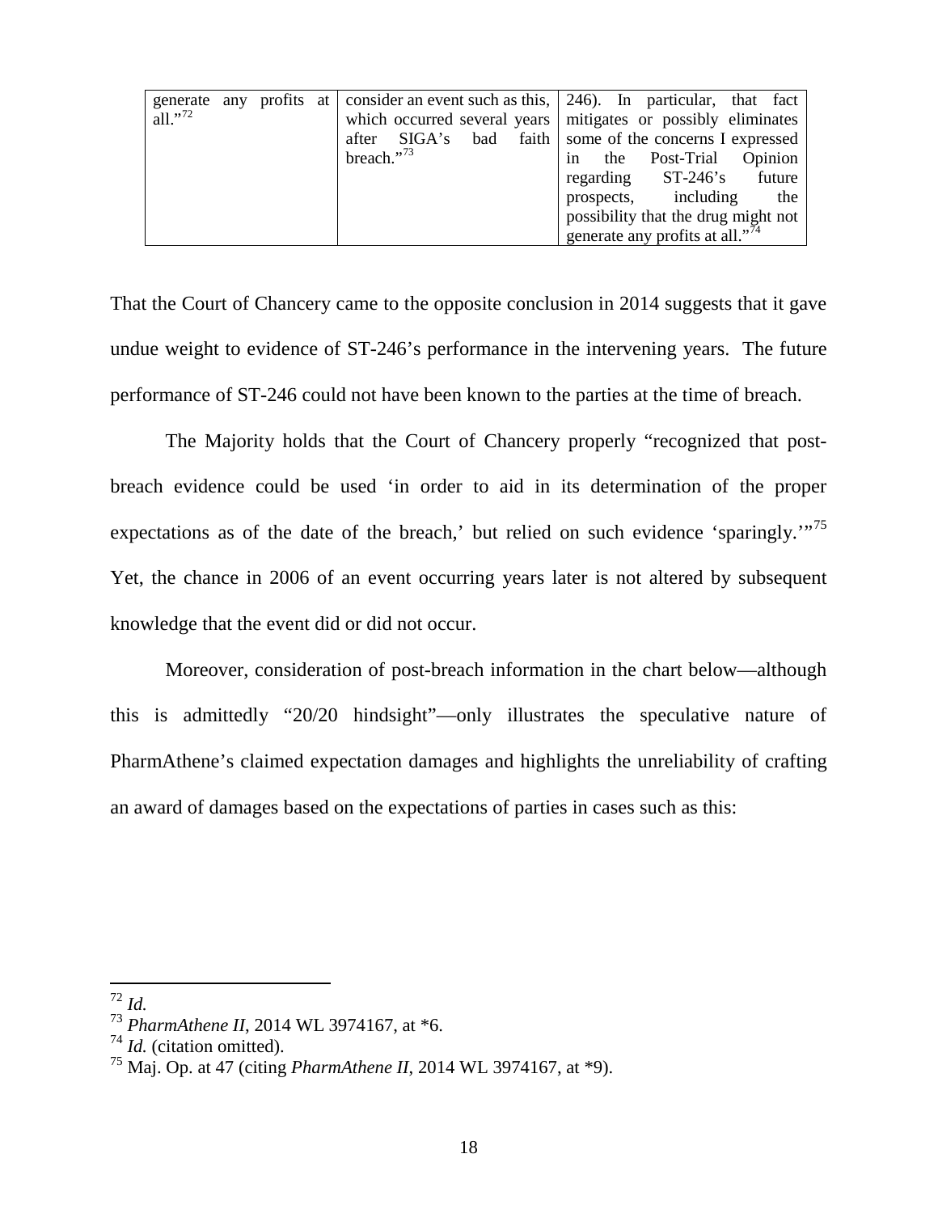| generate any profits at all."[72] | consider an event such as this, which occurred several years after SIGA's bad faith breach."[73] | 246). In particular, that fact mitigates or possibly eliminates some of the concerns I expressed in the Post-Trial Opinion regarding ST-246's future prospects, including the possibility that the drug might not generate any profits at all."[74] |
|---|---|---|

That the Court of Chancery came to the opposite conclusion in 2014 suggests that it gave undue weight to evidence of ST-246's performance in the intervening years. The future performance of ST-246 could not have been known to the parties at the time of breach.

The Majority holds that the Court of Chancery properly "recognized that post-breach evidence could be used 'in order to aid in its determination of the proper expectations as of the date of the breach,' but relied on such evidence 'sparingly.'"[75] Yet, the chance in 2006 of an event occurring years later is not altered by subsequent knowledge that the event did or did not occur.

Moreover, consideration of post-breach information in the chart below—although this is admittedly "20/20 hindsight"—only illustrates the speculative nature of PharmAthene's claimed expectation damages and highlights the unreliability of crafting an award of damages based on the expectations of parties in cases such as this:

---

[72] *Id.*

[73] *PharmAthene II*, 2014 WL 3974167, at *6.

[74] *Id.* (citation omitted).

[75] Maj. Op. at 47 (citing *PharmAthene II*, 2014 WL 3974167, at *9).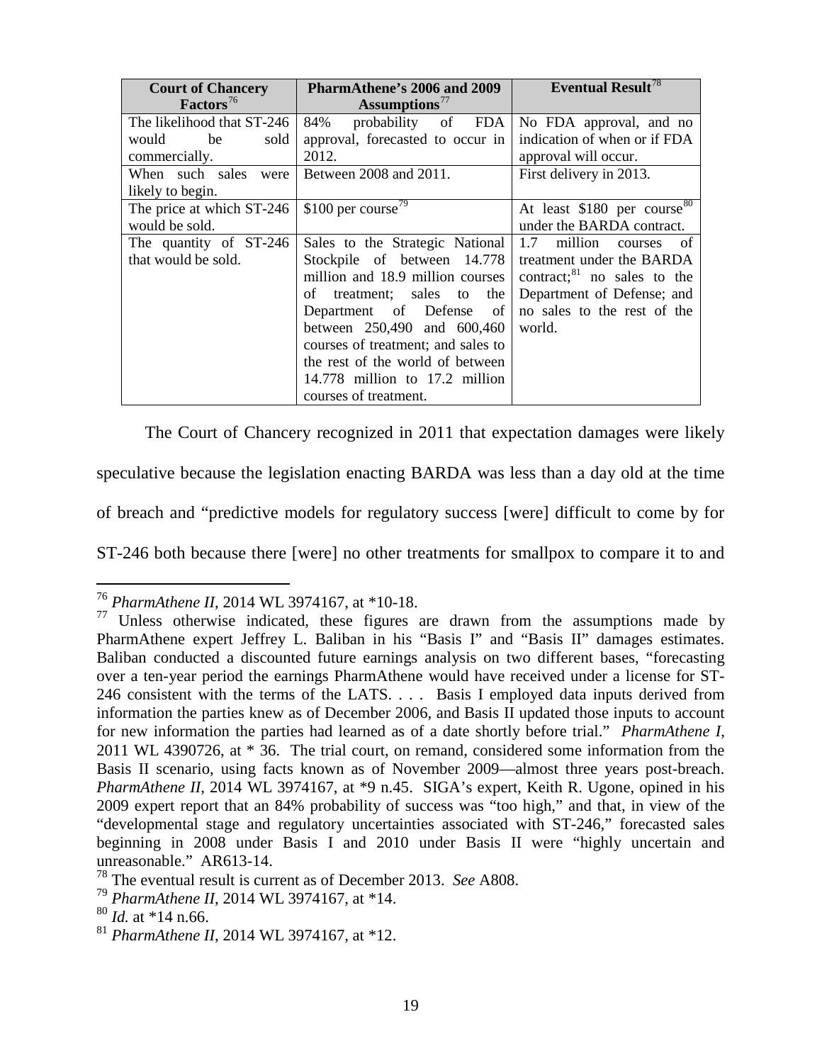| Court of Chancery Factors[76] | PharmAthene's 2006 and 2009 Assumptions[77] | Eventual Result[78] |
|---|---|---|
| The likelihood that ST-246 would be sold commercially. | 84% probability of FDA approval, forecasted to occur in 2012. | No FDA approval, and no indication of when or if FDA approval will occur. |
| When such sales were likely to begin. | Between 2008 and 2011. | First delivery in 2013. |
| The price at which ST-246 would be sold. | $100 per course[79] | At least $180 per course[80] under the BARDA contract. |
| The quantity of ST-246 that would be sold. | Sales to the Strategic National Stockpile of between 14.778 million and 18.9 million courses of treatment; sales to the Department of Defense of between 250,490 and 600,460 courses of treatment; and sales to the rest of the world of between 14.778 million to 17.2 million courses of treatment. | 1.7 million courses of treatment under the BARDA contract;[81] no sales to the Department of Defense; and no sales to the rest of the world. |

The Court of Chancery recognized in 2011 that expectation damages were likely speculative because the legislation enacting BARDA was less than a day old at the time of breach and "predictive models for regulatory success [were] difficult to come by for ST-246 both because there [were] no other treatments for smallpox to compare it to and

---

[76] *PharmAthene II*, 2014 WL 3974167, at *10-18.

[77] Unless otherwise indicated, these figures are drawn from the assumptions made by PharmAthene expert Jeffrey L. Baliban in his "Basis I" and "Basis II" damages estimates. Baliban conducted a discounted future earnings analysis on two different bases, "forecasting over a ten-year period the earnings PharmAthene would have received under a license for ST-246 consistent with the terms of the LATS. . . . Basis I employed data inputs derived from information the parties knew as of December 2006, and Basis II updated those inputs to account for new information the parties had learned as of a date shortly before trial." *PharmAthene I*, 2011 WL 4390726, at * 36. The trial court, on remand, considered some information from the Basis II scenario, using facts known as of November 2009—almost three years post-breach. *PharmAthene II*, 2014 WL 3974167, at *9 n.45. SIGA's expert, Keith R. Ugone, opined in his 2009 expert report that an 84% probability of success was "too high," and that, in view of the "developmental stage and regulatory uncertainties associated with ST-246," forecasted sales beginning in 2008 under Basis I and 2010 under Basis II were "highly uncertain and unreasonable." AR613-14.

[78] The eventual result is current as of December 2013. *See* A808.

[79] *PharmAthene II*, 2014 WL 3974167, at *14.

[80] *Id.* at *14 n.66.

[81] *PharmAthene II*, 2014 WL 3974167, at *12.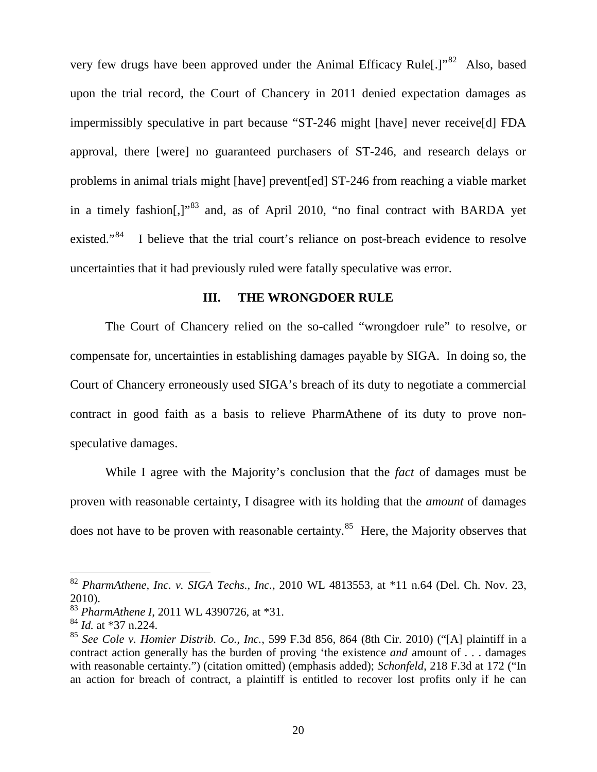very few drugs have been approved under the Animal Efficacy Rule[.]"[82] Also, based upon the trial record, the Court of Chancery in 2011 denied expectation damages as impermissibly speculative in part because "ST-246 might [have] never receive[d] FDA approval, there [were] no guaranteed purchasers of ST-246, and research delays or problems in animal trials might [have] prevent[ed] ST-246 from reaching a viable market in a timely fashion[,]"[83] and, as of April 2010, "no final contract with BARDA yet existed."[84] I believe that the trial court's reliance on post-breach evidence to resolve uncertainties that it had previously ruled were fatally speculative was error.

## III. THE WRONGDOER RULE

The Court of Chancery relied on the so-called "wrongdoer rule" to resolve, or compensate for, uncertainties in establishing damages payable by SIGA. In doing so, the Court of Chancery erroneously used SIGA's breach of its duty to negotiate a commercial contract in good faith as a basis to relieve PharmAthene of its duty to prove non-speculative damages.

While I agree with the Majority's conclusion that the *fact* of damages must be proven with reasonable certainty, I disagree with its holding that the *amount* of damages does not have to be proven with reasonable certainty.[85] Here, the Majority observes that

---

[82] *PharmAthene, Inc. v. SIGA Techs., Inc.*, 2010 WL 4813553, at *11 n.64 (Del. Ch. Nov. 23, 2010).

[83] *PharmAthene I*, 2011 WL 4390726, at *31.

[84] *Id.* at *37 n.224.

[85] *See Cole v. Homier Distrib. Co., Inc.*, 599 F.3d 856, 864 (8th Cir. 2010) ("[A] plaintiff in a contract action generally has the burden of proving 'the existence *and* amount of . . . damages with reasonable certainty.") (citation omitted) (emphasis added); *Schonfeld*, 218 F.3d at 172 ("In an action for breach of contract, a plaintiff is entitled to recover lost profits only if he can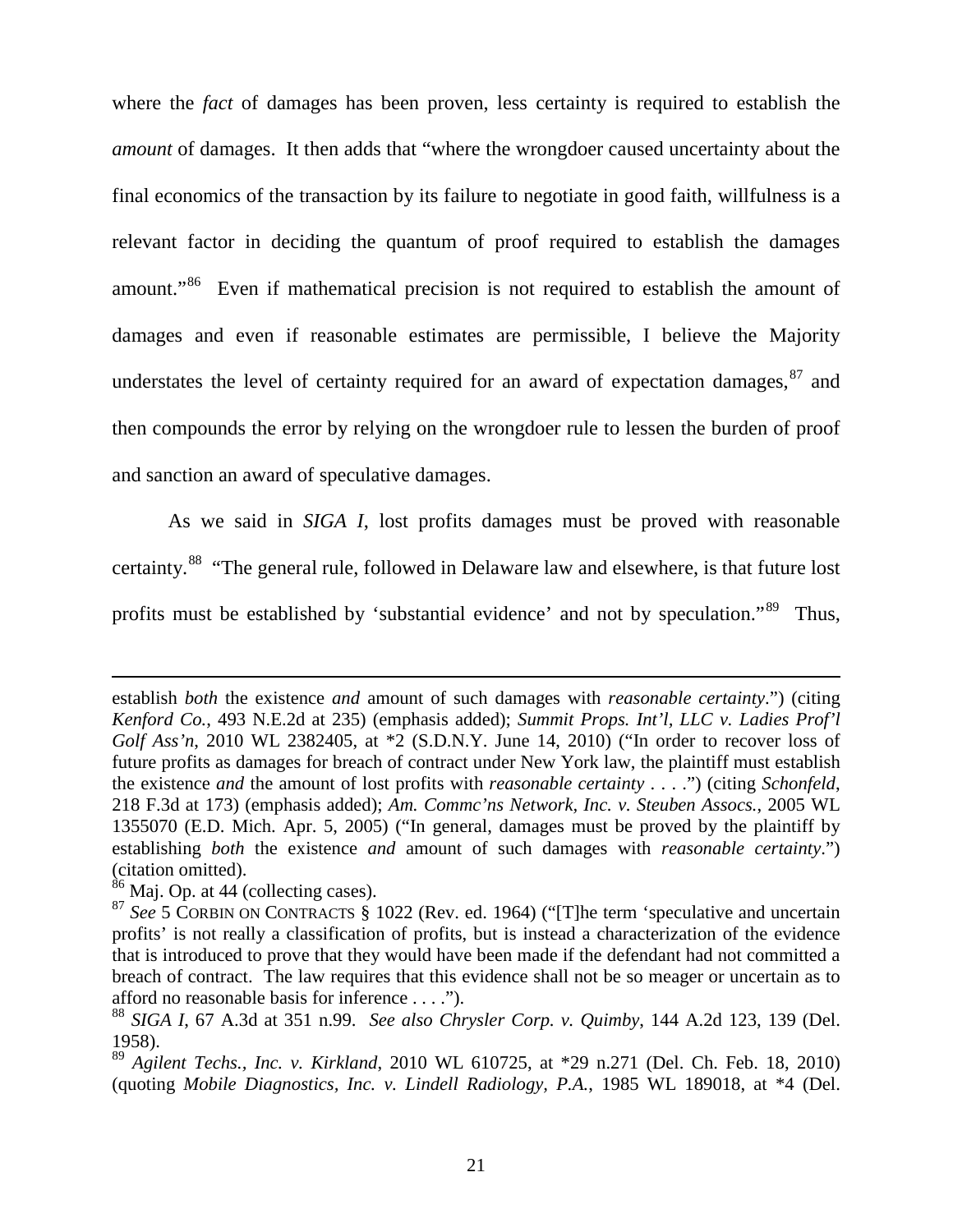where the *fact* of damages has been proven, less certainty is required to establish the *amount* of damages. It then adds that "where the wrongdoer caused uncertainty about the final economics of the transaction by its failure to negotiate in good faith, willfulness is a relevant factor in deciding the quantum of proof required to establish the damages amount."[86] Even if mathematical precision is not required to establish the amount of damages and even if reasonable estimates are permissible, I believe the Majority understates the level of certainty required for an award of expectation damages,[87] and then compounds the error by relying on the wrongdoer rule to lessen the burden of proof and sanction an award of speculative damages.

As we said in *SIGA I*, lost profits damages must be proved with reasonable certainty.[88] "The general rule, followed in Delaware law and elsewhere, is that future lost profits must be established by 'substantial evidence' and not by speculation."[89] Thus,

---

establish *both* the existence *and* amount of such damages with *reasonable certainty*.") (citing *Kenford Co.*, 493 N.E.2d at 235) (emphasis added); *Summit Props. Int'l, LLC v. Ladies Prof'l Golf Ass'n*, 2010 WL 2382405, at *2 (S.D.N.Y. June 14, 2010) ("In order to recover loss of future profits as damages for breach of contract under New York law, the plaintiff must establish the existence *and* the amount of lost profits with *reasonable certainty* . . . .") (citing *Schonfeld*, 218 F.3d at 173) (emphasis added); *Am. Commc'ns Network, Inc. v. Steuben Assocs.*, 2005 WL 1355070 (E.D. Mich. Apr. 5, 2005) ("In general, damages must be proved by the plaintiff by establishing *both* the existence *and* amount of such damages with *reasonable certainty*.") (citation omitted).

[86] Maj. Op. at 44 (collecting cases).

[87] *See* 5 CORBIN ON CONTRACTS § 1022 (Rev. ed. 1964) ("[T]he term 'speculative and uncertain profits' is not really a classification of profits, but is instead a characterization of the evidence that is introduced to prove that they would have been made if the defendant had not committed a breach of contract. The law requires that this evidence shall not be so meager or uncertain as to afford no reasonable basis for inference . . . .").

[88] *SIGA I*, 67 A.3d at 351 n.99. *See also Chrysler Corp. v. Quimby*, 144 A.2d 123, 139 (Del. 1958).

[89] *Agilent Techs., Inc. v. Kirkland*, 2010 WL 610725, at *29 n.271 (Del. Ch. Feb. 18, 2010) (quoting *Mobile Diagnostics, Inc. v. Lindell Radiology, P.A.*, 1985 WL 189018, at *4 (Del.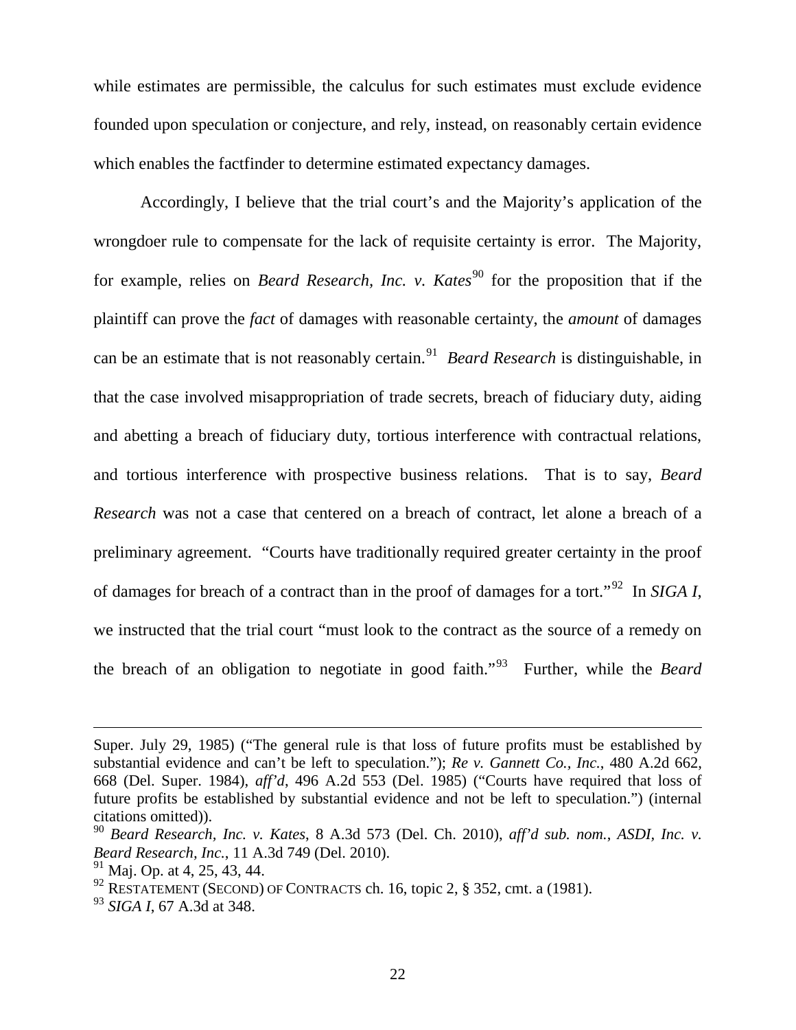while estimates are permissible, the calculus for such estimates must exclude evidence founded upon speculation or conjecture, and rely, instead, on reasonably certain evidence which enables the factfinder to determine estimated expectancy damages.

Accordingly, I believe that the trial court's and the Majority's application of the wrongdoer rule to compensate for the lack of requisite certainty is error. The Majority, for example, relies on *Beard Research, Inc. v. Kates*[90] for the proposition that if the plaintiff can prove the *fact* of damages with reasonable certainty, the *amount* of damages can be an estimate that is not reasonably certain.[91] *Beard Research* is distinguishable, in that the case involved misappropriation of trade secrets, breach of fiduciary duty, aiding and abetting a breach of fiduciary duty, tortious interference with contractual relations, and tortious interference with prospective business relations. That is to say, *Beard Research* was not a case that centered on a breach of contract, let alone a breach of a preliminary agreement. "Courts have traditionally required greater certainty in the proof of damages for breach of a contract than in the proof of damages for a tort."[92] In *SIGA I*, we instructed that the trial court "must look to the contract as the source of a remedy on the breach of an obligation to negotiate in good faith."[93] Further, while the *Beard*

---

Super. July 29, 1985) ("The general rule is that loss of future profits must be established by substantial evidence and can't be left to speculation."); *Re v. Gannett Co., Inc.*, 480 A.2d 662, 668 (Del. Super. 1984), *aff'd*, 496 A.2d 553 (Del. 1985) ("Courts have required that loss of future profits be established by substantial evidence and not be left to speculation.") (internal citations omitted)).

[90] *Beard Research, Inc. v. Kates*, 8 A.3d 573 (Del. Ch. 2010), *aff'd sub. nom.*, *ASDI, Inc. v. Beard Research, Inc.*, 11 A.3d 749 (Del. 2010).

[91] Maj. Op. at 4, 25, 43, 44.

[92] RESTATEMENT (SECOND) OF CONTRACTS ch. 16, topic 2, § 352, cmt. a (1981).

[93] *SIGA I*, 67 A.3d at 348.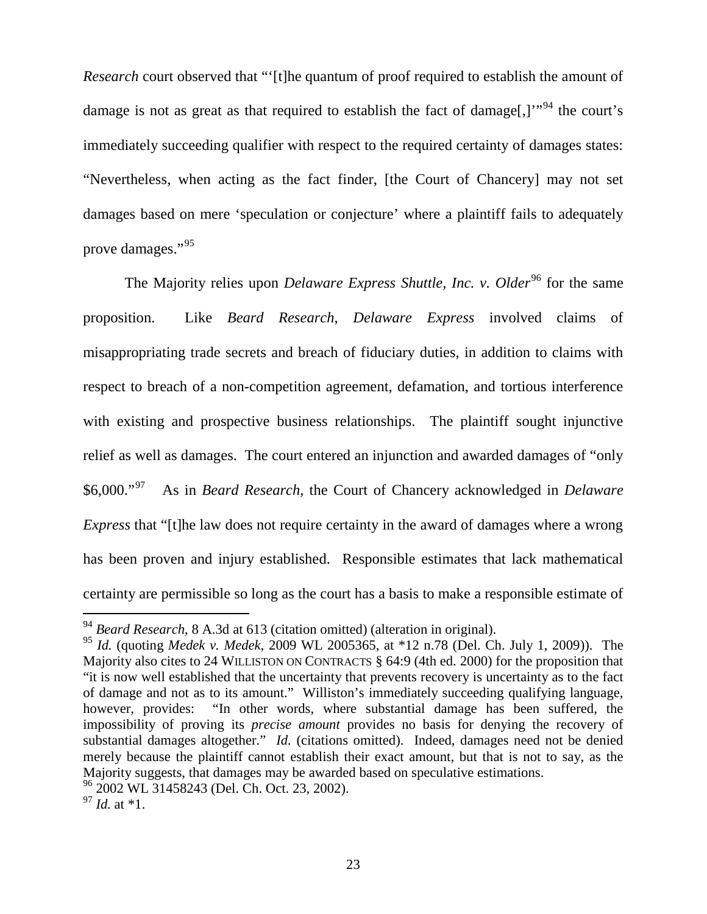*Research* court observed that "'[t]he quantum of proof required to establish the amount of damage is not as great as that required to establish the fact of damage[,]'"[94] the court's immediately succeeding qualifier with respect to the required certainty of damages states: "Nevertheless, when acting as the fact finder, [the Court of Chancery] may not set damages based on mere 'speculation or conjecture' where a plaintiff fails to adequately prove damages."[95]

The Majority relies upon *Delaware Express Shuttle, Inc. v. Older*[96] for the same proposition. Like *Beard Research*, *Delaware Express* involved claims of misappropriating trade secrets and breach of fiduciary duties, in addition to claims with respect to breach of a non-competition agreement, defamation, and tortious interference with existing and prospective business relationships. The plaintiff sought injunctive relief as well as damages. The court entered an injunction and awarded damages of "only $6,000."[97] As in *Beard Research*, the Court of Chancery acknowledged in *Delaware Express* that "[t]he law does not require certainty in the award of damages where a wrong has been proven and injury established. Responsible estimates that lack mathematical certainty are permissible so long as the court has a basis to make a responsible estimate of

---

[94] *Beard Research*, 8 A.3d at 613 (citation omitted) (alteration in original).

[95] *Id.* (quoting *Medek v. Medek*, 2009 WL 2005365, at *12 n.78 (Del. Ch. July 1, 2009)). The Majority also cites to 24 WILLISTON ON CONTRACTS § 64:9 (4th ed. 2000) for the proposition that "it is now well established that the uncertainty that prevents recovery is uncertainty as to the fact of damage and not as to its amount." Williston's immediately succeeding qualifying language, however, provides: "In other words, where substantial damage has been suffered, the impossibility of proving its *precise amount* provides no basis for denying the recovery of substantial damages altogether." *Id.* (citations omitted). Indeed, damages need not be denied merely because the plaintiff cannot establish their exact amount, but that is not to say, as the Majority suggests, that damages may be awarded based on speculative estimations.

[96] 2002 WL 31458243 (Del. Ch. Oct. 23, 2002).

[97] *Id.* at *1.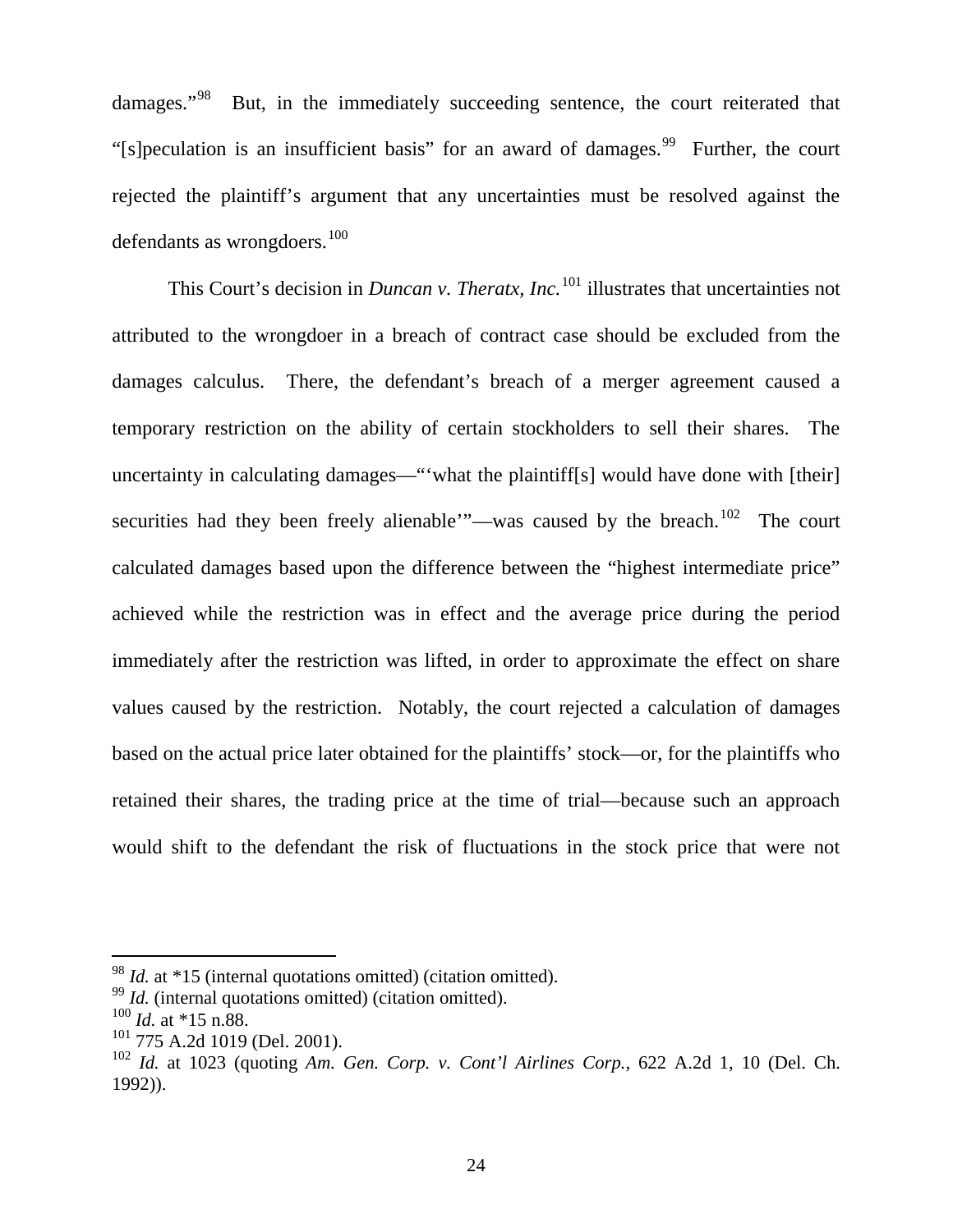damages."[98] But, in the immediately succeeding sentence, the court reiterated that "[s]peculation is an insufficient basis" for an award of damages.[99] Further, the court rejected the plaintiff's argument that any uncertainties must be resolved against the defendants as wrongdoers.[100]

This Court's decision in *Duncan v. Theratx, Inc.*[101] illustrates that uncertainties not attributed to the wrongdoer in a breach of contract case should be excluded from the damages calculus. There, the defendant's breach of a merger agreement caused a temporary restriction on the ability of certain stockholders to sell their shares. The uncertainty in calculating damages—"'what the plaintiff[s] would have done with [their] securities had they been freely alienable'"—was caused by the breach.[102] The court calculated damages based upon the difference between the "highest intermediate price" achieved while the restriction was in effect and the average price during the period immediately after the restriction was lifted, in order to approximate the effect on share values caused by the restriction. Notably, the court rejected a calculation of damages based on the actual price later obtained for the plaintiffs' stock—or, for the plaintiffs who retained their shares, the trading price at the time of trial—because such an approach would shift to the defendant the risk of fluctuations in the stock price that were not

---

[98] *Id.* at *15 (internal quotations omitted) (citation omitted).

[99] *Id.* (internal quotations omitted) (citation omitted).

[100] *Id.* at *15 n.88.

[101] 775 A.2d 1019 (Del. 2001).

[102] *Id.* at 1023 (quoting *Am. Gen. Corp. v. Cont'l Airlines Corp.*, 622 A.2d 1, 10 (Del. Ch. 1992)).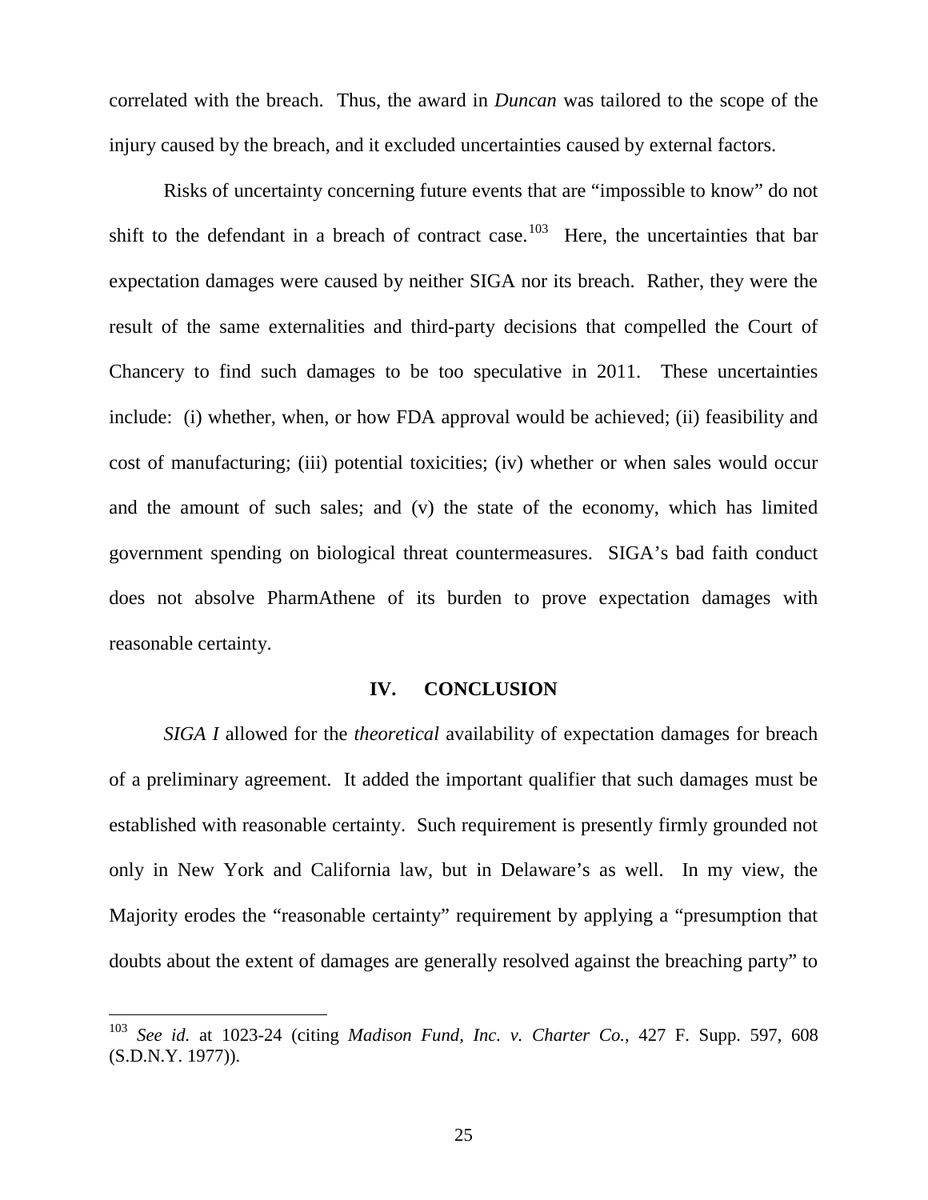correlated with the breach. Thus, the award in *Duncan* was tailored to the scope of the injury caused by the breach, and it excluded uncertainties caused by external factors.

Risks of uncertainty concerning future events that are "impossible to know" do not shift to the defendant in a breach of contract case.[103] Here, the uncertainties that bar expectation damages were caused by neither SIGA nor its breach. Rather, they were the result of the same externalities and third-party decisions that compelled the Court of Chancery to find such damages to be too speculative in 2011. These uncertainties include: (i) whether, when, or how FDA approval would be achieved; (ii) feasibility and cost of manufacturing; (iii) potential toxicities; (iv) whether or when sales would occur and the amount of such sales; and (v) the state of the economy, which has limited government spending on biological threat countermeasures. SIGA's bad faith conduct does not absolve PharmAthene of its burden to prove expectation damages with reasonable certainty.

## IV. CONCLUSION

*SIGA I* allowed for the *theoretical* availability of expectation damages for breach of a preliminary agreement. It added the important qualifier that such damages must be established with reasonable certainty. Such requirement is presently firmly grounded not only in New York and California law, but in Delaware's as well. In my view, the Majority erodes the "reasonable certainty" requirement by applying a "presumption that doubts about the extent of damages are generally resolved against the breaching party" to

---

[103] *See id.* at 1023-24 (citing *Madison Fund, Inc. v. Charter Co.*, 427 F. Supp. 597, 608 (S.D.N.Y. 1977)).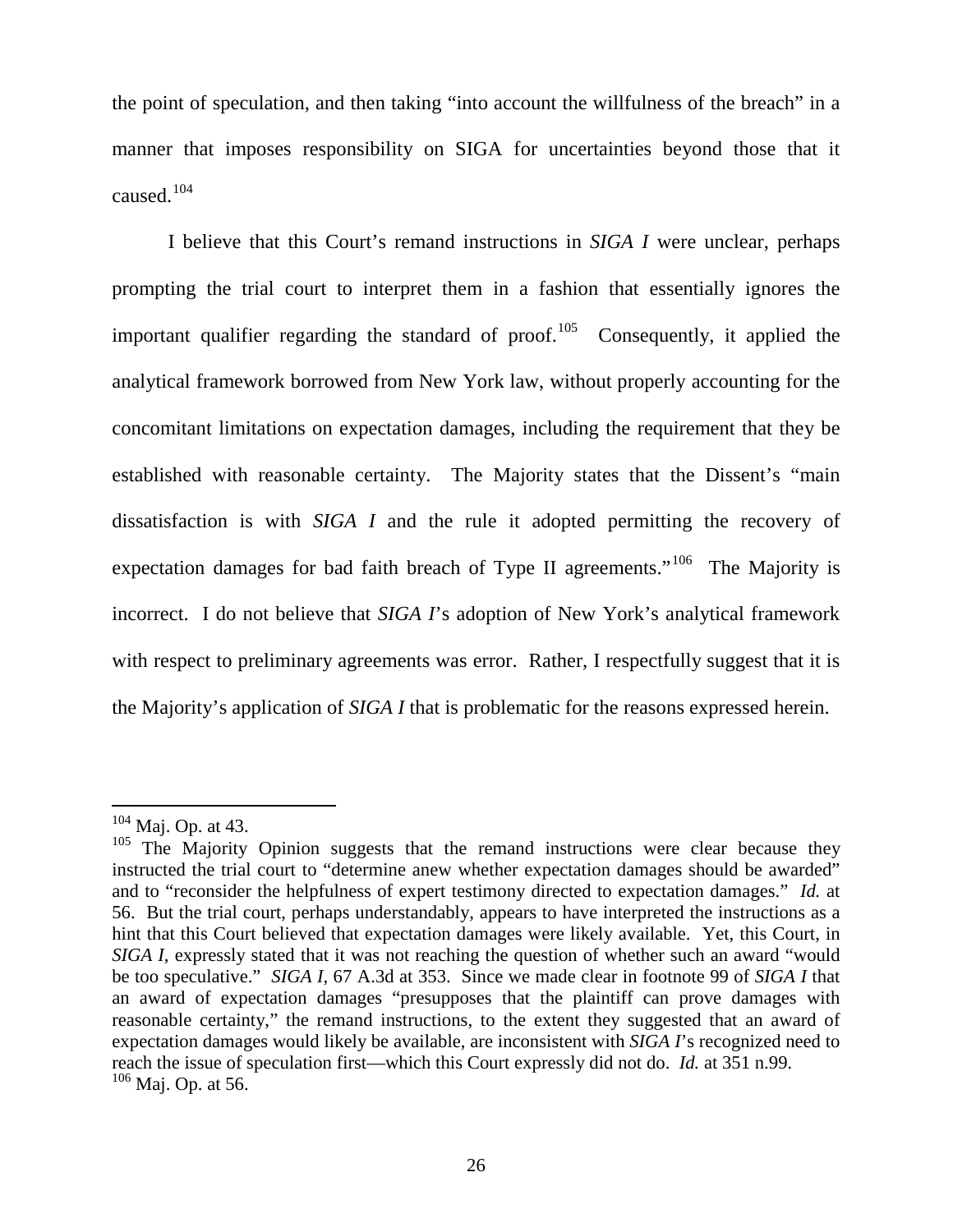the point of speculation, and then taking "into account the willfulness of the breach" in a manner that imposes responsibility on SIGA for uncertainties beyond those that it caused.[104]

I believe that this Court's remand instructions in *SIGA I* were unclear, perhaps prompting the trial court to interpret them in a fashion that essentially ignores the important qualifier regarding the standard of proof.[105] Consequently, it applied the analytical framework borrowed from New York law, without properly accounting for the concomitant limitations on expectation damages, including the requirement that they be established with reasonable certainty. The Majority states that the Dissent's "main dissatisfaction is with *SIGA I* and the rule it adopted permitting the recovery of expectation damages for bad faith breach of Type II agreements."[106] The Majority is incorrect. I do not believe that *SIGA I*'s adoption of New York's analytical framework with respect to preliminary agreements was error. Rather, I respectfully suggest that it is the Majority's application of *SIGA I* that is problematic for the reasons expressed herein.

---

[104] Maj. Op. at 43.

[105] The Majority Opinion suggests that the remand instructions were clear because they instructed the trial court to "determine anew whether expectation damages should be awarded" and to "reconsider the helpfulness of expert testimony directed to expectation damages." *Id.* at 56. But the trial court, perhaps understandably, appears to have interpreted the instructions as a hint that this Court believed that expectation damages were likely available. Yet, this Court, in *SIGA I*, expressly stated that it was not reaching the question of whether such an award "would be too speculative." *SIGA I*, 67 A.3d at 353. Since we made clear in footnote 99 of *SIGA I* that an award of expectation damages "presupposes that the plaintiff can prove damages with reasonable certainty," the remand instructions, to the extent they suggested that an award of expectation damages would likely be available, are inconsistent with *SIGA I*'s recognized need to reach the issue of speculation first—which this Court expressly did not do. *Id.* at 351 n.99.

[106] Maj. Op. at 56.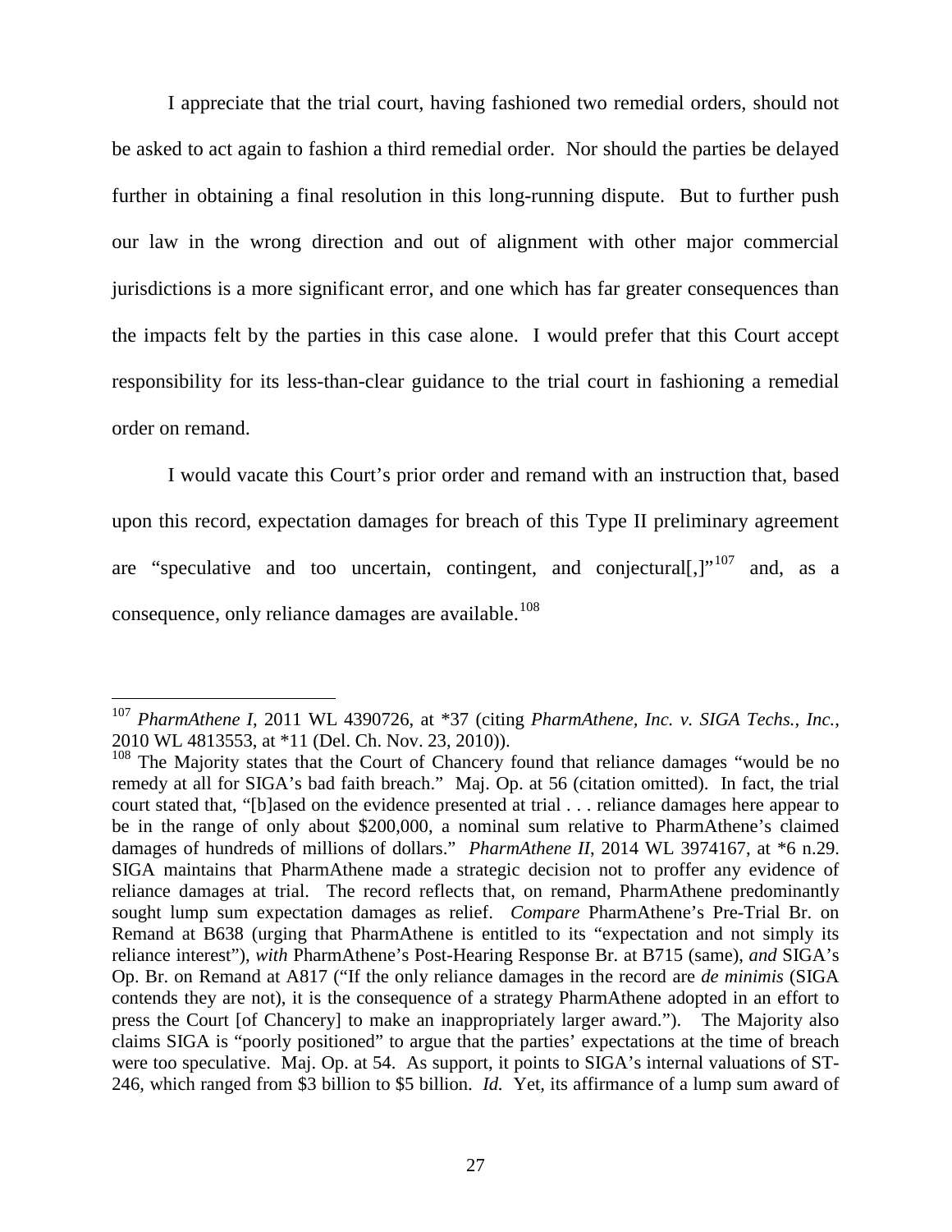I appreciate that the trial court, having fashioned two remedial orders, should not be asked to act again to fashion a third remedial order. Nor should the parties be delayed further in obtaining a final resolution in this long-running dispute. But to further push our law in the wrong direction and out of alignment with other major commercial jurisdictions is a more significant error, and one which has far greater consequences than the impacts felt by the parties in this case alone. I would prefer that this Court accept responsibility for its less-than-clear guidance to the trial court in fashioning a remedial order on remand.

I would vacate this Court's prior order and remand with an instruction that, based upon this record, expectation damages for breach of this Type II preliminary agreement are "speculative and too uncertain, contingent, and conjectural[,]"[107] and, as a consequence, only reliance damages are available.[108]

---

[107] *PharmAthene I*, 2011 WL 4390726, at *37 (citing *PharmAthene, Inc. v. SIGA Techs., Inc.*, 2010 WL 4813553, at *11 (Del. Ch. Nov. 23, 2010)).

[108] The Majority states that the Court of Chancery found that reliance damages "would be no remedy at all for SIGA's bad faith breach." Maj. Op. at 56 (citation omitted). In fact, the trial court stated that, "[b]ased on the evidence presented at trial . . . reliance damages here appear to be in the range of only about $200,000, a nominal sum relative to PharmAthene's claimed damages of hundreds of millions of dollars." *PharmAthene II*, 2014 WL 3974167, at *6 n.29. SIGA maintains that PharmAthene made a strategic decision not to proffer any evidence of reliance damages at trial. The record reflects that, on remand, PharmAthene predominantly sought lump sum expectation damages as relief. *Compare* PharmAthene's Pre-Trial Br. on Remand at B638 (urging that PharmAthene is entitled to its "expectation and not simply its reliance interest"), *with* PharmAthene's Post-Hearing Response Br. at B715 (same), *and* SIGA's Op. Br. on Remand at A817 ("If the only reliance damages in the record are *de minimis* (SIGA contends they are not), it is the consequence of a strategy PharmAthene adopted in an effort to press the Court [of Chancery] to make an inappropriately larger award."). The Majority also claims SIGA is "poorly positioned" to argue that the parties' expectations at the time of breach were too speculative. Maj. Op. at 54. As support, it points to SIGA's internal valuations of ST-246, which ranged from $3 billion to $5 billion. *Id.* Yet, its affirmance of a lump sum award of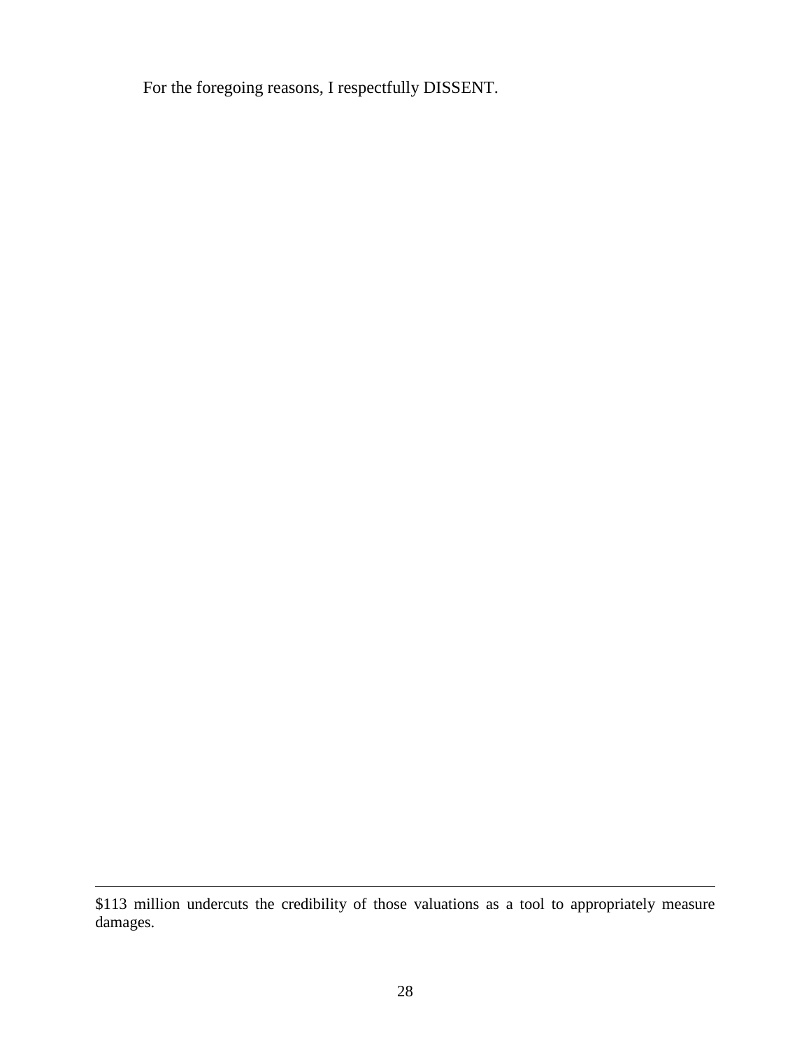For the foregoing reasons, I respectfully DISSENT.

---

$113 million undercuts the credibility of those valuations as a tool to appropriately measure damages.